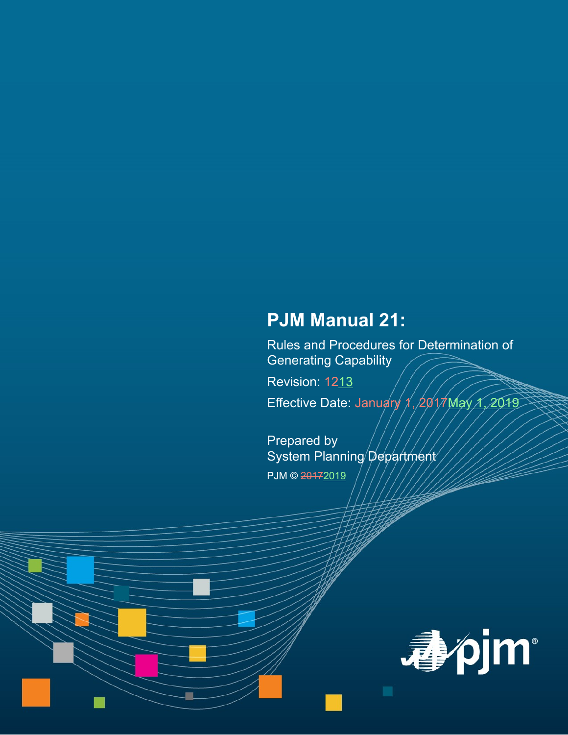# PJM Manual 21:

Rules and Procedures for Determination of Generating Capability

Revision: ~~12~~13

Effective Date: ~~January 1, 2017~~May 1, 2019

Prepared by
System Planning Department

PJM © ~~2017~~2019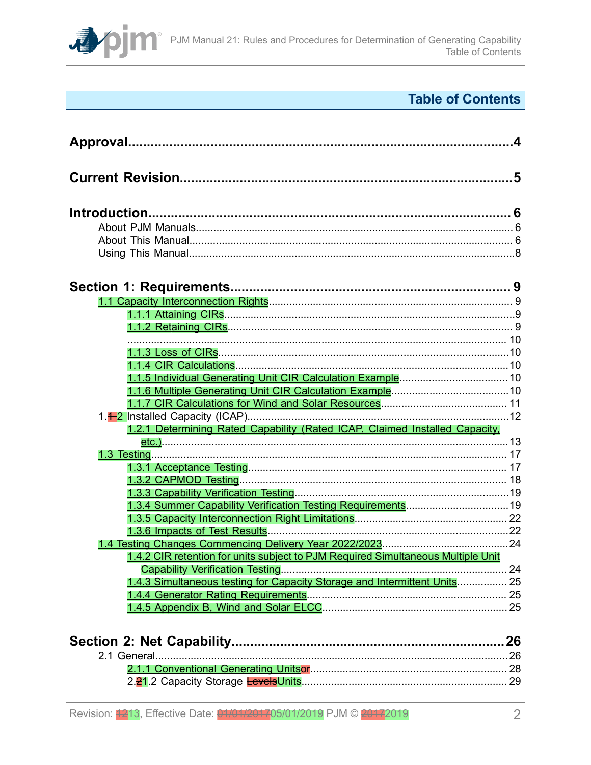## Table of Contents

**Approval.....................................................................................................4**

**Current Revision.........................................................................................5**

**Introduction.................................................................................................6**

About PJM Manuals............................................................................................6

About This Manual..............................................................................................6

Using This Manual...............................................................................................8

**Section 1: Requirements...........................................................................9**

1.1 Capacity Interconnection Rights...................................................................9

1.1.1 Attaining CIRs...........................................................................................9

1.1.2 Retaining CIRs..........................................................................................9

.................................................................................................................10

1.1.3 Loss of CIRs.............................................................................................10

1.1.4 CIR Calculations.......................................................................................10

1.1.5 Individual Generating Unit CIR Calculation Example.................................10

1.1.6 Multiple Generating Unit CIR Calculation Example....................................10

1.1.7 CIR Calculations for Wind and Solar Resources........................................11

1.12 Installed Capacity (ICAP)...........................................................................12

1.2.1 Determining Rated Capability (Rated ICAP, Claimed Installed Capacity, etc.)...13

1.3 Testing.........................................................................................................17

1.3.1 Acceptance Testing....................................................................................17

1.3.2 CAPMOD Testing.......................................................................................18

1.3.3 Capability Verification Testing....................................................................19

1.3.4 Summer Capability Verification Testing Requirements................................19

1.3.5 Capacity Interconnection Right Limitations..................................................22

1.3.6 Impacts of Test Results..............................................................................22

1.4 Testing Changes Commencing Delivery Year 2022/2023..................................24

1.4.2 CIR retention for units subject to PJM Required Simultaneous Multiple Unit Capability Verification Testing.....24

1.4.3 Simultaneous testing for Capacity Storage and Intermittent Units.................25

1.4.4 Generator Rating Requirements..................................................................25

1.4.5 Appendix B, Wind and Solar ELCC.............................................................25

**Section 2: Net Capability..........................................................................26**

2.1 General.......................................................................................................26

2.1.1 Conventional Generating Unitsor.................................................................28

2.21.2 Capacity Storage LevelsUnits.....................................................................29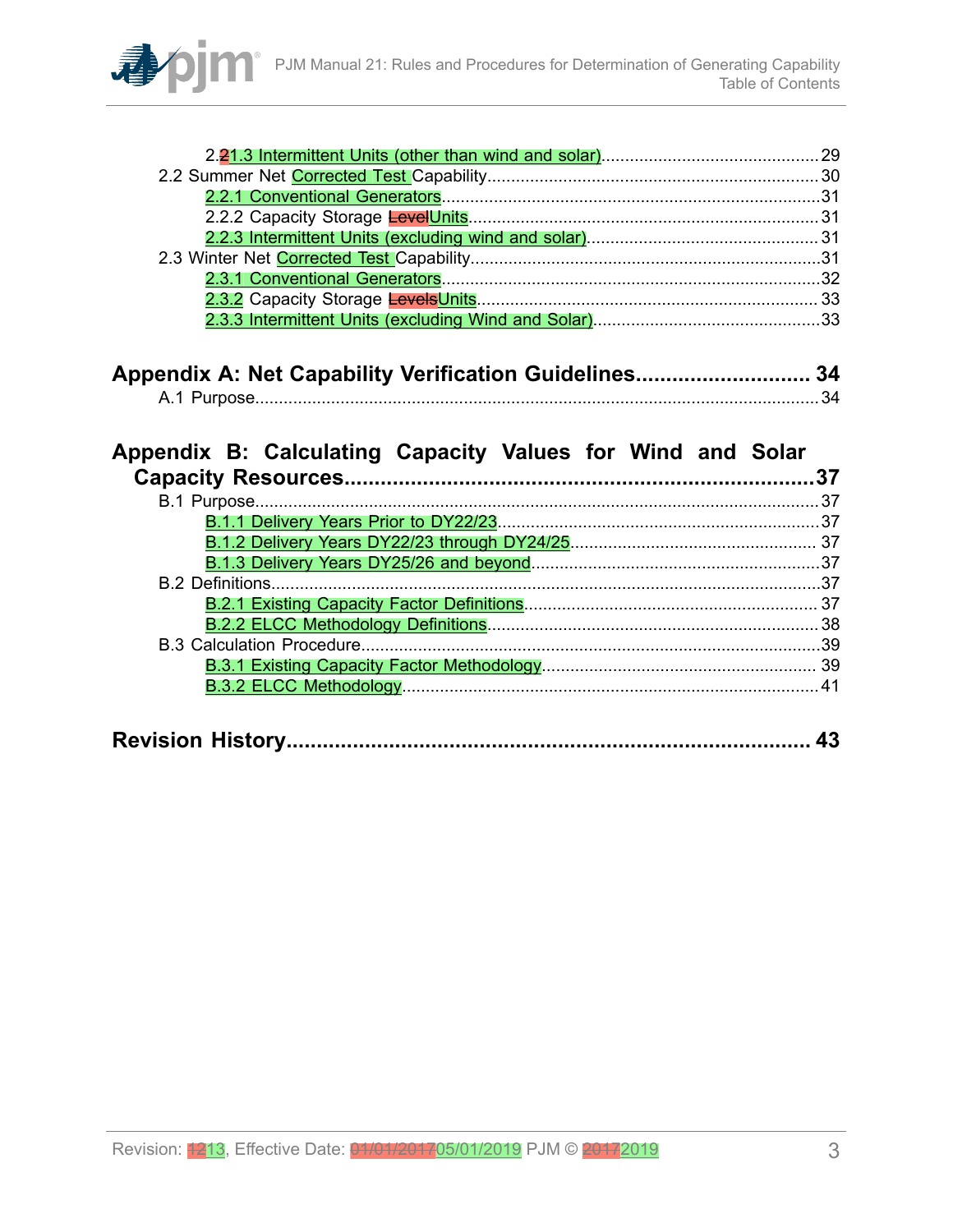2.21.3 Intermittent Units (other than wind and solar)....................29
2.2 Summer Net Corrected Test Capability....................30
2.2.1 Conventional Generators....................31
2.2.2 Capacity Storage LevelUnits....................31
2.2.3 Intermittent Units (excluding wind and solar)....................31
2.3 Winter Net Corrected Test Capability....................31
2.3.1 Conventional Generators....................32
2.3.2 Capacity Storage LevelsUnits....................33
2.3.3 Intermittent Units (excluding Wind and Solar)....................33

**Appendix A: Net Capability Verification Guidelines.................... 34**

A.1 Purpose....................34

**Appendix B: Calculating Capacity Values for Wind and Solar Capacity Resources....................37**

B.1 Purpose....................37
B.1.1 Delivery Years Prior to DY22/23....................37
B.1.2 Delivery Years DY22/23 through DY24/25....................37
B.1.3 Delivery Years DY25/26 and beyond....................37
B.2 Definitions....................37
B.2.1 Existing Capacity Factor Definitions....................37
B.2.2 ELCC Methodology Definitions....................38
B.3 Calculation Procedure....................39
B.3.1 Existing Capacity Factor Methodology....................39
B.3.2 ELCC Methodology....................41

**Revision History.................... 43**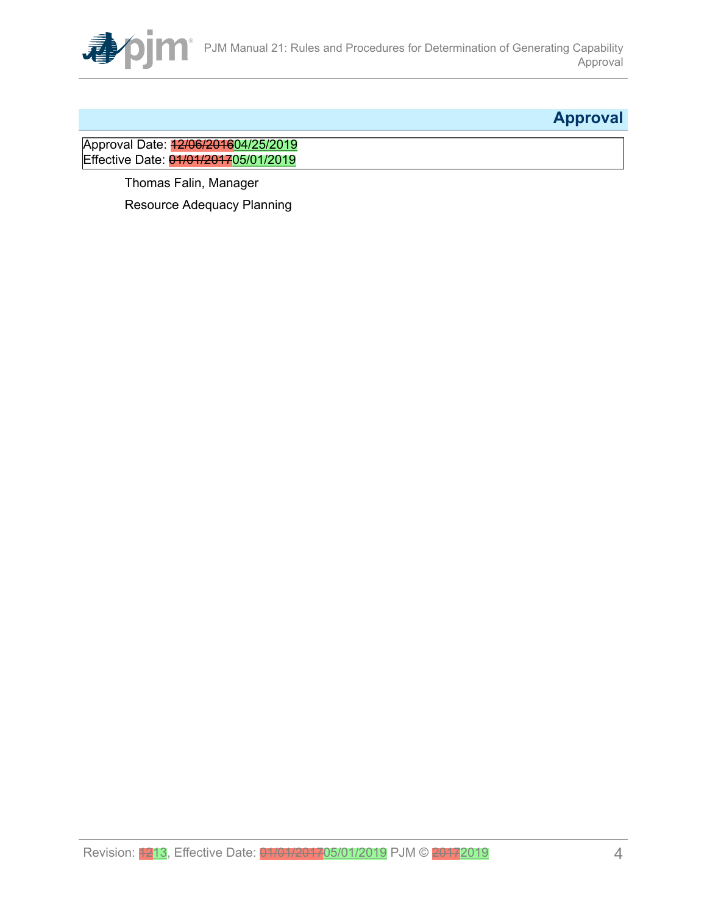# Approval

Approval Date: ~~12/06/2016~~04/25/2019
Effective Date: ~~01/01/2017~~05/01/2019

Thomas Falin, Manager

Resource Adequacy Planning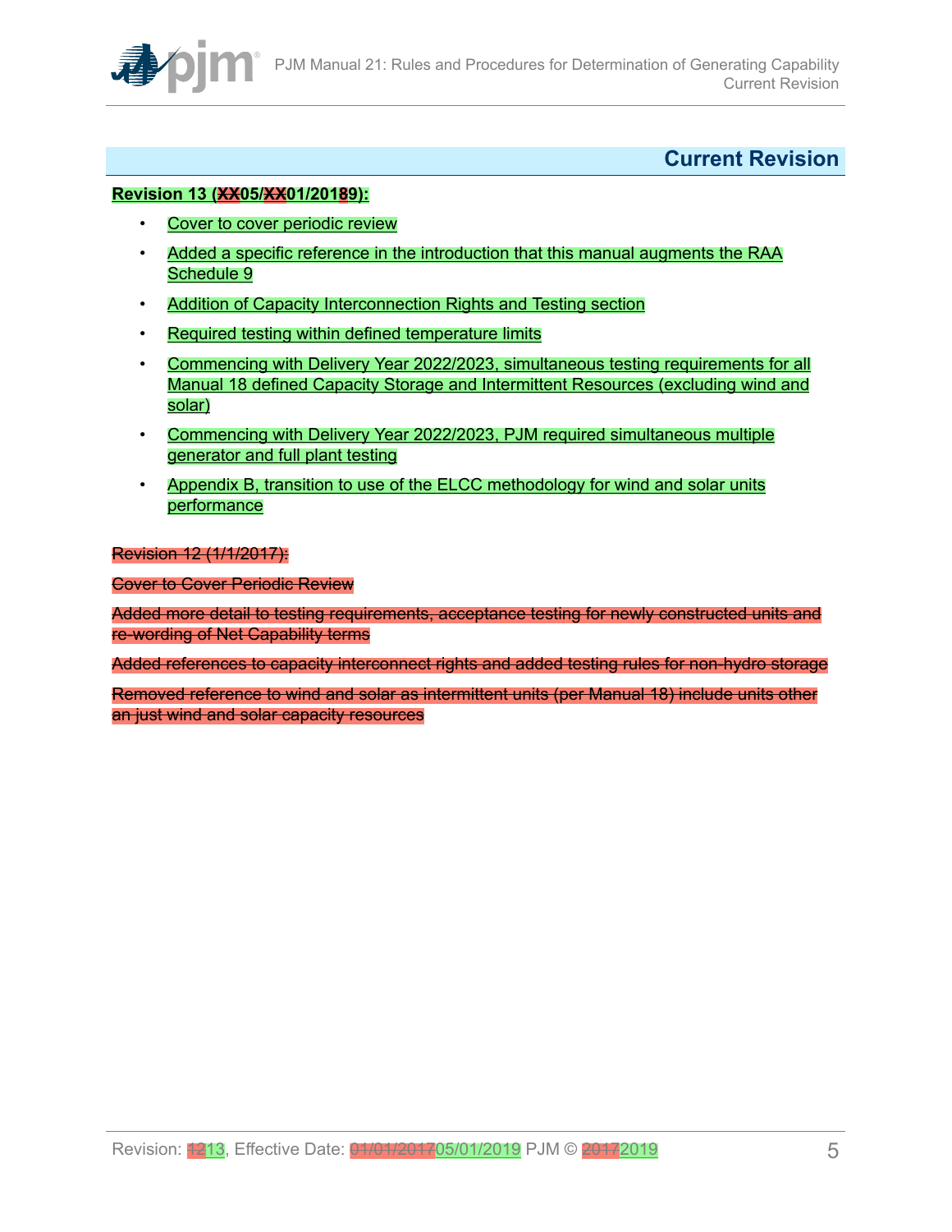## Current Revision

**Revision 13 (~~XX~~05/~~XX~~01/201~~8~~9):**

- Cover to cover periodic review
- Added a specific reference in the introduction that this manual augments the RAA Schedule 9
- Addition of Capacity Interconnection Rights and Testing section
- Required testing within defined temperature limits
- Commencing with Delivery Year 2022/2023, simultaneous testing requirements for all Manual 18 defined Capacity Storage and Intermittent Resources (excluding wind and solar)
- Commencing with Delivery Year 2022/2023, PJM required simultaneous multiple generator and full plant testing
- Appendix B, transition to use of the ELCC methodology for wind and solar units performance

~~Revision 12 (1/1/2017):~~

~~Cover to Cover Periodic Review~~

~~Added more detail to testing requirements, acceptance testing for newly constructed units and re-wording of Net Capability terms~~

~~Added references to capacity interconnect rights and added testing rules for non-hydro storage~~

~~Removed reference to wind and solar as intermittent units (per Manual 18) include units other an just wind and solar capacity resources~~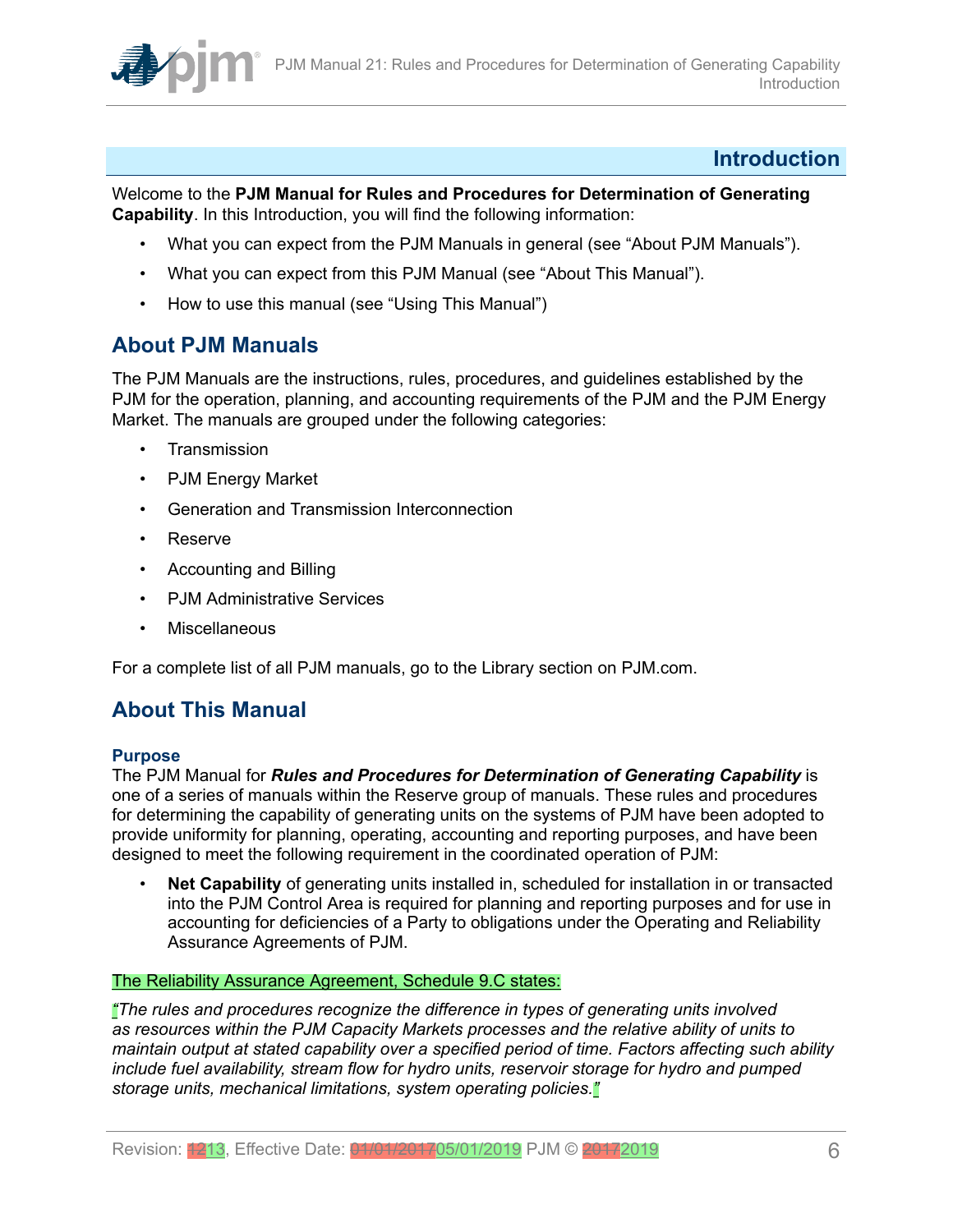# Introduction

Welcome to the **PJM Manual for Rules and Procedures for Determination of Generating Capability**. In this Introduction, you will find the following information:

- What you can expect from the PJM Manuals in general (see "About PJM Manuals").
- What you can expect from this PJM Manual (see "About This Manual").
- How to use this manual (see "Using This Manual")

## About PJM Manuals

The PJM Manuals are the instructions, rules, procedures, and guidelines established by the PJM for the operation, planning, and accounting requirements of the PJM and the PJM Energy Market. The manuals are grouped under the following categories:

- Transmission
- PJM Energy Market
- Generation and Transmission Interconnection
- Reserve
- Accounting and Billing
- PJM Administrative Services
- Miscellaneous

For a complete list of all PJM manuals, go to the Library section on PJM.com.

## About This Manual

### Purpose

The PJM Manual for ***Rules and Procedures for Determination of Generating Capability*** is one of a series of manuals within the Reserve group of manuals. These rules and procedures for determining the capability of generating units on the systems of PJM have been adopted to provide uniformity for planning, operating, accounting and reporting purposes, and have been designed to meet the following requirement in the coordinated operation of PJM:

- **Net Capability** of generating units installed in, scheduled for installation in or transacted into the PJM Control Area is required for planning and reporting purposes and for use in accounting for deficiencies of a Party to obligations under the Operating and Reliability Assurance Agreements of PJM.

The Reliability Assurance Agreement, Schedule 9.C states:

*"The rules and procedures recognize the difference in types of generating units involved as resources within the PJM Capacity Markets processes and the relative ability of units to maintain output at stated capability over a specified period of time. Factors affecting such ability include fuel availability, stream flow for hydro units, reservoir storage for hydro and pumped storage units, mechanical limitations, system operating policies."*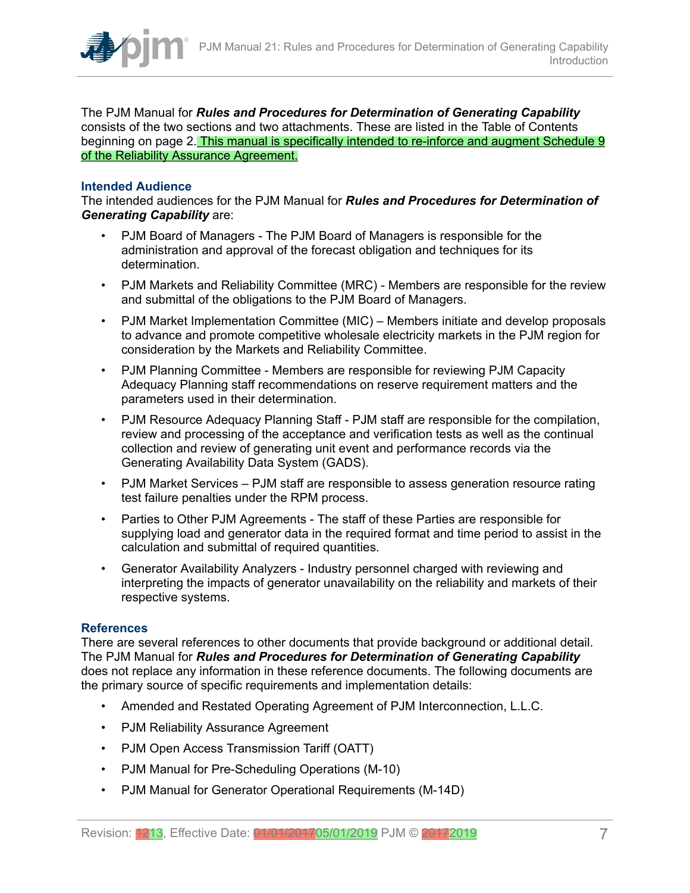The PJM Manual for ***Rules and Procedures for Determination of Generating Capability*** consists of the two sections and two attachments. These are listed in the Table of Contents beginning on page 2. This manual is specifically intended to re-inforce and augment Schedule 9 of the Reliability Assurance Agreement.

### Intended Audience

The intended audiences for the PJM Manual for ***Rules and Procedures for Determination of Generating Capability*** are:

- PJM Board of Managers - The PJM Board of Managers is responsible for the administration and approval of the forecast obligation and techniques for its determination.
- PJM Markets and Reliability Committee (MRC) - Members are responsible for the review and submittal of the obligations to the PJM Board of Managers.
- PJM Market Implementation Committee (MIC) – Members initiate and develop proposals to advance and promote competitive wholesale electricity markets in the PJM region for consideration by the Markets and Reliability Committee.
- PJM Planning Committee - Members are responsible for reviewing PJM Capacity Adequacy Planning staff recommendations on reserve requirement matters and the parameters used in their determination.
- PJM Resource Adequacy Planning Staff - PJM staff are responsible for the compilation, review and processing of the acceptance and verification tests as well as the continual collection and review of generating unit event and performance records via the Generating Availability Data System (GADS).
- PJM Market Services – PJM staff are responsible to assess generation resource rating test failure penalties under the RPM process.
- Parties to Other PJM Agreements - The staff of these Parties are responsible for supplying load and generator data in the required format and time period to assist in the calculation and submittal of required quantities.
- Generator Availability Analyzers - Industry personnel charged with reviewing and interpreting the impacts of generator unavailability on the reliability and markets of their respective systems.

### References

There are several references to other documents that provide background or additional detail. The PJM Manual for ***Rules and Procedures for Determination of Generating Capability*** does not replace any information in these reference documents. The following documents are the primary source of specific requirements and implementation details:

- Amended and Restated Operating Agreement of PJM Interconnection, L.L.C.
- PJM Reliability Assurance Agreement
- PJM Open Access Transmission Tariff (OATT)
- PJM Manual for Pre-Scheduling Operations (M-10)
- PJM Manual for Generator Operational Requirements (M-14D)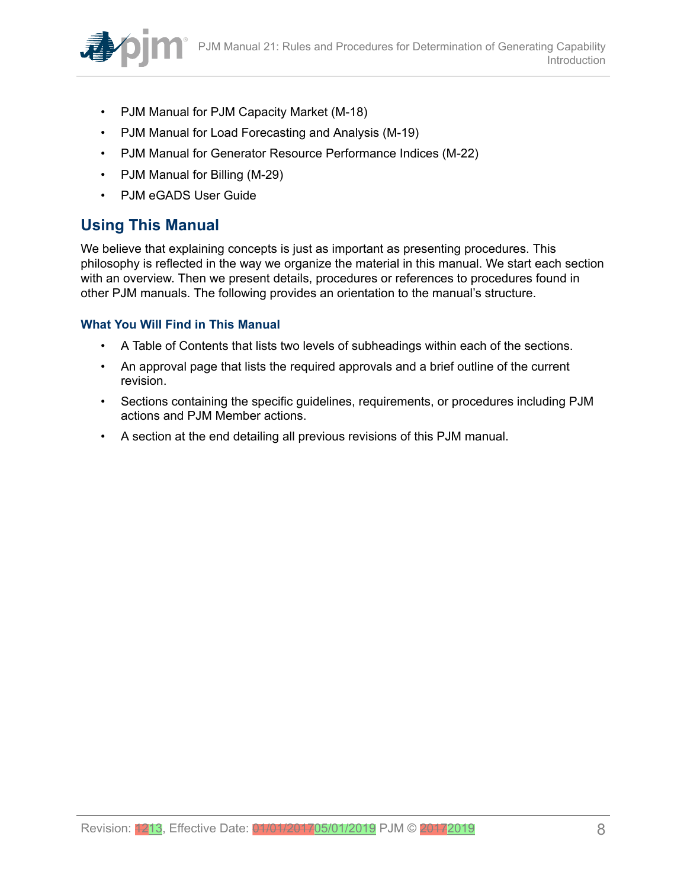- PJM Manual for PJM Capacity Market (M-18)
- PJM Manual for Load Forecasting and Analysis (M-19)
- PJM Manual for Generator Resource Performance Indices (M-22)
- PJM Manual for Billing (M-29)
- PJM eGADS User Guide

## Using This Manual

We believe that explaining concepts is just as important as presenting procedures. This philosophy is reflected in the way we organize the material in this manual. We start each section with an overview. Then we present details, procedures or references to procedures found in other PJM manuals. The following provides an orientation to the manual's structure.

### What You Will Find in This Manual

- A Table of Contents that lists two levels of subheadings within each of the sections.
- An approval page that lists the required approvals and a brief outline of the current revision.
- Sections containing the specific guidelines, requirements, or procedures including PJM actions and PJM Member actions.
- A section at the end detailing all previous revisions of this PJM manual.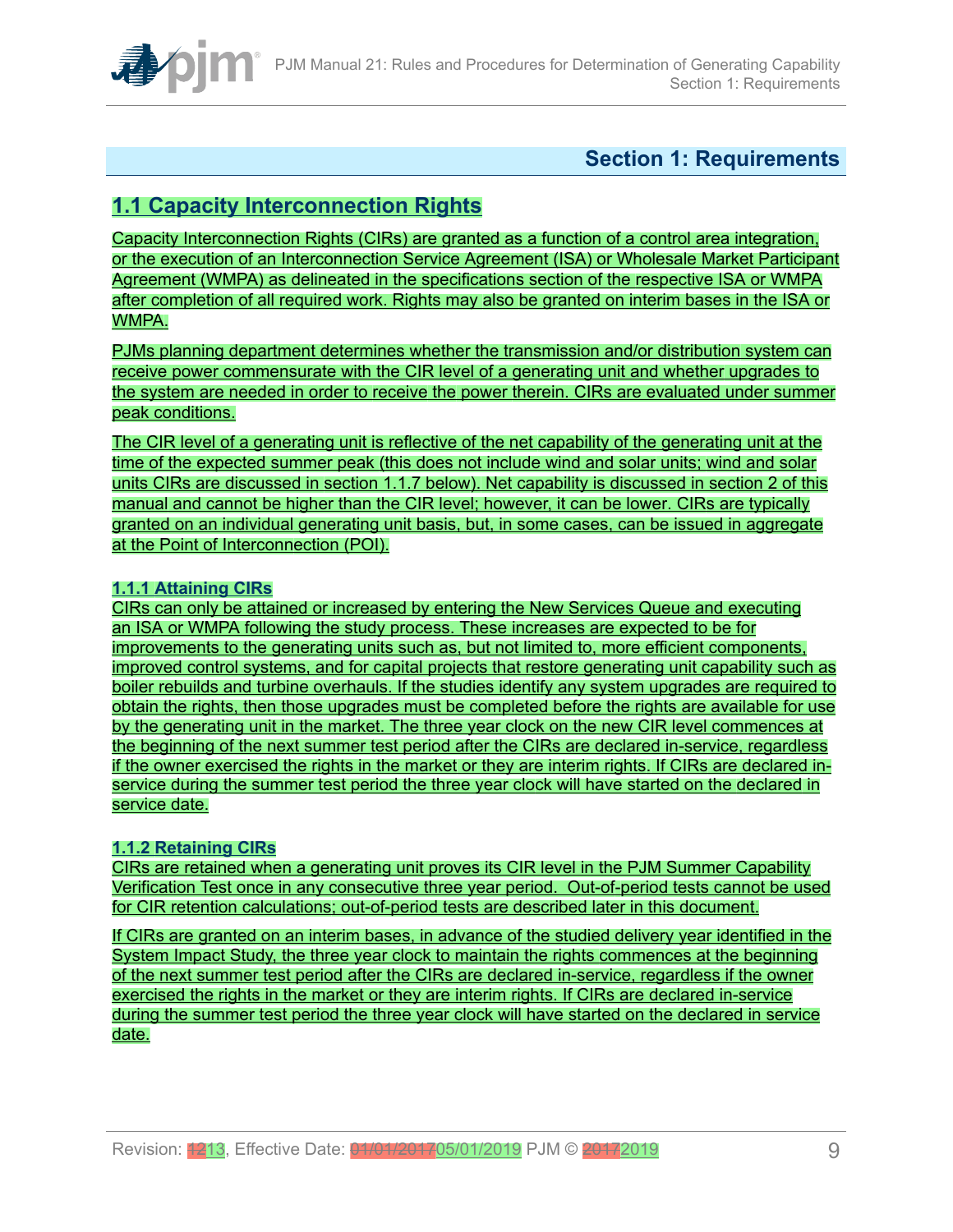# Section 1: Requirements

## 1.1 Capacity Interconnection Rights

Capacity Interconnection Rights (CIRs) are granted as a function of a control area integration, or the execution of an Interconnection Service Agreement (ISA) or Wholesale Market Participant Agreement (WMPA) as delineated in the specifications section of the respective ISA or WMPA after completion of all required work. Rights may also be granted on interim bases in the ISA or WMPA.

PJMs planning department determines whether the transmission and/or distribution system can receive power commensurate with the CIR level of a generating unit and whether upgrades to the system are needed in order to receive the power therein. CIRs are evaluated under summer peak conditions.

The CIR level of a generating unit is reflective of the net capability of the generating unit at the time of the expected summer peak (this does not include wind and solar units; wind and solar units CIRs are discussed in section 1.1.7 below). Net capability is discussed in section 2 of this manual and cannot be higher than the CIR level; however, it can be lower. CIRs are typically granted on an individual generating unit basis, but, in some cases, can be issued in aggregate at the Point of Interconnection (POI).

### 1.1.1 Attaining CIRs

CIRs can only be attained or increased by entering the New Services Queue and executing an ISA or WMPA following the study process. These increases are expected to be for improvements to the generating units such as, but not limited to, more efficient components, improved control systems, and for capital projects that restore generating unit capability such as boiler rebuilds and turbine overhauls. If the studies identify any system upgrades are required to obtain the rights, then those upgrades must be completed before the rights are available for use by the generating unit in the market. The three year clock on the new CIR level commences at the beginning of the next summer test period after the CIRs are declared in-service, regardless if the owner exercised the rights in the market or they are interim rights. If CIRs are declared in-service during the summer test period the three year clock will have started on the declared in service date.

### 1.1.2 Retaining CIRs

CIRs are retained when a generating unit proves its CIR level in the PJM Summer Capability Verification Test once in any consecutive three year period. Out-of-period tests cannot be used for CIR retention calculations; out-of-period tests are described later in this document.

If CIRs are granted on an interim bases, in advance of the studied delivery year identified in the System Impact Study, the three year clock to maintain the rights commences at the beginning of the next summer test period after the CIRs are declared in-service, regardless if the owner exercised the rights in the market or they are interim rights. If CIRs are declared in-service during the summer test period the three year clock will have started on the declared in service date.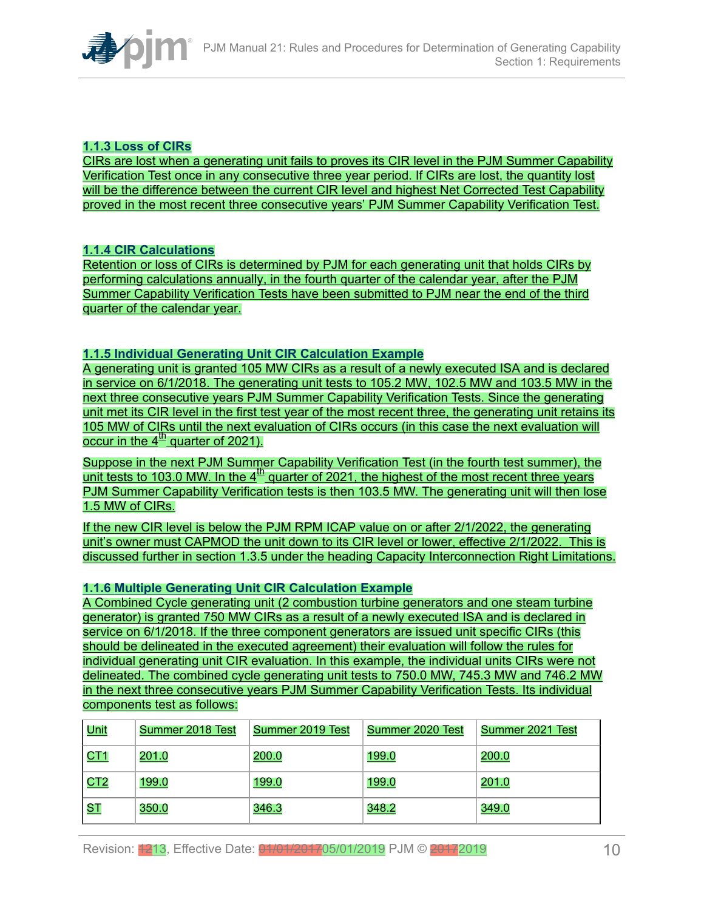### 1.1.3 Loss of CIRs

CIRs are lost when a generating unit fails to proves its CIR level in the PJM Summer Capability Verification Test once in any consecutive three year period. If CIRs are lost, the quantity lost will be the difference between the current CIR level and highest Net Corrected Test Capability proved in the most recent three consecutive years' PJM Summer Capability Verification Test.

### 1.1.4 CIR Calculations

Retention or loss of CIRs is determined by PJM for each generating unit that holds CIRs by performing calculations annually, in the fourth quarter of the calendar year, after the PJM Summer Capability Verification Tests have been submitted to PJM near the end of the third quarter of the calendar year.

### 1.1.5 Individual Generating Unit CIR Calculation Example

A generating unit is granted 105 MW CIRs as a result of a newly executed ISA and is declared in service on 6/1/2018. The generating unit tests to 105.2 MW, 102.5 MW and 103.5 MW in the next three consecutive years PJM Summer Capability Verification Tests. Since the generating unit met its CIR level in the first test year of the most recent three, the generating unit retains its 105 MW of CIRs until the next evaluation of CIRs occurs (in this case the next evaluation will occur in the 4th quarter of 2021).

Suppose in the next PJM Summer Capability Verification Test (in the fourth test summer), the unit tests to 103.0 MW. In the 4th quarter of 2021, the highest of the most recent three years PJM Summer Capability Verification tests is then 103.5 MW. The generating unit will then lose 1.5 MW of CIRs.

If the new CIR level is below the PJM RPM ICAP value on or after 2/1/2022, the generating unit's owner must CAPMOD the unit down to its CIR level or lower, effective 2/1/2022. This is discussed further in section 1.3.5 under the heading Capacity Interconnection Right Limitations.

### 1.1.6 Multiple Generating Unit CIR Calculation Example

A Combined Cycle generating unit (2 combustion turbine generators and one steam turbine generator) is granted 750 MW CIRs as a result of a newly executed ISA and is declared in service on 6/1/2018. If the three component generators are issued unit specific CIRs (this should be delineated in the executed agreement) their evaluation will follow the rules for individual generating unit CIR evaluation. In this example, the individual units CIRs were not delineated. The combined cycle generating unit tests to 750.0 MW, 745.3 MW and 746.2 MW in the next three consecutive years PJM Summer Capability Verification Tests. Its individual components test as follows:

| Unit | Summer 2018 Test | Summer 2019 Test | Summer 2020 Test | Summer 2021 Test |
|---|---|---|---|---|
| CT1 | 201.0 | 200.0 | 199.0 | 200.0 |
| CT2 | 199.0 | 199.0 | 199.0 | 201.0 |
| ST | 350.0 | 346.3 | 348.2 | 349.0 |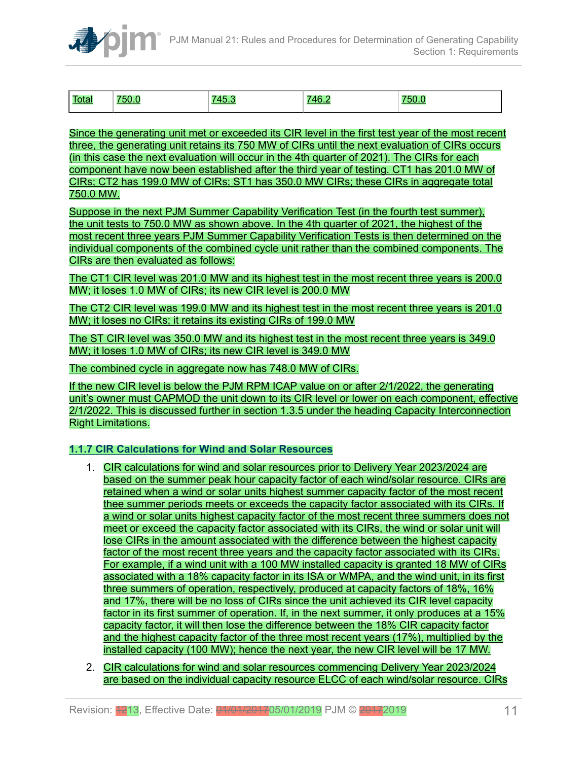| Total | 750.0 | 745.3 | 746.2 | 750.0 |
|---|---|---|---|---|

Since the generating unit met or exceeded its CIR level in the first test year of the most recent three, the generating unit retains its 750 MW of CIRs until the next evaluation of CIRs occurs (in this case the next evaluation will occur in the 4th quarter of 2021). The CIRs for each component have now been established after the third year of testing. CT1 has 201.0 MW of CIRs; CT2 has 199.0 MW of CIRs; ST1 has 350.0 MW CIRs; these CIRs in aggregate total 750.0 MW.

Suppose in the next PJM Summer Capability Verification Test (in the fourth test summer), the unit tests to 750.0 MW as shown above. In the 4th quarter of 2021, the highest of the most recent three years PJM Summer Capability Verification Tests is then determined on the individual components of the combined cycle unit rather than the combined components. The CIRs are then evaluated as follows:

The CT1 CIR level was 201.0 MW and its highest test in the most recent three years is 200.0 MW; it loses 1.0 MW of CIRs; its new CIR level is 200.0 MW

The CT2 CIR level was 199.0 MW and its highest test in the most recent three years is 201.0 MW; it loses no CIRs; it retains its existing CIRs of 199.0 MW

The ST CIR level was 350.0 MW and its highest test in the most recent three years is 349.0 MW; it loses 1.0 MW of CIRs; its new CIR level is 349.0 MW

The combined cycle in aggregate now has 748.0 MW of CIRs.

If the new CIR level is below the PJM RPM ICAP value on or after 2/1/2022, the generating unit's owner must CAPMOD the unit down to its CIR level or lower on each component, effective 2/1/2022. This is discussed further in section 1.3.5 under the heading Capacity Interconnection Right Limitations.

### 1.1.7 CIR Calculations for Wind and Solar Resources

1. CIR calculations for wind and solar resources prior to Delivery Year 2023/2024 are based on the summer peak hour capacity factor of each wind/solar resource. CIRs are retained when a wind or solar units highest summer capacity factor of the most recent thee summer periods meets or exceeds the capacity factor associated with its CIRs. If a wind or solar units highest capacity factor of the most recent three summers does not meet or exceed the capacity factor associated with its CIRs, the wind or solar unit will lose CIRs in the amount associated with the difference between the highest capacity factor of the most recent three years and the capacity factor associated with its CIRs. For example, if a wind unit with a 100 MW installed capacity is granted 18 MW of CIRs associated with a 18% capacity factor in its ISA or WMPA, and the wind unit, in its first three summers of operation, respectively, produced at capacity factors of 18%, 16% and 17%, there will be no loss of CIRs since the unit achieved its CIR level capacity factor in its first summer of operation. If, in the next summer, it only produces at a 15% capacity factor, it will then lose the difference between the 18% CIR capacity factor and the highest capacity factor of the three most recent years (17%), multiplied by the installed capacity (100 MW); hence the next year, the new CIR level will be 17 MW.
2. CIR calculations for wind and solar resources commencing Delivery Year 2023/2024 are based on the individual capacity resource ELCC of each wind/solar resource. CIRs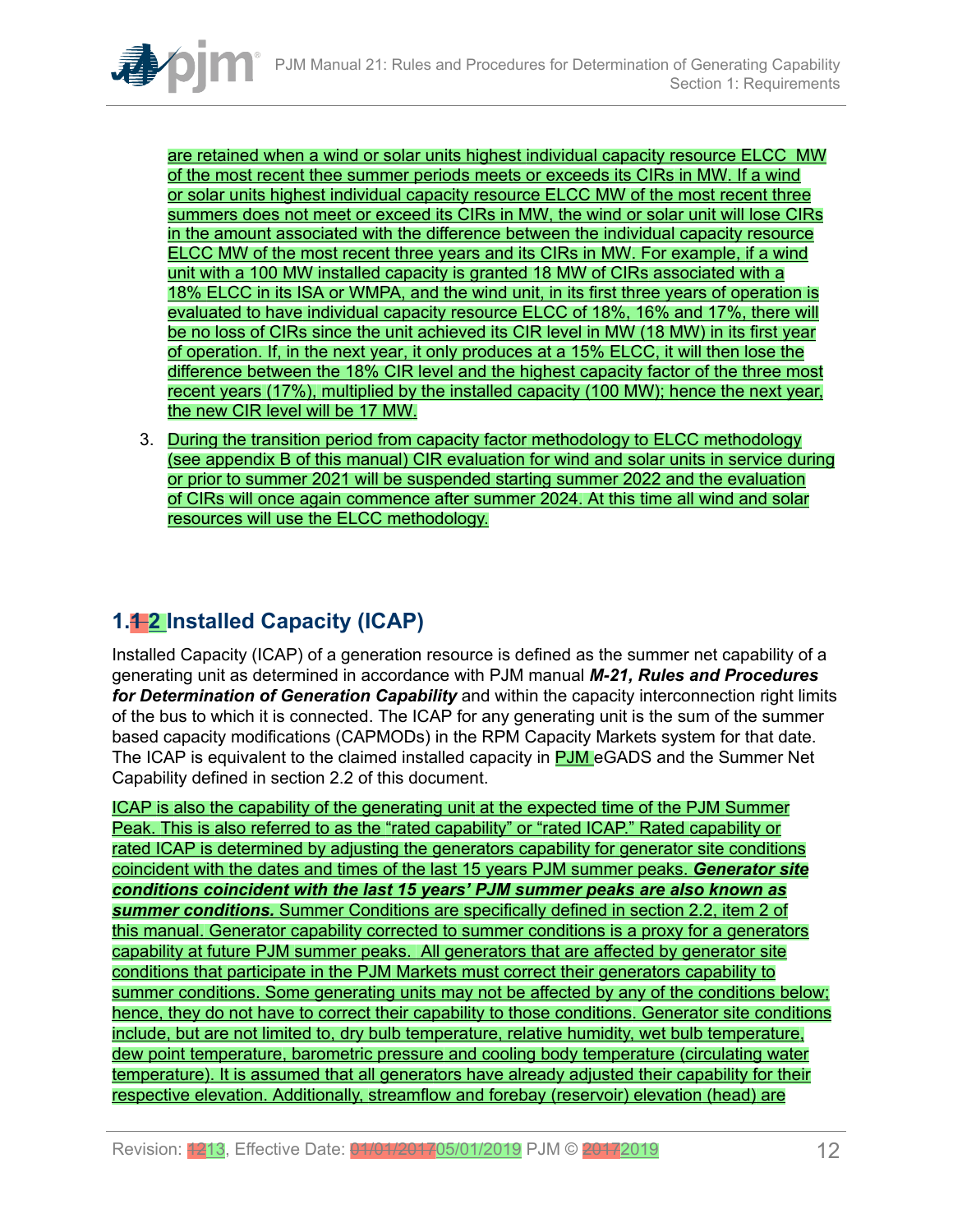are retained when a wind or solar units highest individual capacity resource ELCC MW of the most recent thee summer periods meets or exceeds its CIRs in MW. If a wind or solar units highest individual capacity resource ELCC MW of the most recent three summers does not meet or exceed its CIRs in MW, the wind or solar unit will lose CIRs in the amount associated with the difference between the individual capacity resource ELCC MW of the most recent three years and its CIRs in MW. For example, if a wind unit with a 100 MW installed capacity is granted 18 MW of CIRs associated with a 18% ELCC in its ISA or WMPA, and the wind unit, in its first three years of operation is evaluated to have individual capacity resource ELCC of 18%, 16% and 17%, there will be no loss of CIRs since the unit achieved its CIR level in MW (18 MW) in its first year of operation. If, in the next year, it only produces at a 15% ELCC, it will then lose the difference between the 18% CIR level and the highest capacity factor of the three most recent years (17%), multiplied by the installed capacity (100 MW); hence the next year, the new CIR level will be 17 MW.

3. During the transition period from capacity factor methodology to ELCC methodology (see appendix B of this manual) CIR evaluation for wind and solar units in service during or prior to summer 2021 will be suspended starting summer 2022 and the evaluation of CIRs will once again commence after summer 2024. At this time all wind and solar resources will use the ELCC methodology.

## 1.~~1~~ 2 Installed Capacity (ICAP)

Installed Capacity (ICAP) of a generation resource is defined as the summer net capability of a generating unit as determined in accordance with PJM manual ***M-21, Rules and Procedures for Determination of Generation Capability*** and within the capacity interconnection right limits of the bus to which it is connected. The ICAP for any generating unit is the sum of the summer based capacity modifications (CAPMODs) in the RPM Capacity Markets system for that date. The ICAP is equivalent to the claimed installed capacity in PJM eGADS and the Summer Net Capability defined in section 2.2 of this document.

ICAP is also the capability of the generating unit at the expected time of the PJM Summer Peak. This is also referred to as the "rated capability" or "rated ICAP." Rated capability or rated ICAP is determined by adjusting the generators capability for generator site conditions coincident with the dates and times of the last 15 years PJM summer peaks. ***Generator site conditions coincident with the last 15 years' PJM summer peaks are also known as summer conditions.*** Summer Conditions are specifically defined in section 2.2, item 2 of this manual. Generator capability corrected to summer conditions is a proxy for a generators capability at future PJM summer peaks. All generators that are affected by generator site conditions that participate in the PJM Markets must correct their generators capability to summer conditions. Some generating units may not be affected by any of the conditions below; hence, they do not have to correct their capability to those conditions. Generator site conditions include, but are not limited to, dry bulb temperature, relative humidity, wet bulb temperature, dew point temperature, barometric pressure and cooling body temperature (circulating water temperature). It is assumed that all generators have already adjusted their capability for their respective elevation. Additionally, streamflow and forebay (reservoir) elevation (head) are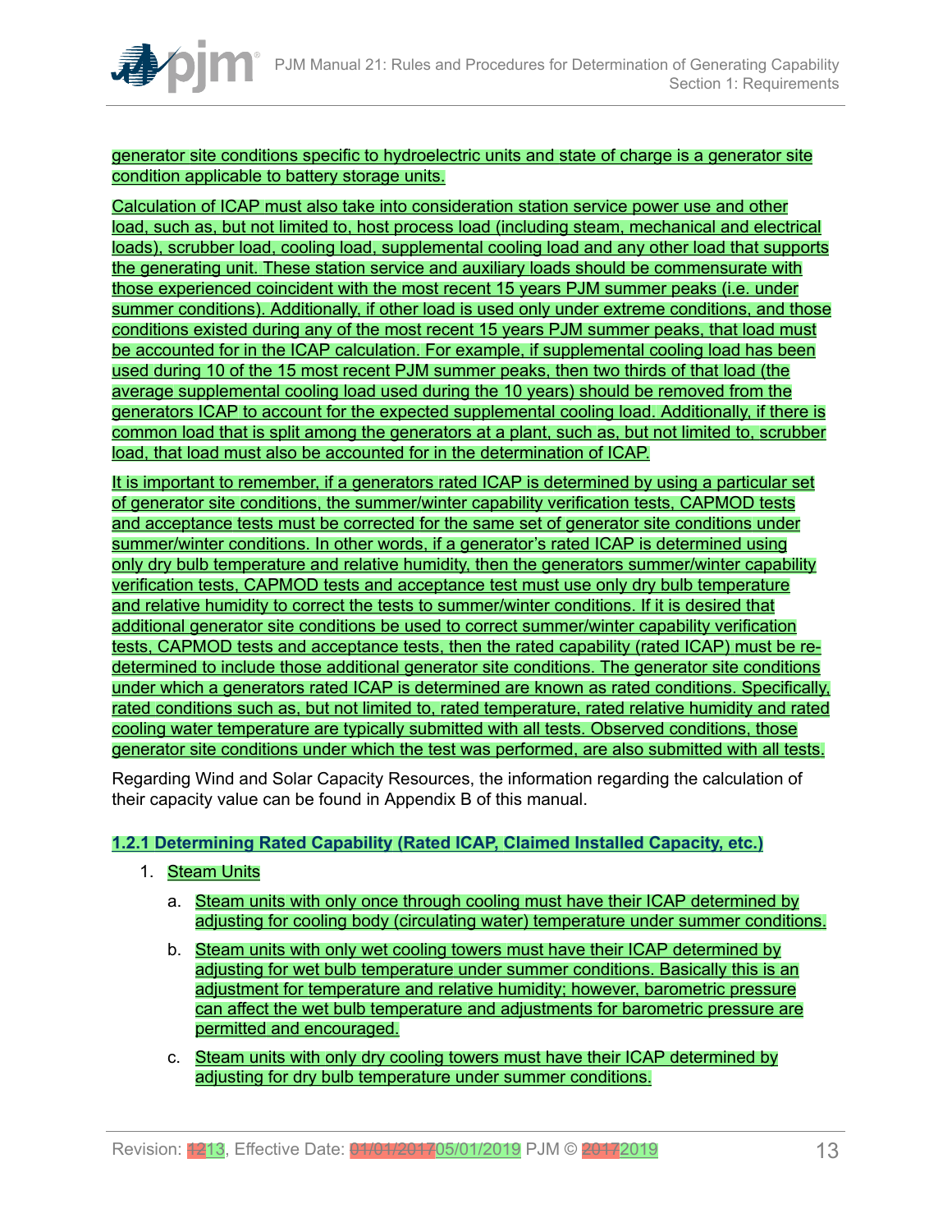generator site conditions specific to hydroelectric units and state of charge is a generator site condition applicable to battery storage units.

Calculation of ICAP must also take into consideration station service power use and other load, such as, but not limited to, host process load (including steam, mechanical and electrical loads), scrubber load, cooling load, supplemental cooling load and any other load that supports the generating unit. These station service and auxiliary loads should be commensurate with those experienced coincident with the most recent 15 years PJM summer peaks (i.e. under summer conditions). Additionally, if other load is used only under extreme conditions, and those conditions existed during any of the most recent 15 years PJM summer peaks, that load must be accounted for in the ICAP calculation. For example, if supplemental cooling load has been used during 10 of the 15 most recent PJM summer peaks, then two thirds of that load (the average supplemental cooling load used during the 10 years) should be removed from the generators ICAP to account for the expected supplemental cooling load. Additionally, if there is common load that is split among the generators at a plant, such as, but not limited to, scrubber load, that load must also be accounted for in the determination of ICAP.

It is important to remember, if a generators rated ICAP is determined by using a particular set of generator site conditions, the summer/winter capability verification tests, CAPMOD tests and acceptance tests must be corrected for the same set of generator site conditions under summer/winter conditions. In other words, if a generator's rated ICAP is determined using only dry bulb temperature and relative humidity, then the generators summer/winter capability verification tests, CAPMOD tests and acceptance test must use only dry bulb temperature and relative humidity to correct the tests to summer/winter conditions. If it is desired that additional generator site conditions be used to correct summer/winter capability verification tests, CAPMOD tests and acceptance tests, then the rated capability (rated ICAP) must be re-determined to include those additional generator site conditions. The generator site conditions under which a generators rated ICAP is determined are known as rated conditions. Specifically, rated conditions such as, but not limited to, rated temperature, rated relative humidity and rated cooling water temperature are typically submitted with all tests. Observed conditions, those generator site conditions under which the test was performed, are also submitted with all tests.

Regarding Wind and Solar Capacity Resources, the information regarding the calculation of their capacity value can be found in Appendix B of this manual.

### 1.2.1 Determining Rated Capability (Rated ICAP, Claimed Installed Capacity, etc.)

1. Steam Units
   a. Steam units with only once through cooling must have their ICAP determined by adjusting for cooling body (circulating water) temperature under summer conditions.
   b. Steam units with only wet cooling towers must have their ICAP determined by adjusting for wet bulb temperature under summer conditions. Basically this is an adjustment for temperature and relative humidity; however, barometric pressure can affect the wet bulb temperature and adjustments for barometric pressure are permitted and encouraged.
   c. Steam units with only dry cooling towers must have their ICAP determined by adjusting for dry bulb temperature under summer conditions.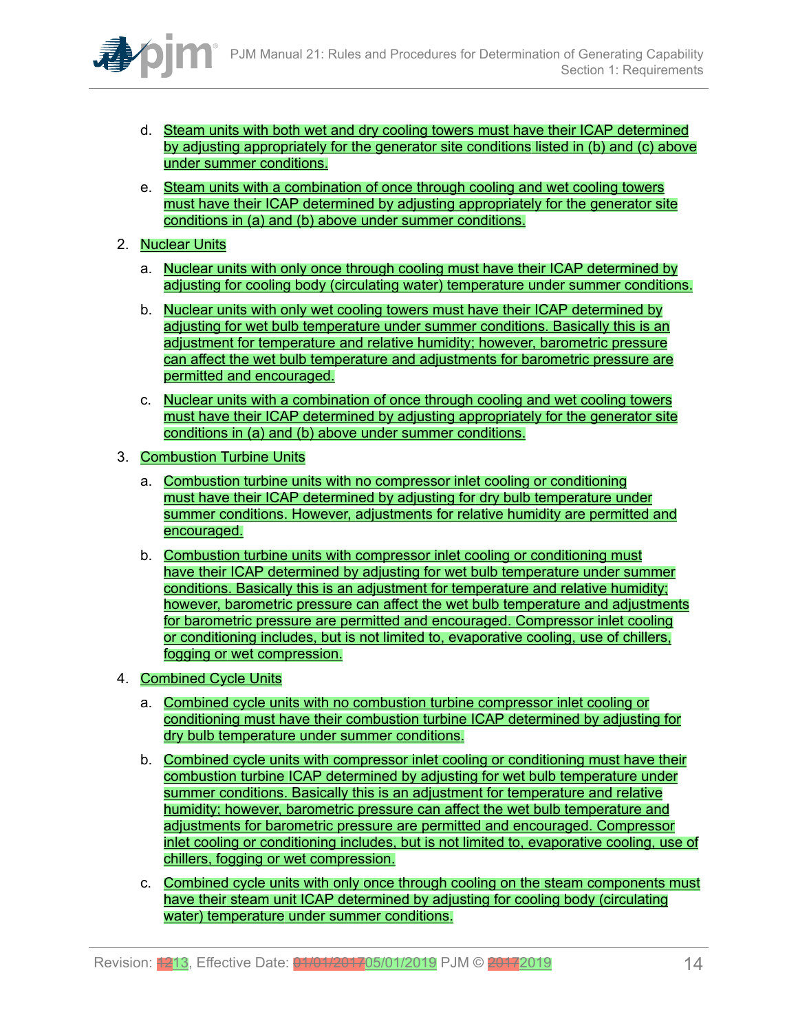d. Steam units with both wet and dry cooling towers must have their ICAP determined by adjusting appropriately for the generator site conditions listed in (b) and (c) above under summer conditions.

e. Steam units with a combination of once through cooling and wet cooling towers must have their ICAP determined by adjusting appropriately for the generator site conditions in (a) and (b) above under summer conditions.

2. Nuclear Units

   a. Nuclear units with only once through cooling must have their ICAP determined by adjusting for cooling body (circulating water) temperature under summer conditions.

   b. Nuclear units with only wet cooling towers must have their ICAP determined by adjusting for wet bulb temperature under summer conditions. Basically this is an adjustment for temperature and relative humidity; however, barometric pressure can affect the wet bulb temperature and adjustments for barometric pressure are permitted and encouraged.

   c. Nuclear units with a combination of once through cooling and wet cooling towers must have their ICAP determined by adjusting appropriately for the generator site conditions in (a) and (b) above under summer conditions.

3. Combustion Turbine Units

   a. Combustion turbine units with no compressor inlet cooling or conditioning must have their ICAP determined by adjusting for dry bulb temperature under summer conditions. However, adjustments for relative humidity are permitted and encouraged.

   b. Combustion turbine units with compressor inlet cooling or conditioning must have their ICAP determined by adjusting for wet bulb temperature under summer conditions. Basically this is an adjustment for temperature and relative humidity; however, barometric pressure can affect the wet bulb temperature and adjustments for barometric pressure are permitted and encouraged. Compressor inlet cooling or conditioning includes, but is not limited to, evaporative cooling, use of chillers, fogging or wet compression.

4. Combined Cycle Units

   a. Combined cycle units with no combustion turbine compressor inlet cooling or conditioning must have their combustion turbine ICAP determined by adjusting for dry bulb temperature under summer conditions.

   b. Combined cycle units with compressor inlet cooling or conditioning must have their combustion turbine ICAP determined by adjusting for wet bulb temperature under summer conditions. Basically this is an adjustment for temperature and relative humidity; however, barometric pressure can affect the wet bulb temperature and adjustments for barometric pressure are permitted and encouraged. Compressor inlet cooling or conditioning includes, but is not limited to, evaporative cooling, use of chillers, fogging or wet compression.

   c. Combined cycle units with only once through cooling on the steam components must have their steam unit ICAP determined by adjusting for cooling body (circulating water) temperature under summer conditions.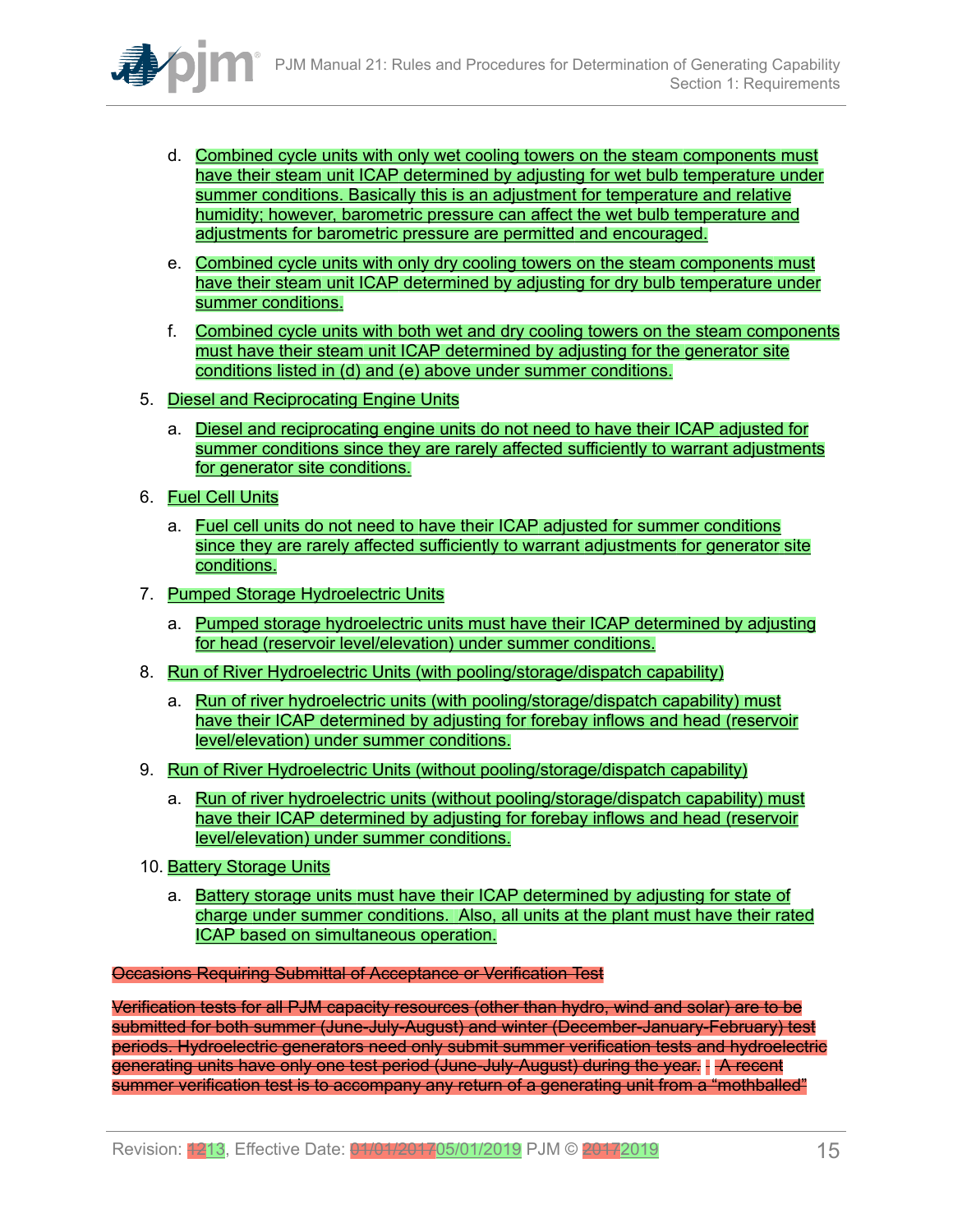d. Combined cycle units with only wet cooling towers on the steam components must have their steam unit ICAP determined by adjusting for wet bulb temperature under summer conditions. Basically this is an adjustment for temperature and relative humidity; however, barometric pressure can affect the wet bulb temperature and adjustments for barometric pressure are permitted and encouraged.

e. Combined cycle units with only dry cooling towers on the steam components must have their steam unit ICAP determined by adjusting for dry bulb temperature under summer conditions.

f. Combined cycle units with both wet and dry cooling towers on the steam components must have their steam unit ICAP determined by adjusting for the generator site conditions listed in (d) and (e) above under summer conditions.

5. Diesel and Reciprocating Engine Units

   a. Diesel and reciprocating engine units do not need to have their ICAP adjusted for summer conditions since they are rarely affected sufficiently to warrant adjustments for generator site conditions.

6. Fuel Cell Units

   a. Fuel cell units do not need to have their ICAP adjusted for summer conditions since they are rarely affected sufficiently to warrant adjustments for generator site conditions.

7. Pumped Storage Hydroelectric Units

   a. Pumped storage hydroelectric units must have their ICAP determined by adjusting for head (reservoir level/elevation) under summer conditions.

8. Run of River Hydroelectric Units (with pooling/storage/dispatch capability)

   a. Run of river hydroelectric units (with pooling/storage/dispatch capability) must have their ICAP determined by adjusting for forebay inflows and head (reservoir level/elevation) under summer conditions.

9. Run of River Hydroelectric Units (without pooling/storage/dispatch capability)

   a. Run of river hydroelectric units (without pooling/storage/dispatch capability) must have their ICAP determined by adjusting for forebay inflows and head (reservoir level/elevation) under summer conditions.

10. Battery Storage Units

    a. Battery storage units must have their ICAP determined by adjusting for state of charge under summer conditions. Also, all units at the plant must have their rated ICAP based on simultaneous operation.

~~Occasions Requiring Submittal of Acceptance or Verification Test~~

~~Verification tests for all PJM capacity resources (other than hydro, wind and solar) are to be submitted for both summer (June-July-August) and winter (December-January-February) test periods. Hydroelectric generators need only submit summer verification tests and hydroelectric generating units have only one test period (June-July-August) during the year. A recent summer verification test is to accompany any return of a generating unit from a "mothballed"~~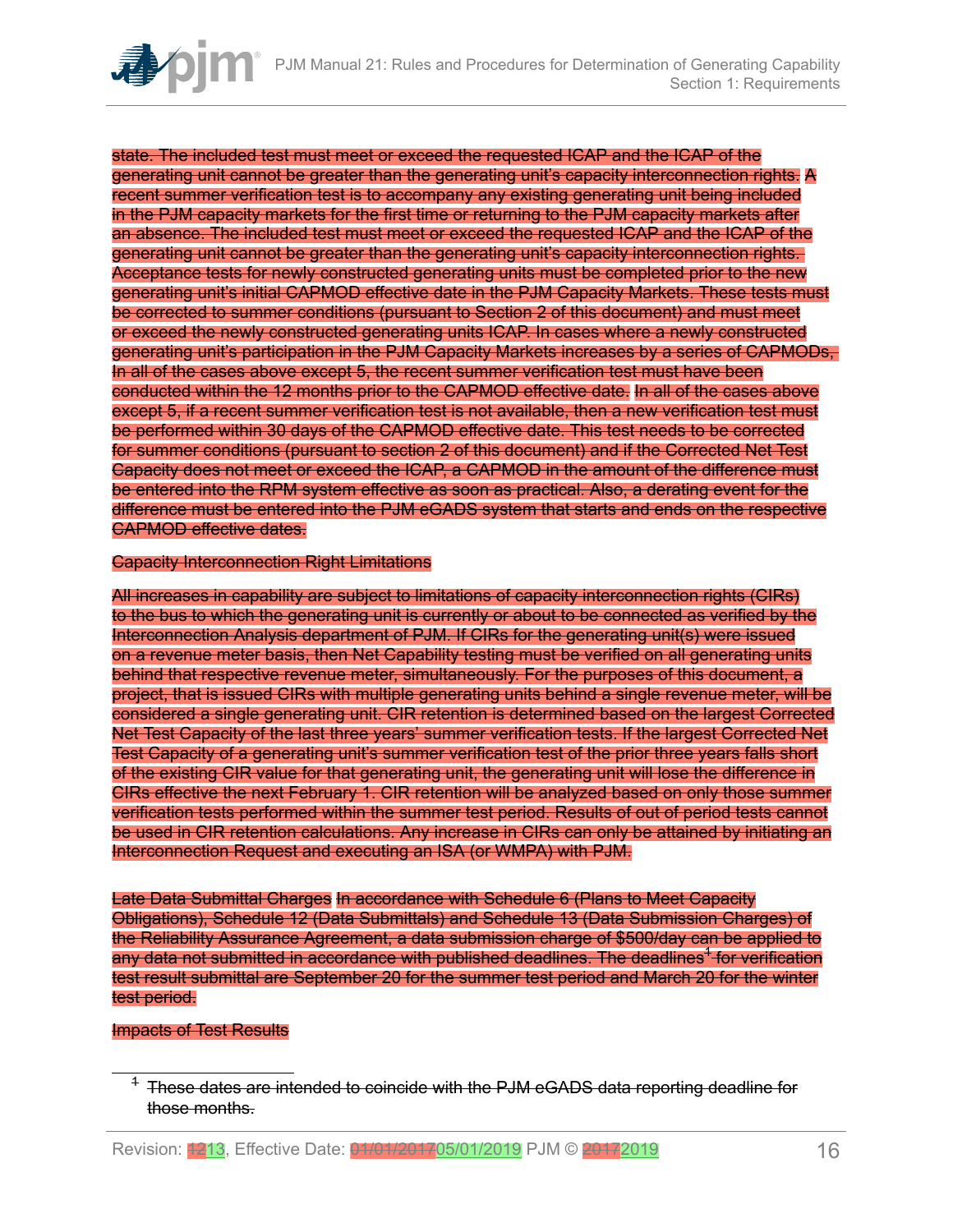state. The included test must meet or exceed the requested ICAP and the ICAP of the generating unit cannot be greater than the generating unit's capacity interconnection rights. A recent summer verification test is to accompany any existing generating unit being included in the PJM capacity markets for the first time or returning to the PJM capacity markets after an absence. The included test must meet or exceed the requested ICAP and the ICAP of the generating unit cannot be greater than the generating unit's capacity interconnection rights. Acceptance tests for newly constructed generating units must be completed prior to the new generating unit's initial CAPMOD effective date in the PJM Capacity Markets. These tests must be corrected to summer conditions (pursuant to Section 2 of this document) and must meet or exceed the newly constructed generating units ICAP. In cases where a newly constructed generating unit's participation in the PJM Capacity Markets increases by a series of CAPMODs, In all of the cases above except 5, the recent summer verification test must have been conducted within the 12 months prior to the CAPMOD effective date. In all of the cases above except 5, if a recent summer verification test is not available, then a new verification test must be performed within 30 days of the CAPMOD effective date. This test needs to be corrected for summer conditions (pursuant to section 2 of this document) and if the Corrected Net Test Capacity does not meet or exceed the ICAP, a CAPMOD in the amount of the difference must be entered into the RPM system effective as soon as practical. Also, a derating event for the difference must be entered into the PJM eGADS system that starts and ends on the respective CAPMOD effective dates.

Capacity Interconnection Right Limitations

All increases in capability are subject to limitations of capacity interconnection rights (CIRs) to the bus to which the generating unit is currently or about to be connected as verified by the Interconnection Analysis department of PJM. If CIRs for the generating unit(s) were issued on a revenue meter basis, then Net Capability testing must be verified on all generating units behind that respective revenue meter, simultaneously. For the purposes of this document, a project, that is issued CIRs with multiple generating units behind a single revenue meter, will be considered a single generating unit. CIR retention is determined based on the largest Corrected Net Test Capacity of the last three years' summer verification tests. If the largest Corrected Net Test Capacity of a generating unit's summer verification test of the prior three years falls short of the existing CIR value for that generating unit, the generating unit will lose the difference in CIRs effective the next February 1. CIR retention will be analyzed based on only those summer verification tests performed within the summer test period. Results of out of period tests cannot be used in CIR retention calculations. Any increase in CIRs can only be attained by initiating an Interconnection Request and executing an ISA (or WMPA) with PJM.

Late Data Submittal Charges In accordance with Schedule 6 (Plans to Meet Capacity Obligations), Schedule 12 (Data Submittals) and Schedule 13 (Data Submission Charges) of the Reliability Assurance Agreement, a data submission charge of $500/day can be applied to any data not submitted in accordance with published deadlines. The deadlines[1] for verification test result submittal are September 20 for the summer test period and March 20 for the winter test period.

Impacts of Test Results

---

[1] These dates are intended to coincide with the PJM eGADS data reporting deadline for those months.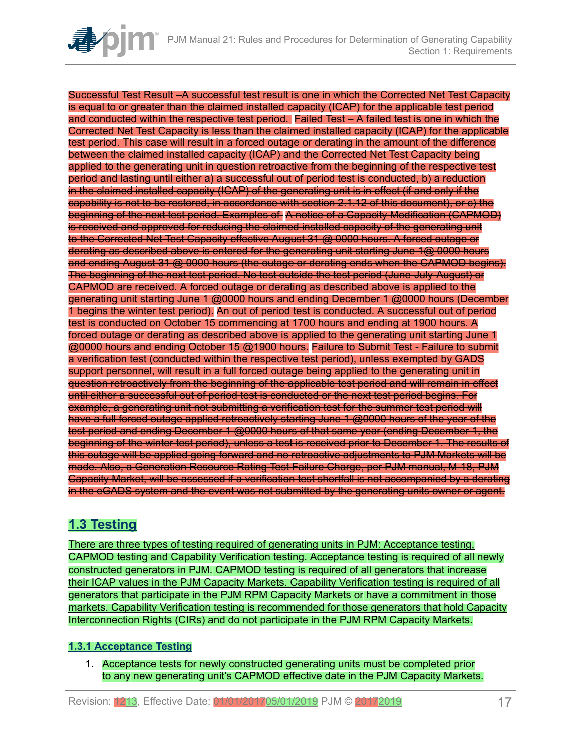Successful Test Result –A successful test result is one in which the Corrected Net Test Capacity is equal to or greater than the claimed installed capacity (ICAP) for the applicable test period and conducted within the respective test period. Failed Test – A failed test is one in which the Corrected Net Test Capacity is less than the claimed installed capacity (ICAP) for the applicable test period. This case will result in a forced outage or derating in the amount of the difference between the claimed installed capacity (ICAP) and the Corrected Net Test Capacity being applied to the generating unit in question retroactive from the beginning of the respective test period and lasting until either a) a successful out of period test is conducted, b) a reduction in the claimed installed capacity (ICAP) of the generating unit is in effect (if and only if the capability is not to be restored, in accordance with section 2.1.12 of this document), or c) the beginning of the next test period. Examples of A notice of a Capacity Modification (CAPMOD) is received and approved for reducing the claimed installed capacity of the generating unit to the Corrected Net Test Capacity effective August 31 @ 0000 hours. A forced outage or derating as described above is entered for the generating unit starting June 1@ 0000 hours and ending August 31 @ 0000 hours (the outage or derating ends when the CAPMOD begins). The beginning of the next test period. No test outside the test period (June-July-August) or CAPMOD are received. A forced outage or derating as described above is applied to the generating unit starting June 1 @0000 hours and ending December 1 @0000 hours (December 1 begins the winter test period). An out of period test is conducted. A successful out of period test is conducted on October 15 commencing at 1700 hours and ending at 1900 hours. A forced outage or derating as described above is applied to the generating unit starting June 1 @0000 hours and ending October 15 @1900 hours. Failure to Submit Test - Failure to submit a verification test (conducted within the respective test period), unless exempted by GADS support personnel, will result in a full forced outage being applied to the generating unit in question retroactively from the beginning of the applicable test period and will remain in effect until either a successful out of period test is conducted or the next test period begins. For example, a generating unit not submitting a verification test for the summer test period will have a full forced outage applied retroactively starting June 1 @0000 hours of the year of the test period and ending December 1 @0000 hours of that same year (ending December 1, the beginning of the winter test period), unless a test is received prior to December 1. The results of this outage will be applied going forward and no retroactive adjustments to PJM Markets will be made. Also, a Generation Resource Rating Test Failure Charge, per PJM manual, M-18, PJM Capacity Market, will be assessed if a verification test shortfall is not accompanied by a derating in the eGADS system and the event was not submitted by the generating units owner or agent.

## 1.3 Testing

There are three types of testing required of generating units in PJM: Acceptance testing, CAPMOD testing and Capability Verification testing. Acceptance testing is required of all newly constructed generators in PJM. CAPMOD testing is required of all generators that increase their ICAP values in the PJM Capacity Markets. Capability Verification testing is required of all generators that participate in the PJM RPM Capacity Markets or have a commitment in those markets. Capability Verification testing is recommended for those generators that hold Capacity Interconnection Rights (CIRs) and do not participate in the PJM RPM Capacity Markets.

### 1.3.1 Acceptance Testing

1. Acceptance tests for newly constructed generating units must be completed prior to any new generating unit's CAPMOD effective date in the PJM Capacity Markets.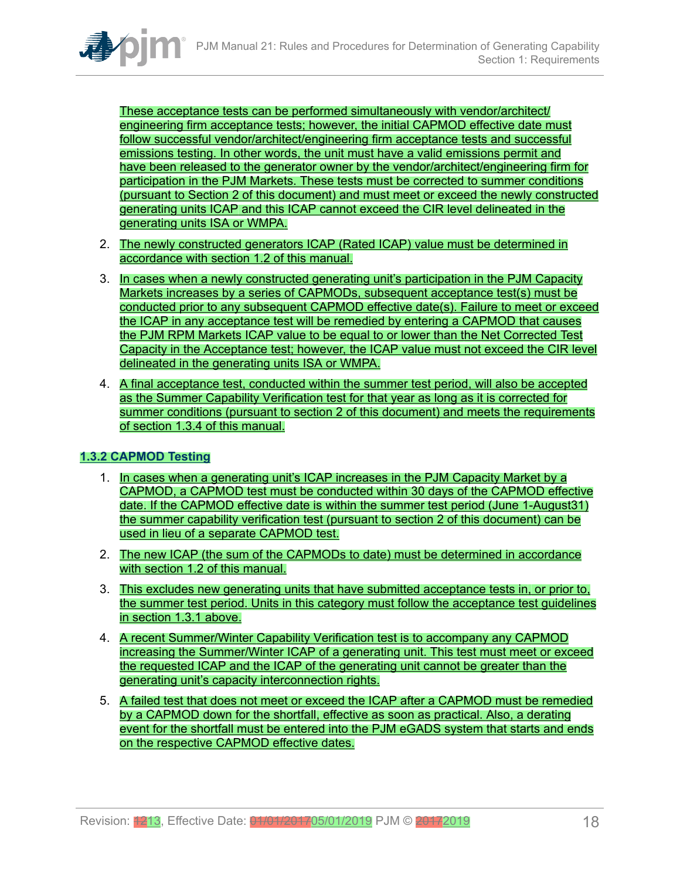These acceptance tests can be performed simultaneously with vendor/architect/engineering firm acceptance tests; however, the initial CAPMOD effective date must follow successful vendor/architect/engineering firm acceptance tests and successful emissions testing. In other words, the unit must have a valid emissions permit and have been released to the generator owner by the vendor/architect/engineering firm for participation in the PJM Markets. These tests must be corrected to summer conditions (pursuant to Section 2 of this document) and must meet or exceed the newly constructed generating units ICAP and this ICAP cannot exceed the CIR level delineated in the generating units ISA or WMPA.

2. The newly constructed generators ICAP (Rated ICAP) value must be determined in accordance with section 1.2 of this manual.

3. In cases when a newly constructed generating unit's participation in the PJM Capacity Markets increases by a series of CAPMODs, subsequent acceptance test(s) must be conducted prior to any subsequent CAPMOD effective date(s). Failure to meet or exceed the ICAP in any acceptance test will be remedied by entering a CAPMOD that causes the PJM RPM Markets ICAP value to be equal to or lower than the Net Corrected Test Capacity in the Acceptance test; however, the ICAP value must not exceed the CIR level delineated in the generating units ISA or WMPA.

4. A final acceptance test, conducted within the summer test period, will also be accepted as the Summer Capability Verification test for that year as long as it is corrected for summer conditions (pursuant to section 2 of this document) and meets the requirements of section 1.3.4 of this manual.

### 1.3.2 CAPMOD Testing

1. In cases when a generating unit's ICAP increases in the PJM Capacity Market by a CAPMOD, a CAPMOD test must be conducted within 30 days of the CAPMOD effective date. If the CAPMOD effective date is within the summer test period (June 1-August31) the summer capability verification test (pursuant to section 2 of this document) can be used in lieu of a separate CAPMOD test.

2. The new ICAP (the sum of the CAPMODs to date) must be determined in accordance with section 1.2 of this manual.

3. This excludes new generating units that have submitted acceptance tests in, or prior to, the summer test period. Units in this category must follow the acceptance test guidelines in section 1.3.1 above.

4. A recent Summer/Winter Capability Verification test is to accompany any CAPMOD increasing the Summer/Winter ICAP of a generating unit. This test must meet or exceed the requested ICAP and the ICAP of the generating unit cannot be greater than the generating unit's capacity interconnection rights.

5. A failed test that does not meet or exceed the ICAP after a CAPMOD must be remedied by a CAPMOD down for the shortfall, effective as soon as practical. Also, a derating event for the shortfall must be entered into the PJM eGADS system that starts and ends on the respective CAPMOD effective dates.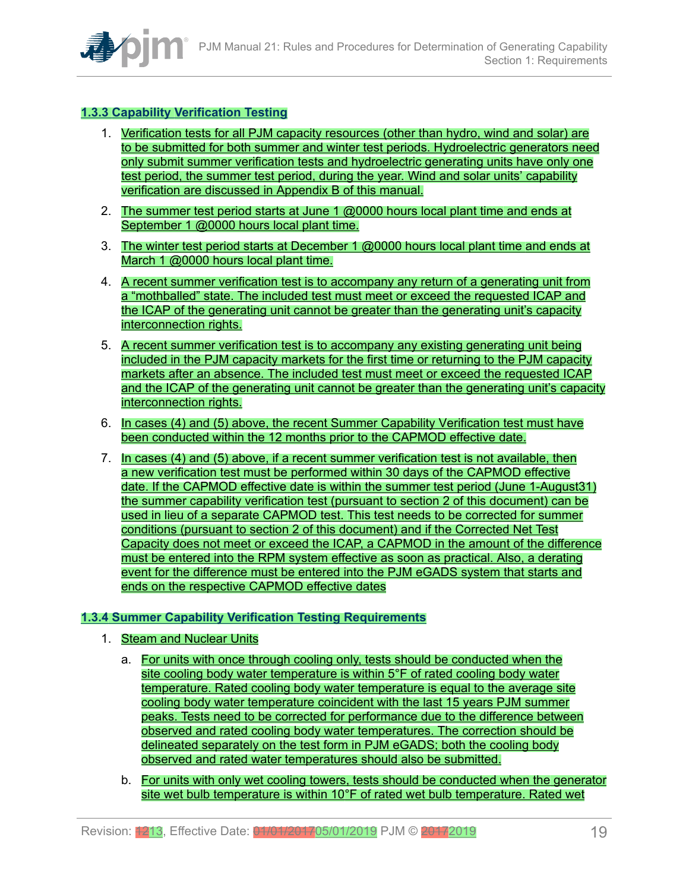### 1.3.3 Capability Verification Testing

1. Verification tests for all PJM capacity resources (other than hydro, wind and solar) are to be submitted for both summer and winter test periods. Hydroelectric generators need only submit summer verification tests and hydroelectric generating units have only one test period, the summer test period, during the year. Wind and solar units' capability verification are discussed in Appendix B of this manual.

2. The summer test period starts at June 1 @0000 hours local plant time and ends at September 1 @0000 hours local plant time.

3. The winter test period starts at December 1 @0000 hours local plant time and ends at March 1 @0000 hours local plant time.

4. A recent summer verification test is to accompany any return of a generating unit from a "mothballed" state. The included test must meet or exceed the requested ICAP and the ICAP of the generating unit cannot be greater than the generating unit's capacity interconnection rights.

5. A recent summer verification test is to accompany any existing generating unit being included in the PJM capacity markets for the first time or returning to the PJM capacity markets after an absence. The included test must meet or exceed the requested ICAP and the ICAP of the generating unit cannot be greater than the generating unit's capacity interconnection rights.

6. In cases (4) and (5) above, the recent Summer Capability Verification test must have been conducted within the 12 months prior to the CAPMOD effective date.

7. In cases (4) and (5) above, if a recent summer verification test is not available, then a new verification test must be performed within 30 days of the CAPMOD effective date. If the CAPMOD effective date is within the summer test period (June 1-August31) the summer capability verification test (pursuant to section 2 of this document) can be used in lieu of a separate CAPMOD test. This test needs to be corrected for summer conditions (pursuant to section 2 of this document) and if the Corrected Net Test Capacity does not meet or exceed the ICAP, a CAPMOD in the amount of the difference must be entered into the RPM system effective as soon as practical. Also, a derating event for the difference must be entered into the PJM eGADS system that starts and ends on the respective CAPMOD effective dates

### 1.3.4 Summer Capability Verification Testing Requirements

1. Steam and Nuclear Units

   a. For units with once through cooling only, tests should be conducted when the site cooling body water temperature is within 5°F of rated cooling body water temperature. Rated cooling body water temperature is equal to the average site cooling body water temperature coincident with the last 15 years PJM summer peaks. Tests need to be corrected for performance due to the difference between observed and rated cooling body water temperatures. The correction should be delineated separately on the test form in PJM eGADS; both the cooling body observed and rated water temperatures should also be submitted.

   b. For units with only wet cooling towers, tests should be conducted when the generator site wet bulb temperature is within 10°F of rated wet bulb temperature. Rated wet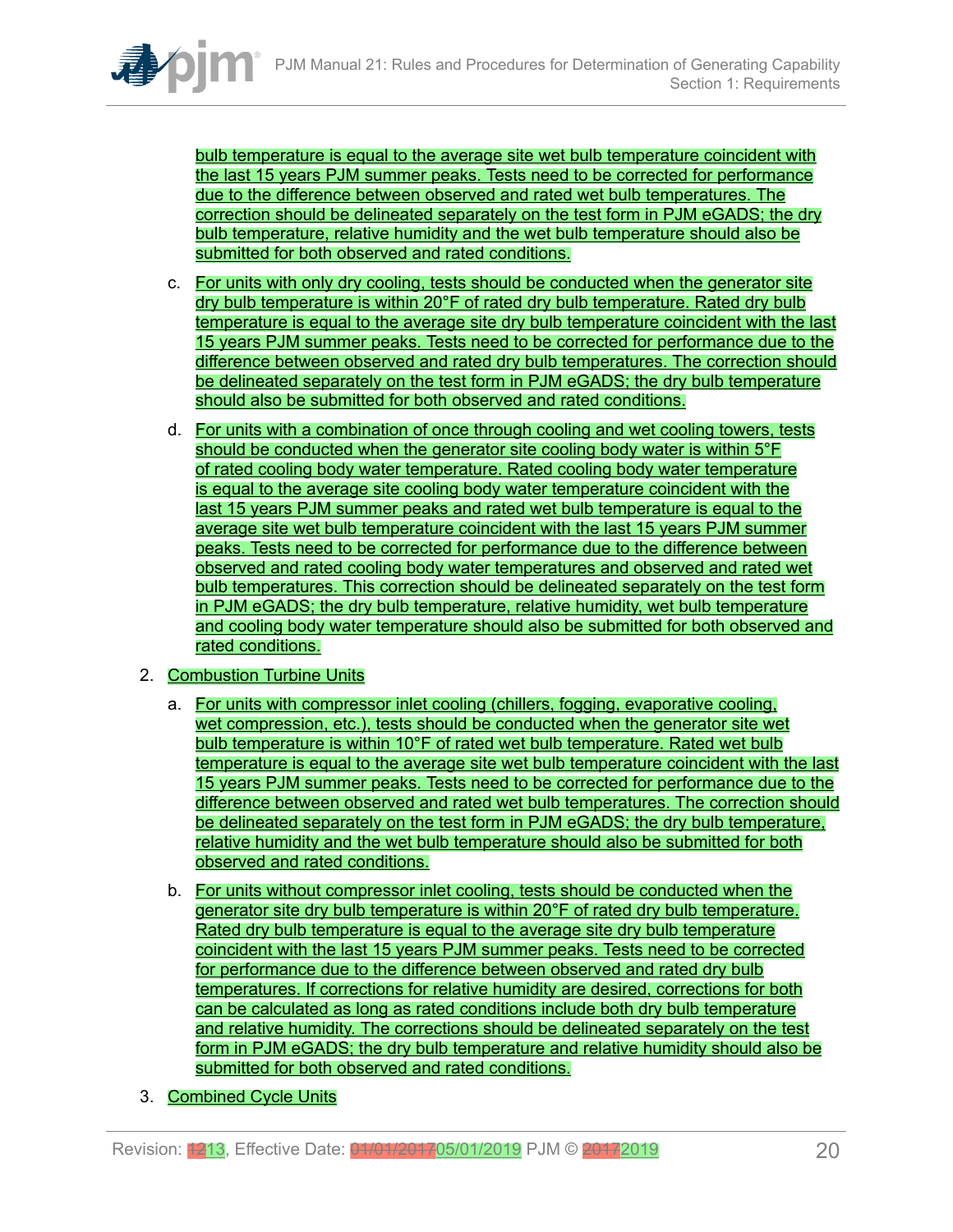bulb temperature is equal to the average site wet bulb temperature coincident with the last 15 years PJM summer peaks. Tests need to be corrected for performance due to the difference between observed and rated wet bulb temperatures. The correction should be delineated separately on the test form in PJM eGADS; the dry bulb temperature, relative humidity and the wet bulb temperature should also be submitted for both observed and rated conditions.

   c. For units with only dry cooling, tests should be conducted when the generator site dry bulb temperature is within 20°F of rated dry bulb temperature. Rated dry bulb temperature is equal to the average site dry bulb temperature coincident with the last 15 years PJM summer peaks. Tests need to be corrected for performance due to the difference between observed and rated dry bulb temperatures. The correction should be delineated separately on the test form in PJM eGADS; the dry bulb temperature should also be submitted for both observed and rated conditions.

   d. For units with a combination of once through cooling and wet cooling towers, tests should be conducted when the generator site cooling body water is within 5°F of rated cooling body water temperature. Rated cooling body water temperature is equal to the average site cooling body water temperature coincident with the last 15 years PJM summer peaks and rated wet bulb temperature is equal to the average site wet bulb temperature coincident with the last 15 years PJM summer peaks. Tests need to be corrected for performance due to the difference between observed and rated cooling body water temperatures and observed and rated wet bulb temperatures. This correction should be delineated separately on the test form in PJM eGADS; the dry bulb temperature, relative humidity, wet bulb temperature and cooling body water temperature should also be submitted for both observed and rated conditions.

2. Combustion Turbine Units

   a. For units with compressor inlet cooling (chillers, fogging, evaporative cooling, wet compression, etc.), tests should be conducted when the generator site wet bulb temperature is within 10°F of rated wet bulb temperature. Rated wet bulb temperature is equal to the average site wet bulb temperature coincident with the last 15 years PJM summer peaks. Tests need to be corrected for performance due to the difference between observed and rated wet bulb temperatures. The correction should be delineated separately on the test form in PJM eGADS; the dry bulb temperature, relative humidity and the wet bulb temperature should also be submitted for both observed and rated conditions.

   b. For units without compressor inlet cooling, tests should be conducted when the generator site dry bulb temperature is within 20°F of rated dry bulb temperature. Rated dry bulb temperature is equal to the average site dry bulb temperature coincident with the last 15 years PJM summer peaks. Tests need to be corrected for performance due to the difference between observed and rated dry bulb temperatures. If corrections for relative humidity are desired, corrections for both can be calculated as long as rated conditions include both dry bulb temperature and relative humidity. The corrections should be delineated separately on the test form in PJM eGADS; the dry bulb temperature and relative humidity should also be submitted for both observed and rated conditions.

3. Combined Cycle Units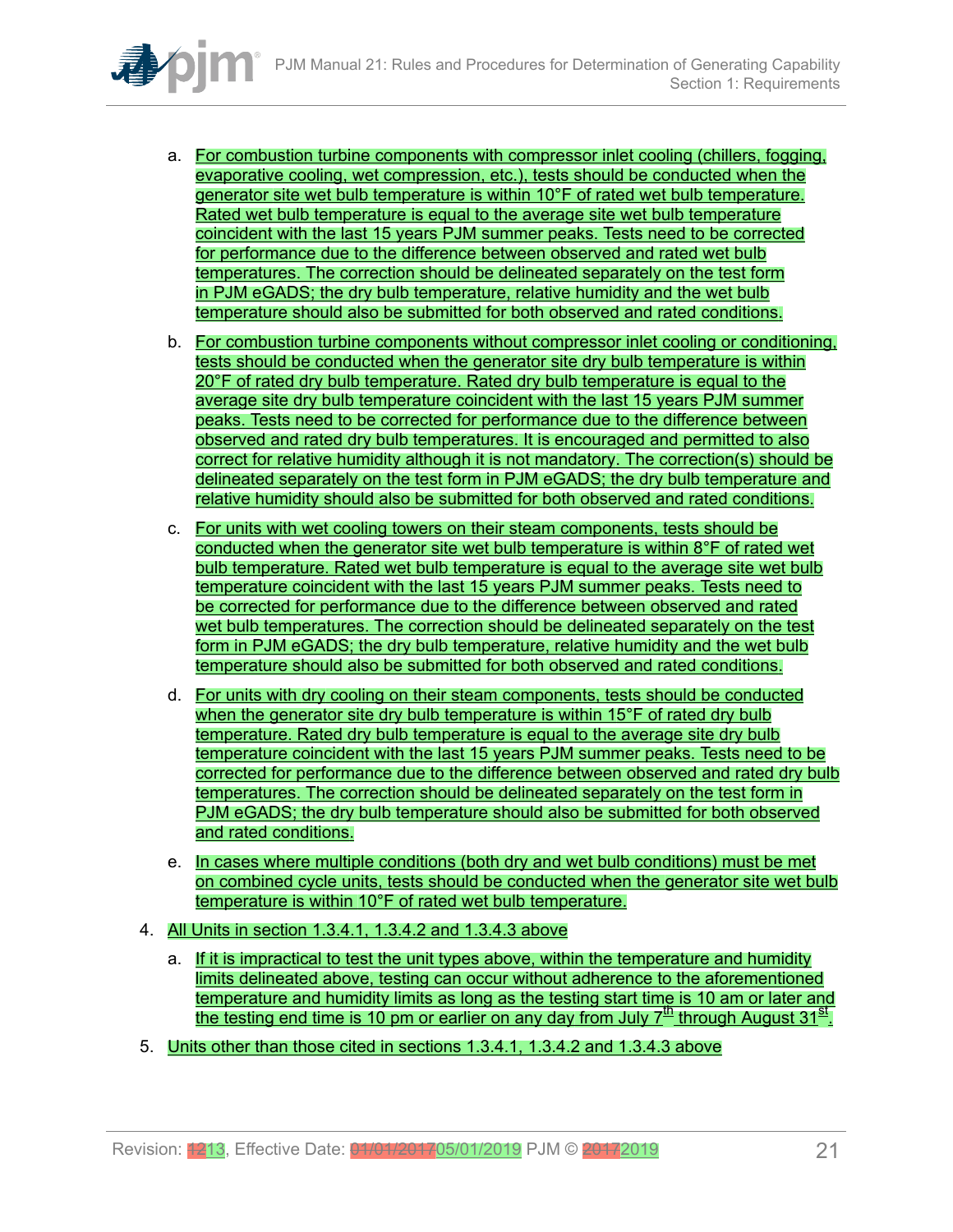a. For combustion turbine components with compressor inlet cooling (chillers, fogging, evaporative cooling, wet compression, etc.), tests should be conducted when the generator site wet bulb temperature is within 10°F of rated wet bulb temperature. Rated wet bulb temperature is equal to the average site wet bulb temperature coincident with the last 15 years PJM summer peaks. Tests need to be corrected for performance due to the difference between observed and rated wet bulb temperatures. The correction should be delineated separately on the test form in PJM eGADS; the dry bulb temperature, relative humidity and the wet bulb temperature should also be submitted for both observed and rated conditions.

b. For combustion turbine components without compressor inlet cooling or conditioning, tests should be conducted when the generator site dry bulb temperature is within 20°F of rated dry bulb temperature. Rated dry bulb temperature is equal to the average site dry bulb temperature coincident with the last 15 years PJM summer peaks. Tests need to be corrected for performance due to the difference between observed and rated dry bulb temperatures. It is encouraged and permitted to also correct for relative humidity although it is not mandatory. The correction(s) should be delineated separately on the test form in PJM eGADS; the dry bulb temperature and relative humidity should also be submitted for both observed and rated conditions.

c. For units with wet cooling towers on their steam components, tests should be conducted when the generator site wet bulb temperature is within 8°F of rated wet bulb temperature. Rated wet bulb temperature is equal to the average site wet bulb temperature coincident with the last 15 years PJM summer peaks. Tests need to be corrected for performance due to the difference between observed and rated wet bulb temperatures. The correction should be delineated separately on the test form in PJM eGADS; the dry bulb temperature, relative humidity and the wet bulb temperature should also be submitted for both observed and rated conditions.

d. For units with dry cooling on their steam components, tests should be conducted when the generator site dry bulb temperature is within 15°F of rated dry bulb temperature. Rated dry bulb temperature is equal to the average site dry bulb temperature coincident with the last 15 years PJM summer peaks. Tests need to be corrected for performance due to the difference between observed and rated dry bulb temperatures. The correction should be delineated separately on the test form in PJM eGADS; the dry bulb temperature should also be submitted for both observed and rated conditions.

e. In cases where multiple conditions (both dry and wet bulb conditions) must be met on combined cycle units, tests should be conducted when the generator site wet bulb temperature is within 10°F of rated wet bulb temperature.

4. All Units in section 1.3.4.1, 1.3.4.2 and 1.3.4.3 above

   a. If it is impractical to test the unit types above, within the temperature and humidity limits delineated above, testing can occur without adherence to the aforementioned temperature and humidity limits as long as the testing start time is 10 am or later and the testing end time is 10 pm or earlier on any day from July 7th through August 31st.

5. Units other than those cited in sections 1.3.4.1, 1.3.4.2 and 1.3.4.3 above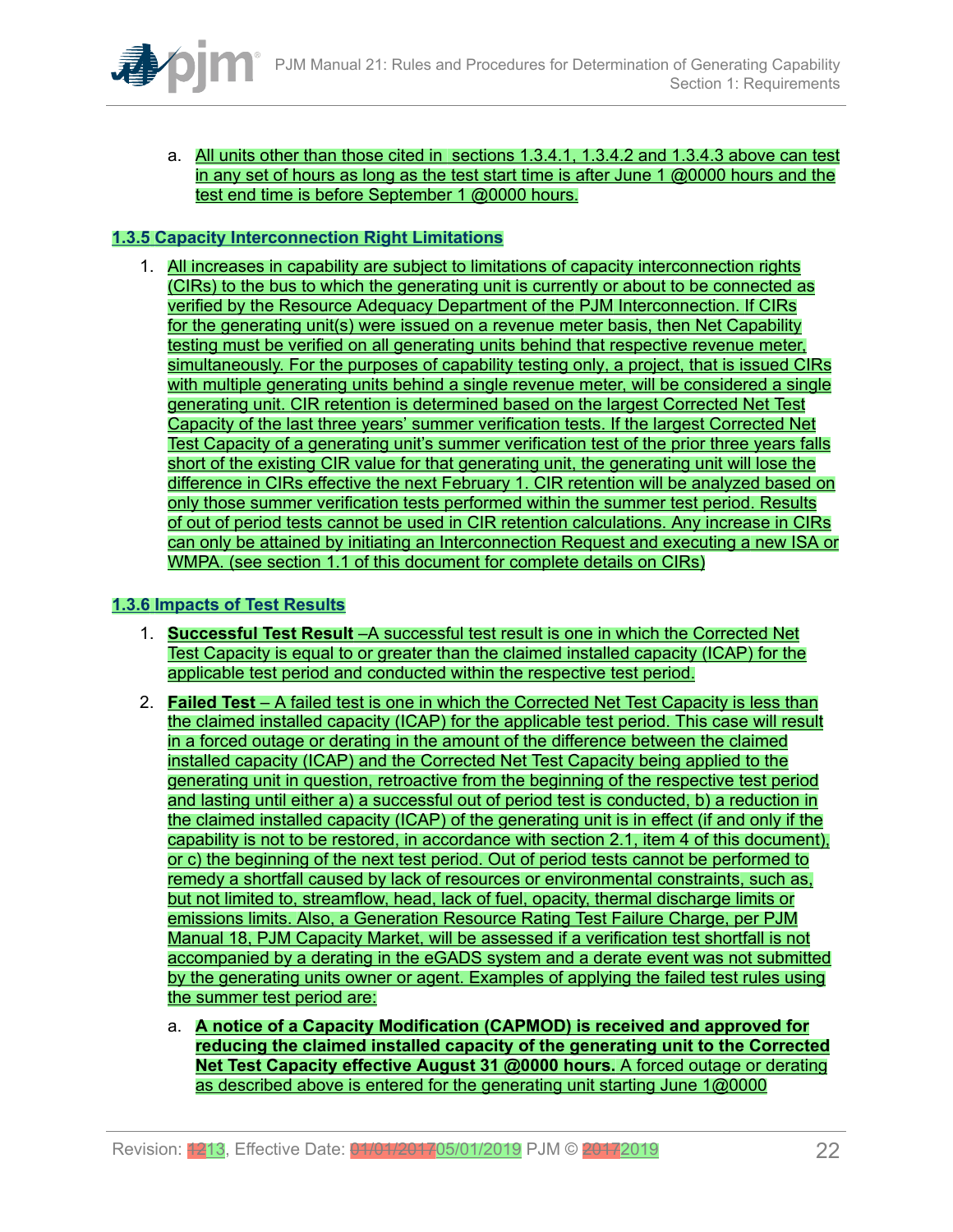a. All units other than those cited in sections 1.3.4.1, 1.3.4.2 and 1.3.4.3 above can test in any set of hours as long as the test start time is after June 1 @0000 hours and the test end time is before September 1 @0000 hours.

### 1.3.5 Capacity Interconnection Right Limitations

1. All increases in capability are subject to limitations of capacity interconnection rights (CIRs) to the bus to which the generating unit is currently or about to be connected as verified by the Resource Adequacy Department of the PJM Interconnection. If CIRs for the generating unit(s) were issued on a revenue meter basis, then Net Capability testing must be verified on all generating units behind that respective revenue meter, simultaneously. For the purposes of capability testing only, a project, that is issued CIRs with multiple generating units behind a single revenue meter, will be considered a single generating unit. CIR retention is determined based on the largest Corrected Net Test Capacity of the last three years' summer verification tests. If the largest Corrected Net Test Capacity of a generating unit's summer verification test of the prior three years falls short of the existing CIR value for that generating unit, the generating unit will lose the difference in CIRs effective the next February 1. CIR retention will be analyzed based on only those summer verification tests performed within the summer test period. Results of out of period tests cannot be used in CIR retention calculations. Any increase in CIRs can only be attained by initiating an Interconnection Request and executing a new ISA or WMPA. (see section 1.1 of this document for complete details on CIRs)

### 1.3.6 Impacts of Test Results

1. **Successful Test Result** –A successful test result is one in which the Corrected Net Test Capacity is equal to or greater than the claimed installed capacity (ICAP) for the applicable test period and conducted within the respective test period.

2. **Failed Test** – A failed test is one in which the Corrected Net Test Capacity is less than the claimed installed capacity (ICAP) for the applicable test period. This case will result in a forced outage or derating in the amount of the difference between the claimed installed capacity (ICAP) and the Corrected Net Test Capacity being applied to the generating unit in question, retroactive from the beginning of the respective test period and lasting until either a) a successful out of period test is conducted, b) a reduction in the claimed installed capacity (ICAP) of the generating unit is in effect (if and only if the capability is not to be restored, in accordance with section 2.1, item 4 of this document), or c) the beginning of the next test period. Out of period tests cannot be performed to remedy a shortfall caused by lack of resources or environmental constraints, such as, but not limited to, streamflow, head, lack of fuel, opacity, thermal discharge limits or emissions limits. Also, a Generation Resource Rating Test Failure Charge, per PJM Manual 18, PJM Capacity Market, will be assessed if a verification test shortfall is not accompanied by a derating in the eGADS system and a derate event was not submitted by the generating units owner or agent. Examples of applying the failed test rules using the summer test period are:

   a. **A notice of a Capacity Modification (CAPMOD) is received and approved for reducing the claimed installed capacity of the generating unit to the Corrected Net Test Capacity effective August 31 @0000 hours.** A forced outage or derating as described above is entered for the generating unit starting June 1@0000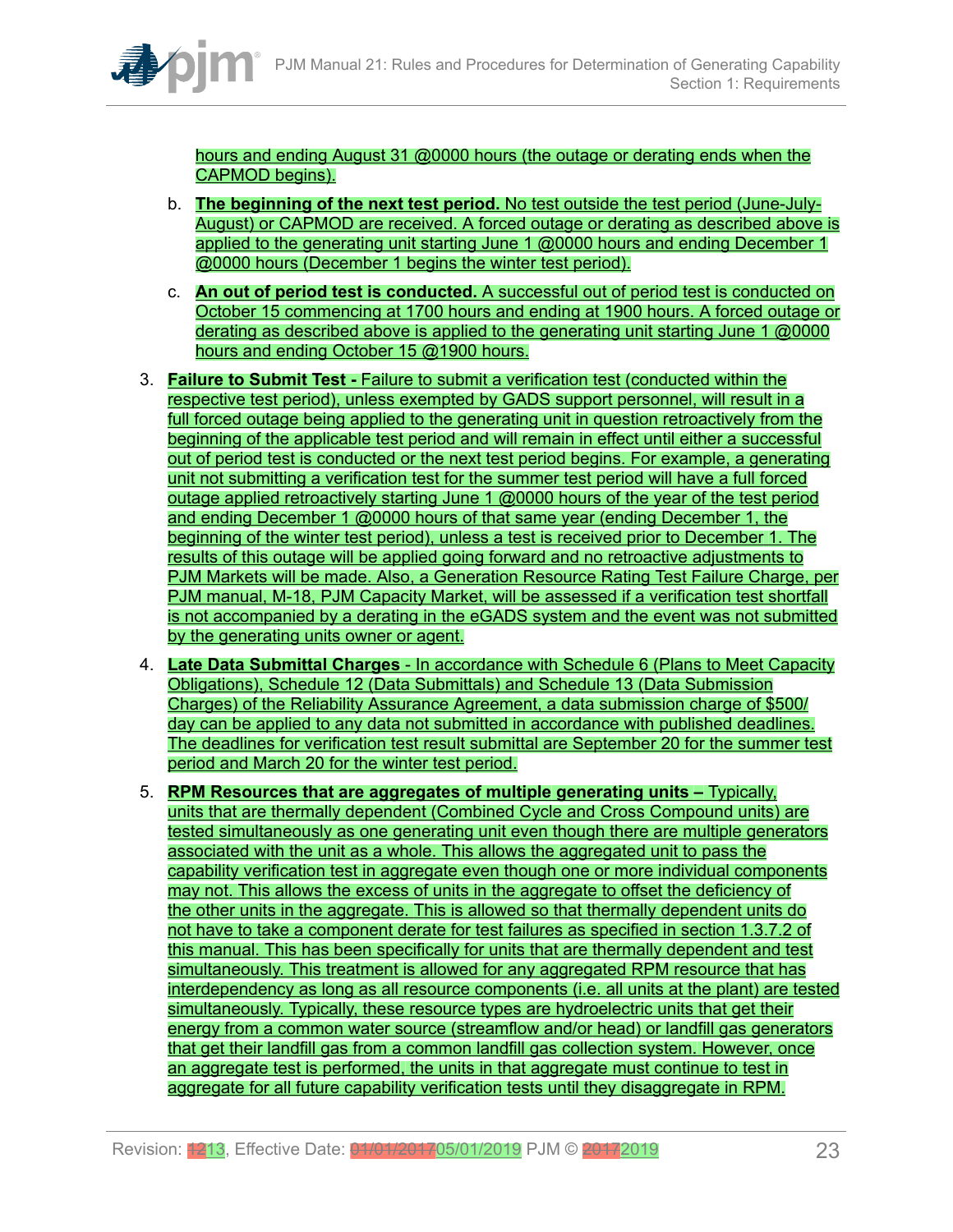hours and ending August 31 @0000 hours (the outage or derating ends when the CAPMOD begins).

   b. **The beginning of the next test period.** No test outside the test period (June-July-August) or CAPMOD are received. A forced outage or derating as described above is applied to the generating unit starting June 1 @0000 hours and ending December 1 @0000 hours (December 1 begins the winter test period).

   c. **An out of period test is conducted.** A successful out of period test is conducted on October 15 commencing at 1700 hours and ending at 1900 hours. A forced outage or derating as described above is applied to the generating unit starting June 1 @0000 hours and ending October 15 @1900 hours.

3. **Failure to Submit Test -** Failure to submit a verification test (conducted within the respective test period), unless exempted by GADS support personnel, will result in a full forced outage being applied to the generating unit in question retroactively from the beginning of the applicable test period and will remain in effect until either a successful out of period test is conducted or the next test period begins. For example, a generating unit not submitting a verification test for the summer test period will have a full forced outage applied retroactively starting June 1 @0000 hours of the year of the test period and ending December 1 @0000 hours of that same year (ending December 1, the beginning of the winter test period), unless a test is received prior to December 1. The results of this outage will be applied going forward and no retroactive adjustments to PJM Markets will be made. Also, a Generation Resource Rating Test Failure Charge, per PJM manual, M-18, PJM Capacity Market, will be assessed if a verification test shortfall is not accompanied by a derating in the eGADS system and the event was not submitted by the generating units owner or agent.

4. **Late Data Submittal Charges** - In accordance with Schedule 6 (Plans to Meet Capacity Obligations), Schedule 12 (Data Submittals) and Schedule 13 (Data Submission Charges) of the Reliability Assurance Agreement, a data submission charge of $500/day can be applied to any data not submitted in accordance with published deadlines. The deadlines for verification test result submittal are September 20 for the summer test period and March 20 for the winter test period.

5. **RPM Resources that are aggregates of multiple generating units –** Typically, units that are thermally dependent (Combined Cycle and Cross Compound units) are tested simultaneously as one generating unit even though there are multiple generators associated with the unit as a whole. This allows the aggregated unit to pass the capability verification test in aggregate even though one or more individual components may not. This allows the excess of units in the aggregate to offset the deficiency of the other units in the aggregate. This is allowed so that thermally dependent units do not have to take a component derate for test failures as specified in section 1.3.7.2 of this manual. This has been specifically for units that are thermally dependent and test simultaneously. This treatment is allowed for any aggregated RPM resource that has interdependency as long as all resource components (i.e. all units at the plant) are tested simultaneously. Typically, these resource types are hydroelectric units that get their energy from a common water source (streamflow and/or head) or landfill gas generators that get their landfill gas from a common landfill gas collection system. However, once an aggregate test is performed, the units in that aggregate must continue to test in aggregate for all future capability verification tests until they disaggregate in RPM.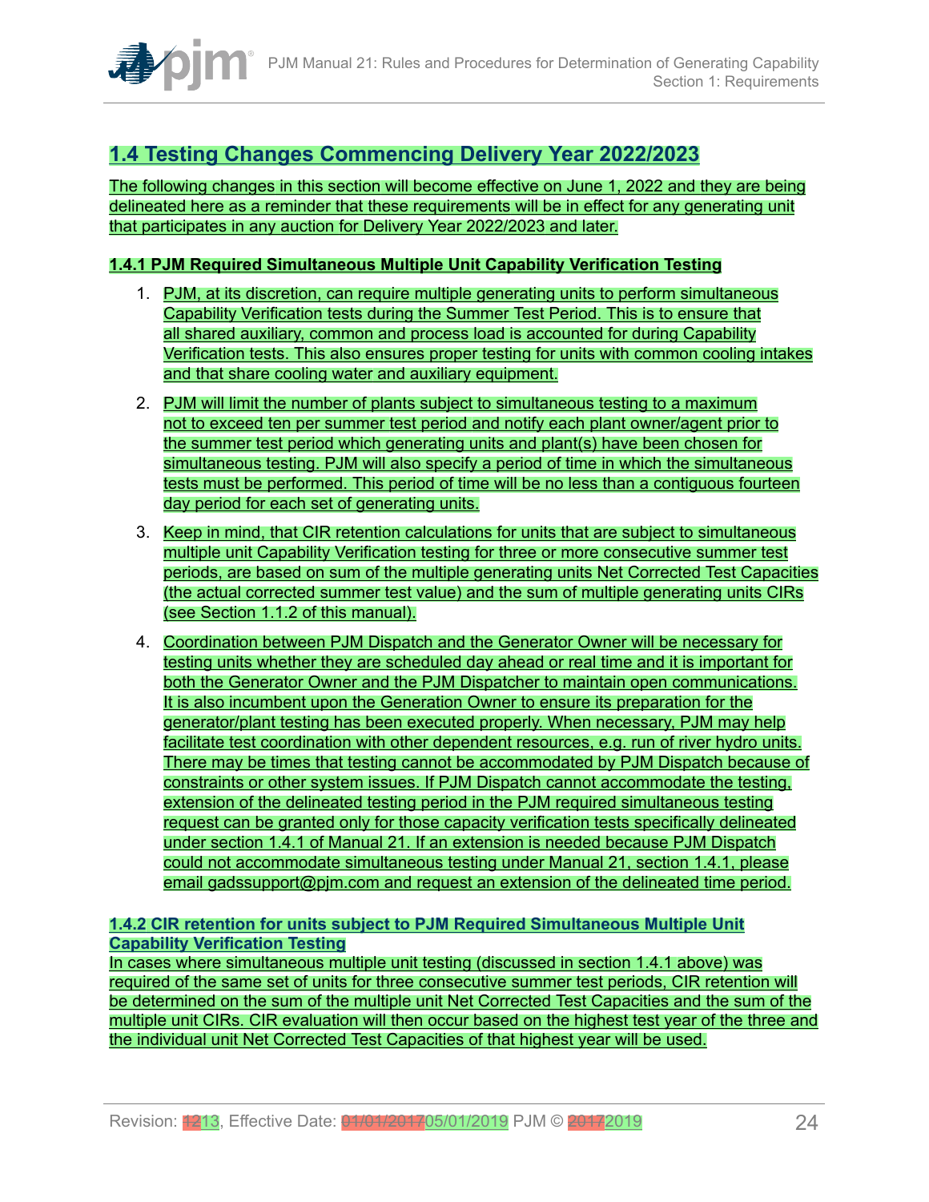## 1.4 Testing Changes Commencing Delivery Year 2022/2023

The following changes in this section will become effective on June 1, 2022 and they are being delineated here as a reminder that these requirements will be in effect for any generating unit that participates in any auction for Delivery Year 2022/2023 and later.

### 1.4.1 PJM Required Simultaneous Multiple Unit Capability Verification Testing

1. PJM, at its discretion, can require multiple generating units to perform simultaneous Capability Verification tests during the Summer Test Period. This is to ensure that all shared auxiliary, common and process load is accounted for during Capability Verification tests. This also ensures proper testing for units with common cooling intakes and that share cooling water and auxiliary equipment.

2. PJM will limit the number of plants subject to simultaneous testing to a maximum not to exceed ten per summer test period and notify each plant owner/agent prior to the summer test period which generating units and plant(s) have been chosen for simultaneous testing. PJM will also specify a period of time in which the simultaneous tests must be performed. This period of time will be no less than a contiguous fourteen day period for each set of generating units.

3. Keep in mind, that CIR retention calculations for units that are subject to simultaneous multiple unit Capability Verification testing for three or more consecutive summer test periods, are based on sum of the multiple generating units Net Corrected Test Capacities (the actual corrected summer test value) and the sum of multiple generating units CIRs (see Section 1.1.2 of this manual).

4. Coordination between PJM Dispatch and the Generator Owner will be necessary for testing units whether they are scheduled day ahead or real time and it is important for both the Generator Owner and the PJM Dispatcher to maintain open communications. It is also incumbent upon the Generation Owner to ensure its preparation for the generator/plant testing has been executed properly. When necessary, PJM may help facilitate test coordination with other dependent resources, e.g. run of river hydro units. There may be times that testing cannot be accommodated by PJM Dispatch because of constraints or other system issues. If PJM Dispatch cannot accommodate the testing, extension of the delineated testing period in the PJM required simultaneous testing request can be granted only for those capacity verification tests specifically delineated under section 1.4.1 of Manual 21. If an extension is needed because PJM Dispatch could not accommodate simultaneous testing under Manual 21, section 1.4.1, please email gadssupport@pjm.com and request an extension of the delineated time period.

### 1.4.2 CIR retention for units subject to PJM Required Simultaneous Multiple Unit Capability Verification Testing

In cases where simultaneous multiple unit testing (discussed in section 1.4.1 above) was required of the same set of units for three consecutive summer test periods, CIR retention will be determined on the sum of the multiple unit Net Corrected Test Capacities and the sum of the multiple unit CIRs. CIR evaluation will then occur based on the highest test year of the three and the individual unit Net Corrected Test Capacities of that highest year will be used.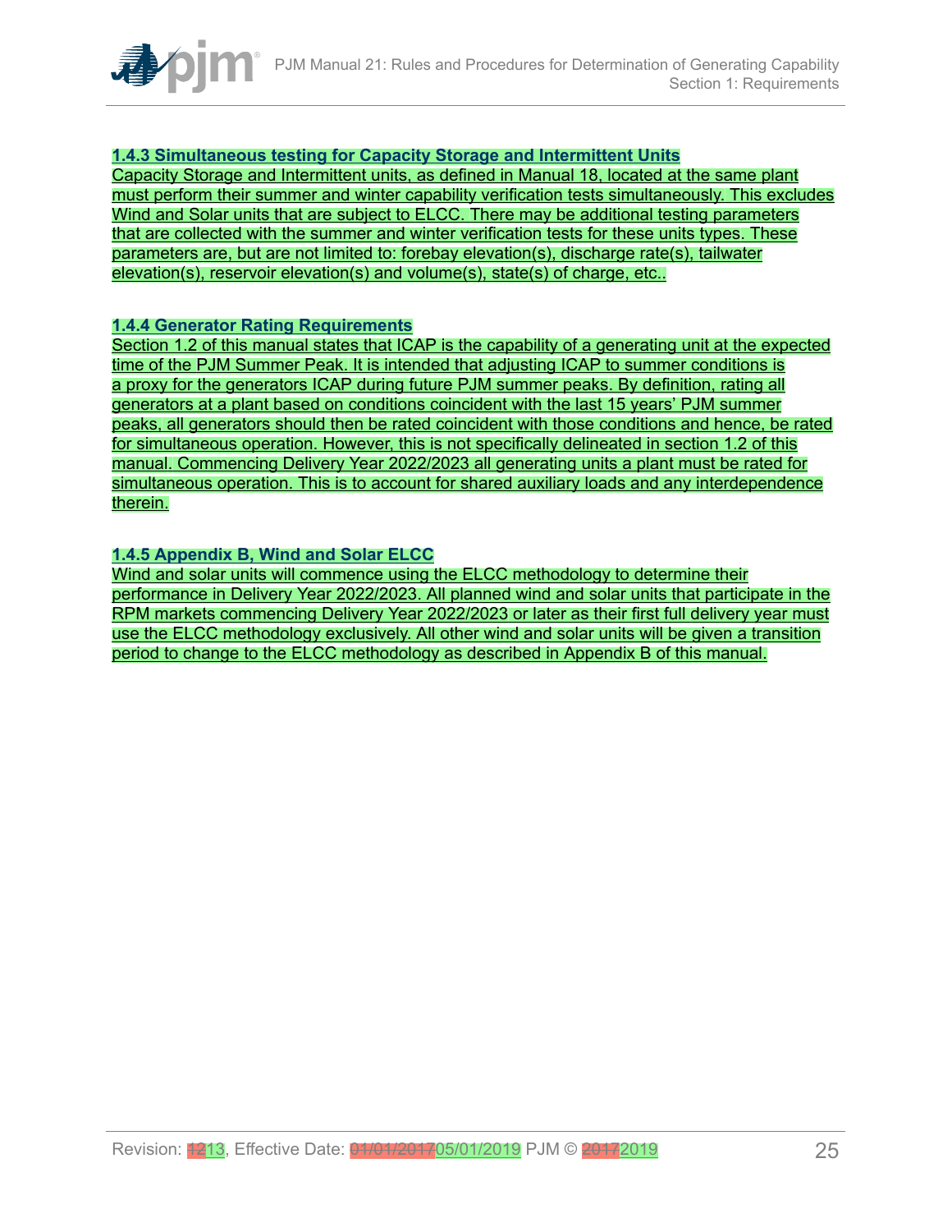### 1.4.3 Simultaneous testing for Capacity Storage and Intermittent Units

Capacity Storage and Intermittent units, as defined in Manual 18, located at the same plant must perform their summer and winter capability verification tests simultaneously. This excludes Wind and Solar units that are subject to ELCC. There may be additional testing parameters that are collected with the summer and winter verification tests for these units types. These parameters are, but are not limited to: forebay elevation(s), discharge rate(s), tailwater elevation(s), reservoir elevation(s) and volume(s), state(s) of charge, etc..

### 1.4.4 Generator Rating Requirements

Section 1.2 of this manual states that ICAP is the capability of a generating unit at the expected time of the PJM Summer Peak. It is intended that adjusting ICAP to summer conditions is a proxy for the generators ICAP during future PJM summer peaks. By definition, rating all generators at a plant based on conditions coincident with the last 15 years' PJM summer peaks, all generators should then be rated coincident with those conditions and hence, be rated for simultaneous operation. However, this is not specifically delineated in section 1.2 of this manual. Commencing Delivery Year 2022/2023 all generating units a plant must be rated for simultaneous operation. This is to account for shared auxiliary loads and any interdependence therein.

### 1.4.5 Appendix B, Wind and Solar ELCC

Wind and solar units will commence using the ELCC methodology to determine their performance in Delivery Year 2022/2023. All planned wind and solar units that participate in the RPM markets commencing Delivery Year 2022/2023 or later as their first full delivery year must use the ELCC methodology exclusively. All other wind and solar units will be given a transition period to change to the ELCC methodology as described in Appendix B of this manual.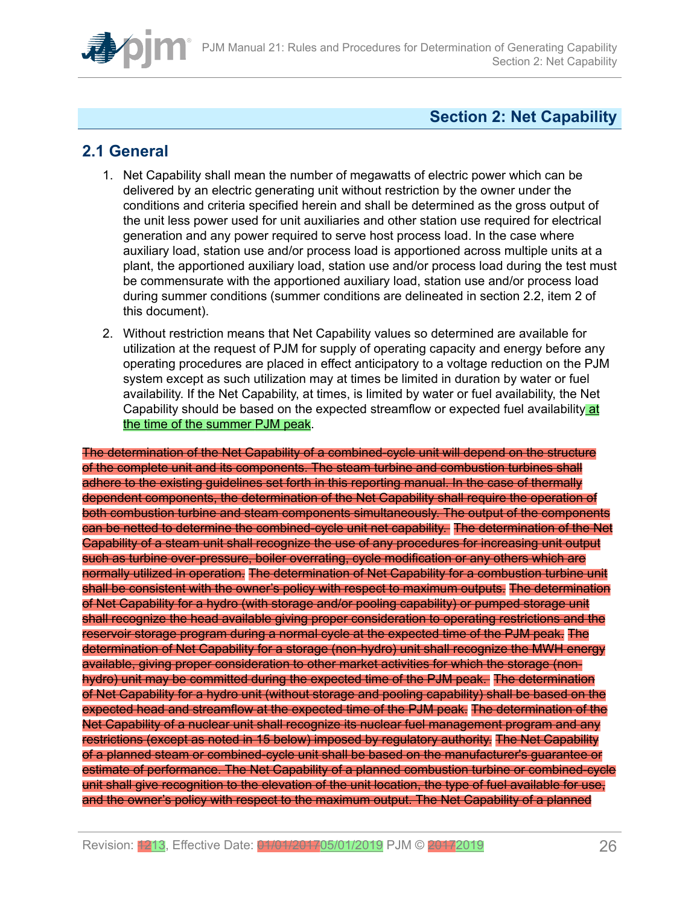## Section 2: Net Capability

### 2.1 General

1. Net Capability shall mean the number of megawatts of electric power which can be delivered by an electric generating unit without restriction by the owner under the conditions and criteria specified herein and shall be determined as the gross output of the unit less power used for unit auxiliaries and other station use required for electrical generation and any power required to serve host process load. In the case where auxiliary load, station use and/or process load is apportioned across multiple units at a plant, the apportioned auxiliary load, station use and/or process load during the test must be commensurate with the apportioned auxiliary load, station use and/or process load during summer conditions (summer conditions are delineated in section 2.2, item 2 of this document).

2. Without restriction means that Net Capability values so determined are available for utilization at the request of PJM for supply of operating capacity and energy before any operating procedures are placed in effect anticipatory to a voltage reduction on the PJM system except as such utilization may at times be limited in duration by water or fuel availability. If the Net Capability, at times, is limited by water or fuel availability, the Net Capability should be based on the expected streamflow or expected fuel availability at the time of the summer PJM peak.

~~The determination of the Net Capability of a combined-cycle unit will depend on the structure of the complete unit and its components. The steam turbine and combustion turbines shall adhere to the existing guidelines set forth in this reporting manual. In the case of thermally dependent components, the determination of the Net Capability shall require the operation of both combustion turbine and steam components simultaneously. The output of the components can be netted to determine the combined-cycle unit net capability. The determination of the Net Capability of a steam unit shall recognize the use of any procedures for increasing unit output such as turbine over-pressure, boiler overrating, cycle modification or any others which are normally utilized in operation. The determination of Net Capability for a combustion turbine unit shall be consistent with the owner's policy with respect to maximum outputs. The determination of Net Capability for a hydro (with storage and/or pooling capability) or pumped storage unit shall recognize the head available giving proper consideration to operating restrictions and the reservoir storage program during a normal cycle at the expected time of the PJM peak. The determination of Net Capability for a storage (non-hydro) unit shall recognize the MWH energy available, giving proper consideration to other market activities for which the storage (non-hydro) unit may be committed during the expected time of the PJM peak. The determination of Net Capability for a hydro unit (without storage and pooling capability) shall be based on the expected head and streamflow at the expected time of the PJM peak. The determination of the Net Capability of a nuclear unit shall recognize its nuclear fuel management program and any restrictions (except as noted in 15 below) imposed by regulatory authority. The Net Capability of a planned steam or combined-cycle unit shall be based on the manufacturer's guarantee or estimate of performance. The Net Capability of a planned combustion turbine or combined-cycle unit shall give recognition to the elevation of the unit location, the type of fuel available for use, and the owner's policy with respect to the maximum output. The Net Capability of a planned~~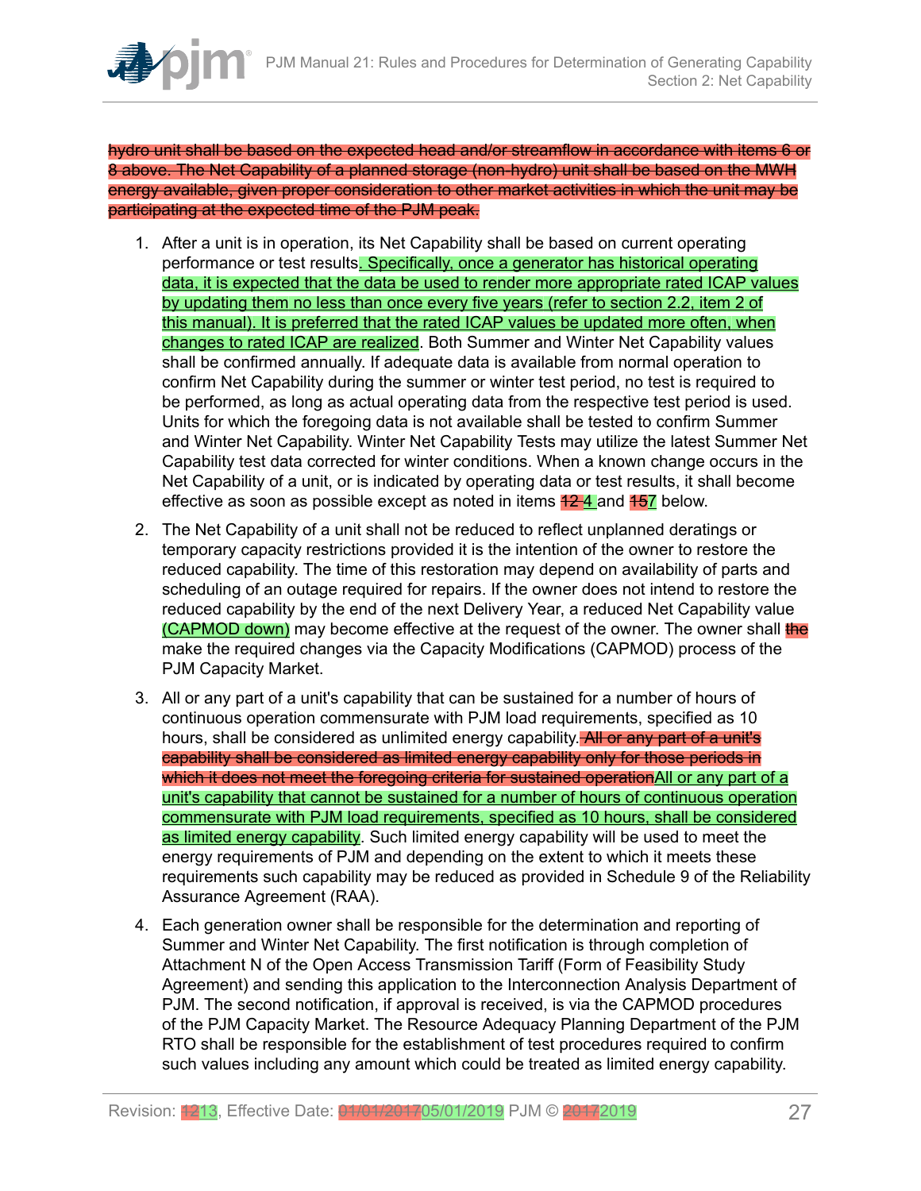hydro unit shall be based on the expected head and/or streamflow in accordance with items 6 or 8 above. The Net Capability of a planned storage (non-hydro) unit shall be based on the MWH energy available, given proper consideration to other market activities in which the unit may be participating at the expected time of the PJM peak.

1. After a unit is in operation, its Net Capability shall be based on current operating performance or test results. Specifically, once a generator has historical operating data, it is expected that the data be used to render more appropriate rated ICAP values by updating them no less than once every five years (refer to section 2.2, item 2 of this manual). It is preferred that the rated ICAP values be updated more often, when changes to rated ICAP are realized. Both Summer and Winter Net Capability values shall be confirmed annually. If adequate data is available from normal operation to confirm Net Capability during the summer or winter test period, no test is required to be performed, as long as actual operating data from the respective test period is used. Units for which the foregoing data is not available shall be tested to confirm Summer and Winter Net Capability. Winter Net Capability Tests may utilize the latest Summer Net Capability test data corrected for winter conditions. When a known change occurs in the Net Capability of a unit, or is indicated by operating data or test results, it shall become effective as soon as possible except as noted in items 12 4 and 157 below.

2. The Net Capability of a unit shall not be reduced to reflect unplanned deratings or temporary capacity restrictions provided it is the intention of the owner to restore the reduced capability. The time of this restoration may depend on availability of parts and scheduling of an outage required for repairs. If the owner does not intend to restore the reduced capability by the end of the next Delivery Year, a reduced Net Capability value (CAPMOD down) may become effective at the request of the owner. The owner shall the make the required changes via the Capacity Modifications (CAPMOD) process of the PJM Capacity Market.

3. All or any part of a unit's capability that can be sustained for a number of hours of continuous operation commensurate with PJM load requirements, specified as 10 hours, shall be considered as unlimited energy capability. All or any part of a unit's capability shall be considered as limited energy capability only for those periods in which it does not meet the foregoing criteria for sustained operationAll or any part of a unit's capability that cannot be sustained for a number of hours of continuous operation commensurate with PJM load requirements, specified as 10 hours, shall be considered as limited energy capability. Such limited energy capability will be used to meet the energy requirements of PJM and depending on the extent to which it meets these requirements such capability may be reduced as provided in Schedule 9 of the Reliability Assurance Agreement (RAA).

4. Each generation owner shall be responsible for the determination and reporting of Summer and Winter Net Capability. The first notification is through completion of Attachment N of the Open Access Transmission Tariff (Form of Feasibility Study Agreement) and sending this application to the Interconnection Analysis Department of PJM. The second notification, if approval is received, is via the CAPMOD procedures of the PJM Capacity Market. The Resource Adequacy Planning Department of the PJM RTO shall be responsible for the establishment of test procedures required to confirm such values including any amount which could be treated as limited energy capability.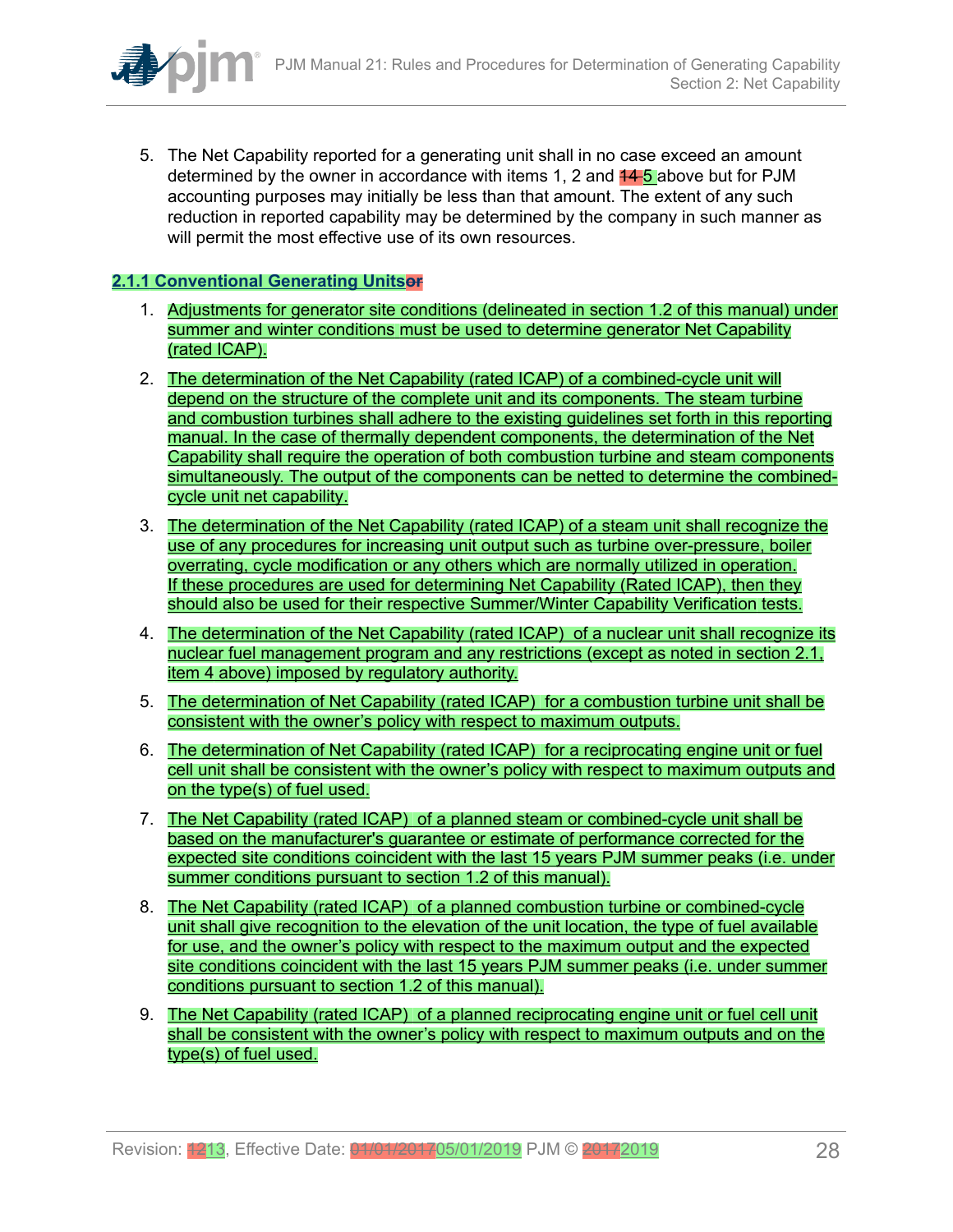5. The Net Capability reported for a generating unit shall in no case exceed an amount determined by the owner in accordance with items 1, 2 and 14 5 above but for PJM accounting purposes may initially be less than that amount. The extent of any such reduction in reported capability may be determined by the company in such manner as will permit the most effective use of its own resources.

### 2.1.1 Conventional Generating Unitsor

1. Adjustments for generator site conditions (delineated in section 1.2 of this manual) under summer and winter conditions must be used to determine generator Net Capability (rated ICAP).
2. The determination of the Net Capability (rated ICAP) of a combined-cycle unit will depend on the structure of the complete unit and its components. The steam turbine and combustion turbines shall adhere to the existing guidelines set forth in this reporting manual. In the case of thermally dependent components, the determination of the Net Capability shall require the operation of both combustion turbine and steam components simultaneously. The output of the components can be netted to determine the combined-cycle unit net capability.
3. The determination of the Net Capability (rated ICAP) of a steam unit shall recognize the use of any procedures for increasing unit output such as turbine over-pressure, boiler overrating, cycle modification or any others which are normally utilized in operation. If these procedures are used for determining Net Capability (Rated ICAP), then they should also be used for their respective Summer/Winter Capability Verification tests.
4. The determination of the Net Capability (rated ICAP) of a nuclear unit shall recognize its nuclear fuel management program and any restrictions (except as noted in section 2.1, item 4 above) imposed by regulatory authority.
5. The determination of Net Capability (rated ICAP) for a combustion turbine unit shall be consistent with the owner's policy with respect to maximum outputs.
6. The determination of Net Capability (rated ICAP) for a reciprocating engine unit or fuel cell unit shall be consistent with the owner's policy with respect to maximum outputs and on the type(s) of fuel used.
7. The Net Capability (rated ICAP) of a planned steam or combined-cycle unit shall be based on the manufacturer's guarantee or estimate of performance corrected for the expected site conditions coincident with the last 15 years PJM summer peaks (i.e. under summer conditions pursuant to section 1.2 of this manual).
8. The Net Capability (rated ICAP) of a planned combustion turbine or combined-cycle unit shall give recognition to the elevation of the unit location, the type of fuel available for use, and the owner's policy with respect to the maximum output and the expected site conditions coincident with the last 15 years PJM summer peaks (i.e. under summer conditions pursuant to section 1.2 of this manual).
9. The Net Capability (rated ICAP) of a planned reciprocating engine unit or fuel cell unit shall be consistent with the owner's policy with respect to maximum outputs and on the type(s) of fuel used.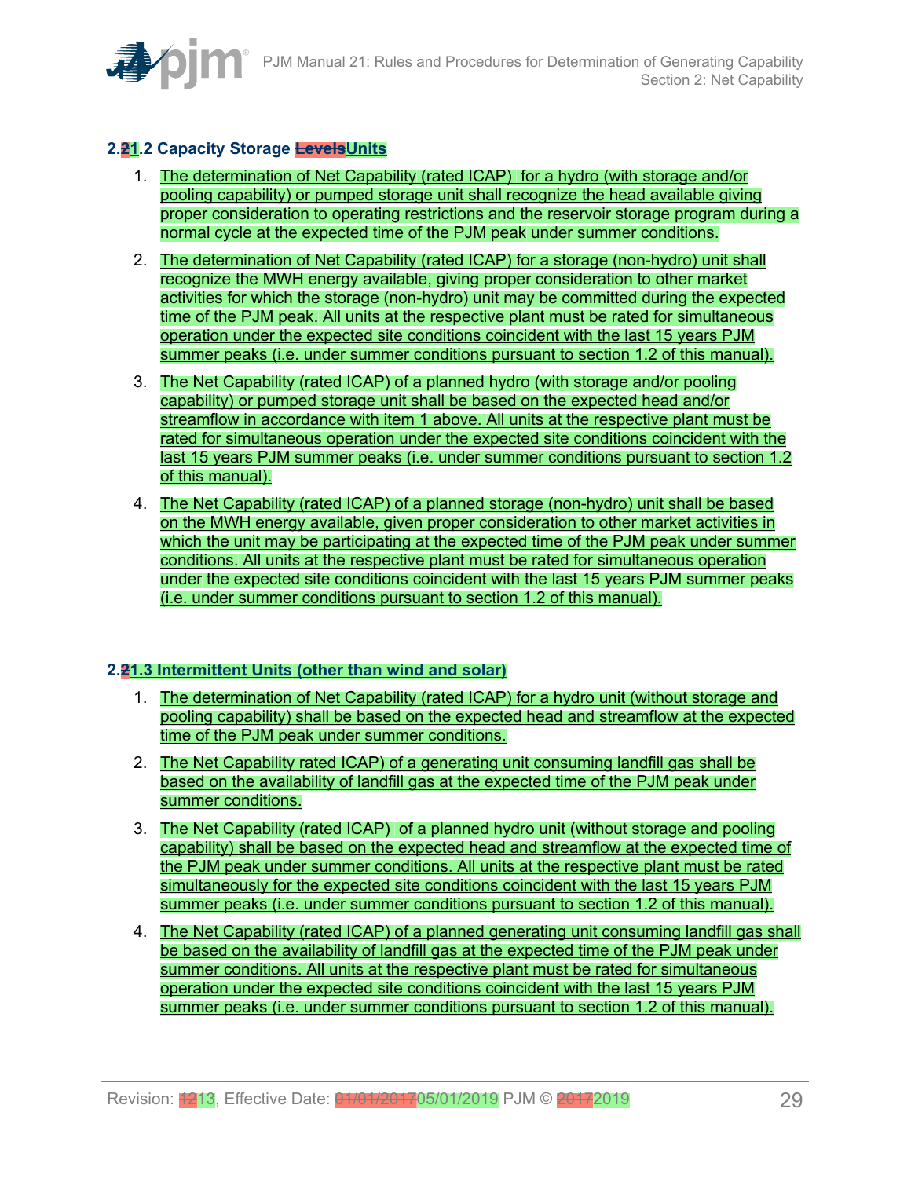### 2.21.2 Capacity Storage LevelsUnits

1. The determination of Net Capability (rated ICAP) for a hydro (with storage and/or pooling capability) or pumped storage unit shall recognize the head available giving proper consideration to operating restrictions and the reservoir storage program during a normal cycle at the expected time of the PJM peak under summer conditions.
2. The determination of Net Capability (rated ICAP) for a storage (non-hydro) unit shall recognize the MWH energy available, giving proper consideration to other market activities for which the storage (non-hydro) unit may be committed during the expected time of the PJM peak. All units at the respective plant must be rated for simultaneous operation under the expected site conditions coincident with the last 15 years PJM summer peaks (i.e. under summer conditions pursuant to section 1.2 of this manual).
3. The Net Capability (rated ICAP) of a planned hydro (with storage and/or pooling capability) or pumped storage unit shall be based on the expected head and/or streamflow in accordance with item 1 above. All units at the respective plant must be rated for simultaneous operation under the expected site conditions coincident with the last 15 years PJM summer peaks (i.e. under summer conditions pursuant to section 1.2 of this manual).
4. The Net Capability (rated ICAP) of a planned storage (non-hydro) unit shall be based on the MWH energy available, given proper consideration to other market activities in which the unit may be participating at the expected time of the PJM peak under summer conditions. All units at the respective plant must be rated for simultaneous operation under the expected site conditions coincident with the last 15 years PJM summer peaks (i.e. under summer conditions pursuant to section 1.2 of this manual).

### 2.21.3 Intermittent Units (other than wind and solar)

1. The determination of Net Capability (rated ICAP) for a hydro unit (without storage and pooling capability) shall be based on the expected head and streamflow at the expected time of the PJM peak under summer conditions.
2. The Net Capability rated ICAP) of a generating unit consuming landfill gas shall be based on the availability of landfill gas at the expected time of the PJM peak under summer conditions.
3. The Net Capability (rated ICAP) of a planned hydro unit (without storage and pooling capability) shall be based on the expected head and streamflow at the expected time of the PJM peak under summer conditions. All units at the respective plant must be rated simultaneously for the expected site conditions coincident with the last 15 years PJM summer peaks (i.e. under summer conditions pursuant to section 1.2 of this manual).
4. The Net Capability (rated ICAP) of a planned generating unit consuming landfill gas shall be based on the availability of landfill gas at the expected time of the PJM peak under summer conditions. All units at the respective plant must be rated for simultaneous operation under the expected site conditions coincident with the last 15 years PJM summer peaks (i.e. under summer conditions pursuant to section 1.2 of this manual).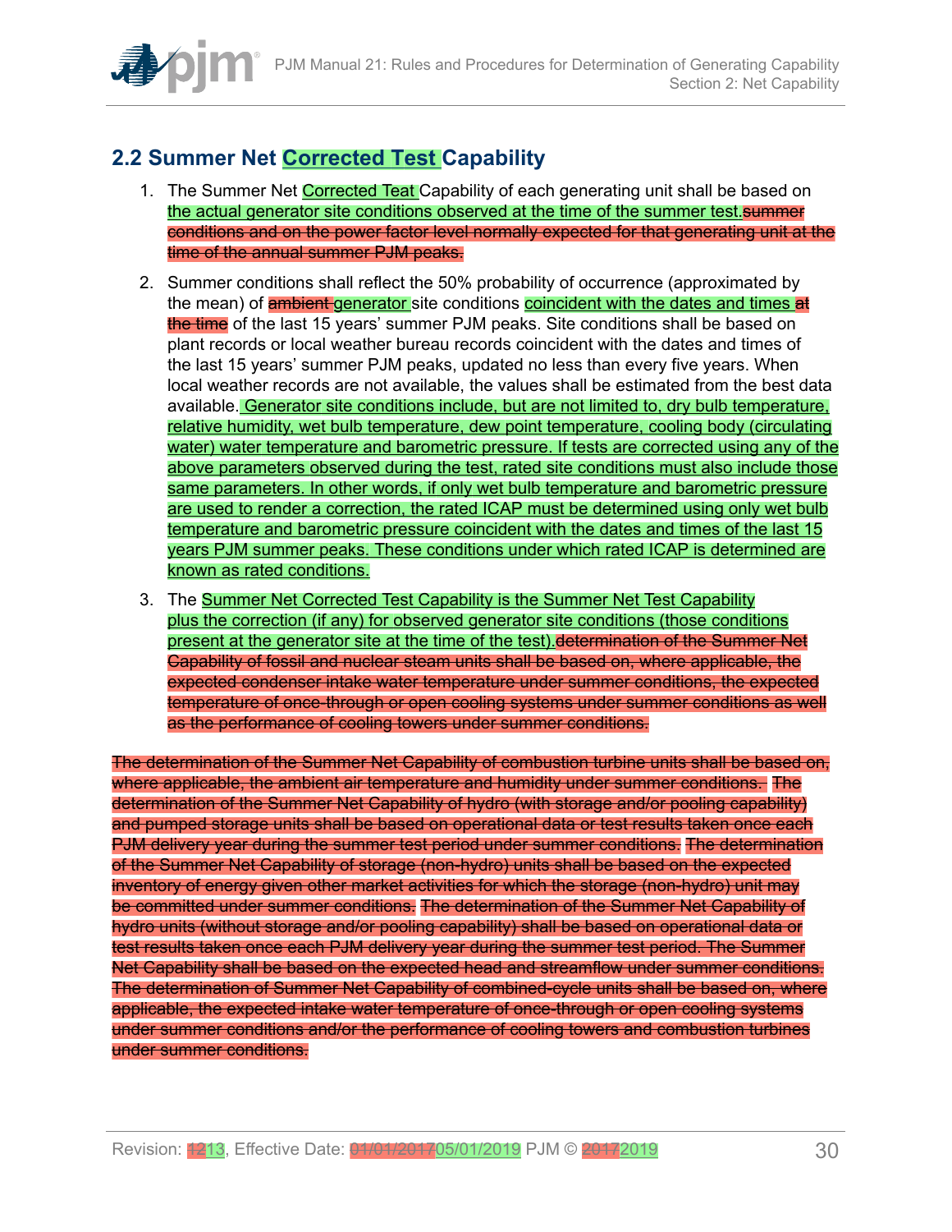## 2.2 Summer Net Corrected Test Capability

1. The Summer Net Corrected Teat Capability of each generating unit shall be based on the actual generator site conditions observed at the time of the summer test.~~summer conditions and on the power factor level normally expected for that generating unit at the time of the annual summer PJM peaks.~~

2. Summer conditions shall reflect the 50% probability of occurrence (approximated by the mean) of ~~ambient~~ generator site conditions coincident with the dates and times ~~at the time~~ of the last 15 years' summer PJM peaks. Site conditions shall be based on plant records or local weather bureau records coincident with the dates and times of the last 15 years' summer PJM peaks, updated no less than every five years. When local weather records are not available, the values shall be estimated from the best data available. Generator site conditions include, but are not limited to, dry bulb temperature, relative humidity, wet bulb temperature, dew point temperature, cooling body (circulating water) water temperature and barometric pressure. If tests are corrected using any of the above parameters observed during the test, rated site conditions must also include those same parameters. In other words, if only wet bulb temperature and barometric pressure are used to render a correction, the rated ICAP must be determined using only wet bulb temperature and barometric pressure coincident with the dates and times of the last 15 years PJM summer peaks. These conditions under which rated ICAP is determined are known as rated conditions.

3. The Summer Net Corrected Test Capability is the Summer Net Test Capability plus the correction (if any) for observed generator site conditions (those conditions present at the generator site at the time of the test).~~determination of the Summer Net Capability of fossil and nuclear steam units shall be based on, where applicable, the expected condenser intake water temperature under summer conditions, the expected temperature of once-through or open cooling systems under summer conditions as well as the performance of cooling towers under summer conditions.~~

~~The determination of the Summer Net Capability of combustion turbine units shall be based on, where applicable, the ambient air temperature and humidity under summer conditions. The determination of the Summer Net Capability of hydro (with storage and/or pooling capability) and pumped storage units shall be based on operational data or test results taken once each PJM delivery year during the summer test period under summer conditions. The determination of the Summer Net Capability of storage (non-hydro) units shall be based on the expected inventory of energy given other market activities for which the storage (non-hydro) unit may be committed under summer conditions. The determination of the Summer Net Capability of hydro units (without storage and/or pooling capability) shall be based on operational data or test results taken once each PJM delivery year during the summer test period. The Summer Net Capability shall be based on the expected head and streamflow under summer conditions. The determination of Summer Net Capability of combined-cycle units shall be based on, where applicable, the expected intake water temperature of once-through or open cooling systems under summer conditions and/or the performance of cooling towers and combustion turbines under summer conditions.~~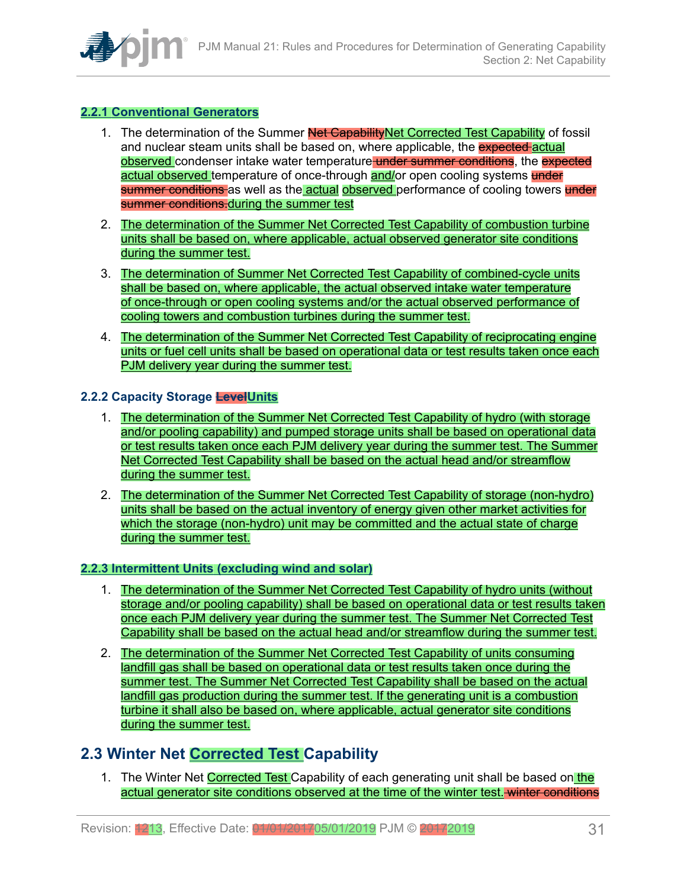### 2.2.1 Conventional Generators

1. The determination of the Summer ~~Net Capability~~Net Corrected Test Capability of fossil and nuclear steam units shall be based on, where applicable, the ~~expected~~ actual observed condenser intake water temperature ~~under summer conditions~~, the ~~expected~~ actual observed temperature of once-through and/or open cooling systems ~~under summer conditions~~ as well as the actual observed performance of cooling towers ~~under summer conditions.~~ during the summer test

2. The determination of the Summer Net Corrected Test Capability of combustion turbine units shall be based on, where applicable, actual observed generator site conditions during the summer test.

3. The determination of Summer Net Corrected Test Capability of combined-cycle units shall be based on, where applicable, the actual observed intake water temperature of once-through or open cooling systems and/or the actual observed performance of cooling towers and combustion turbines during the summer test.

4. The determination of the Summer Net Corrected Test Capability of reciprocating engine units or fuel cell units shall be based on operational data or test results taken once each PJM delivery year during the summer test.

### 2.2.2 Capacity Storage ~~Level~~Units

1. The determination of the Summer Net Corrected Test Capability of hydro (with storage and/or pooling capability) and pumped storage units shall be based on operational data or test results taken once each PJM delivery year during the summer test. The Summer Net Corrected Test Capability shall be based on the actual head and/or streamflow during the summer test.

2. The determination of the Summer Net Corrected Test Capability of storage (non-hydro) units shall be based on the actual inventory of energy given other market activities for which the storage (non-hydro) unit may be committed and the actual state of charge during the summer test.

### 2.2.3 Intermittent Units (excluding wind and solar)

1. The determination of the Summer Net Corrected Test Capability of hydro units (without storage and/or pooling capability) shall be based on operational data or test results taken once each PJM delivery year during the summer test. The Summer Net Corrected Test Capability shall be based on the actual head and/or streamflow during the summer test.

2. The determination of the Summer Net Corrected Test Capability of units consuming landfill gas shall be based on operational data or test results taken once during the summer test. The Summer Net Corrected Test Capability shall be based on the actual landfill gas production during the summer test. If the generating unit is a combustion turbine it shall also be based on, where applicable, actual generator site conditions during the summer test.

## 2.3 Winter Net Corrected Test Capability

1. The Winter Net Corrected Test Capability of each generating unit shall be based on the actual generator site conditions observed at the time of the winter test. ~~winter conditions~~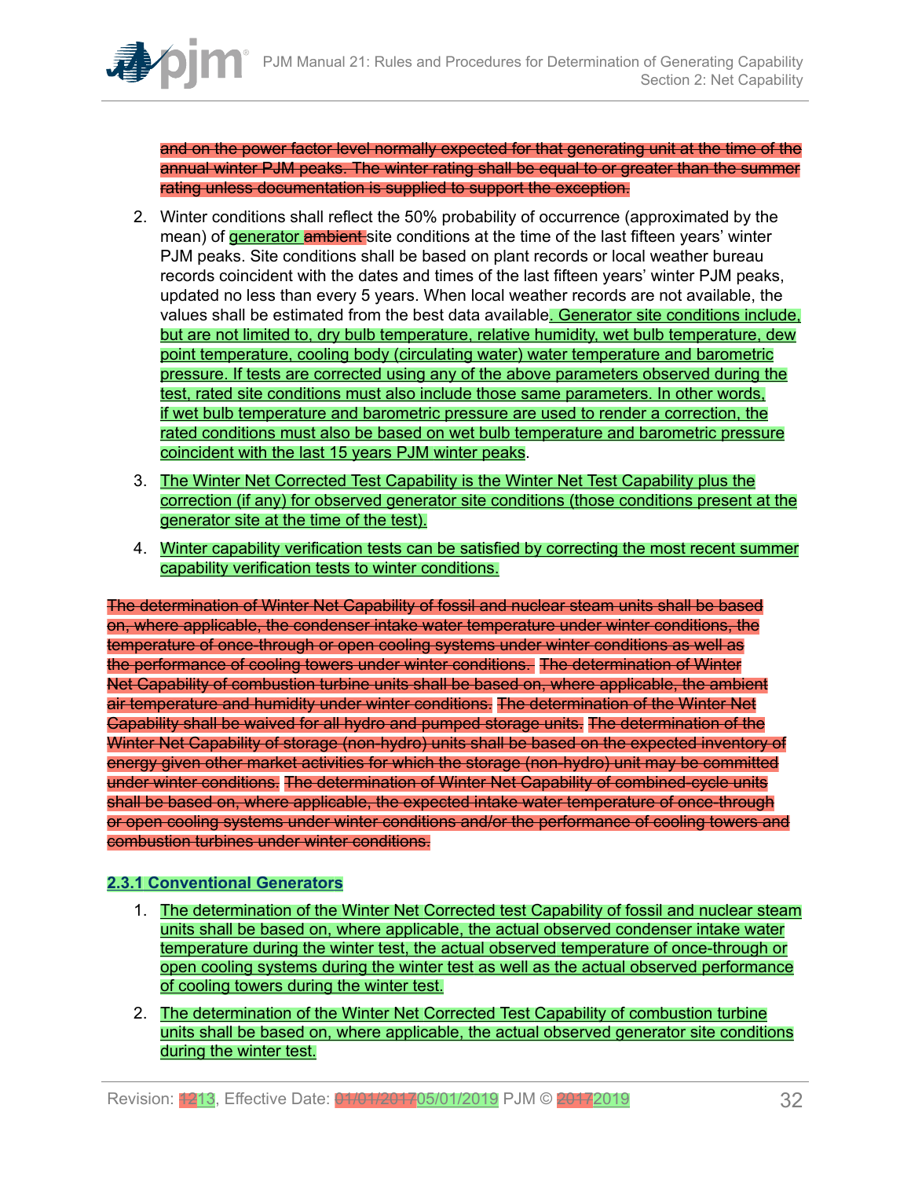and on the power factor level normally expected for that generating unit at the time of the annual winter PJM peaks. The winter rating shall be equal to or greater than the summer rating unless documentation is supplied to support the exception.

2. Winter conditions shall reflect the 50% probability of occurrence (approximated by the mean) of generator ambient site conditions at the time of the last fifteen years' winter PJM peaks. Site conditions shall be based on plant records or local weather bureau records coincident with the dates and times of the last fifteen years' winter PJM peaks, updated no less than every 5 years. When local weather records are not available, the values shall be estimated from the best data available. Generator site conditions include, but are not limited to, dry bulb temperature, relative humidity, wet bulb temperature, dew point temperature, cooling body (circulating water) water temperature and barometric pressure. If tests are corrected using any of the above parameters observed during the test, rated site conditions must also include those same parameters. In other words, if wet bulb temperature and barometric pressure are used to render a correction, the rated conditions must also be based on wet bulb temperature and barometric pressure coincident with the last 15 years PJM winter peaks.

3. The Winter Net Corrected Test Capability is the Winter Net Test Capability plus the correction (if any) for observed generator site conditions (those conditions present at the generator site at the time of the test).

4. Winter capability verification tests can be satisfied by correcting the most recent summer capability verification tests to winter conditions.

The determination of Winter Net Capability of fossil and nuclear steam units shall be based on, where applicable, the condenser intake water temperature under winter conditions, the temperature of once-through or open cooling systems under winter conditions as well as the performance of cooling towers under winter conditions. The determination of Winter Net Capability of combustion turbine units shall be based on, where applicable, the ambient air temperature and humidity under winter conditions. The determination of the Winter Net Capability shall be waived for all hydro and pumped storage units. The determination of the Winter Net Capability of storage (non-hydro) units shall be based on the expected inventory of energy given other market activities for which the storage (non-hydro) unit may be committed under winter conditions. The determination of Winter Net Capability of combined-cycle units shall be based on, where applicable, the expected intake water temperature of once-through or open cooling systems under winter conditions and/or the performance of cooling towers and combustion turbines under winter conditions.

### 2.3.1 Conventional Generators

1. The determination of the Winter Net Corrected test Capability of fossil and nuclear steam units shall be based on, where applicable, the actual observed condenser intake water temperature during the winter test, the actual observed temperature of once-through or open cooling systems during the winter test as well as the actual observed performance of cooling towers during the winter test.

2. The determination of the Winter Net Corrected Test Capability of combustion turbine units shall be based on, where applicable, the actual observed generator site conditions during the winter test.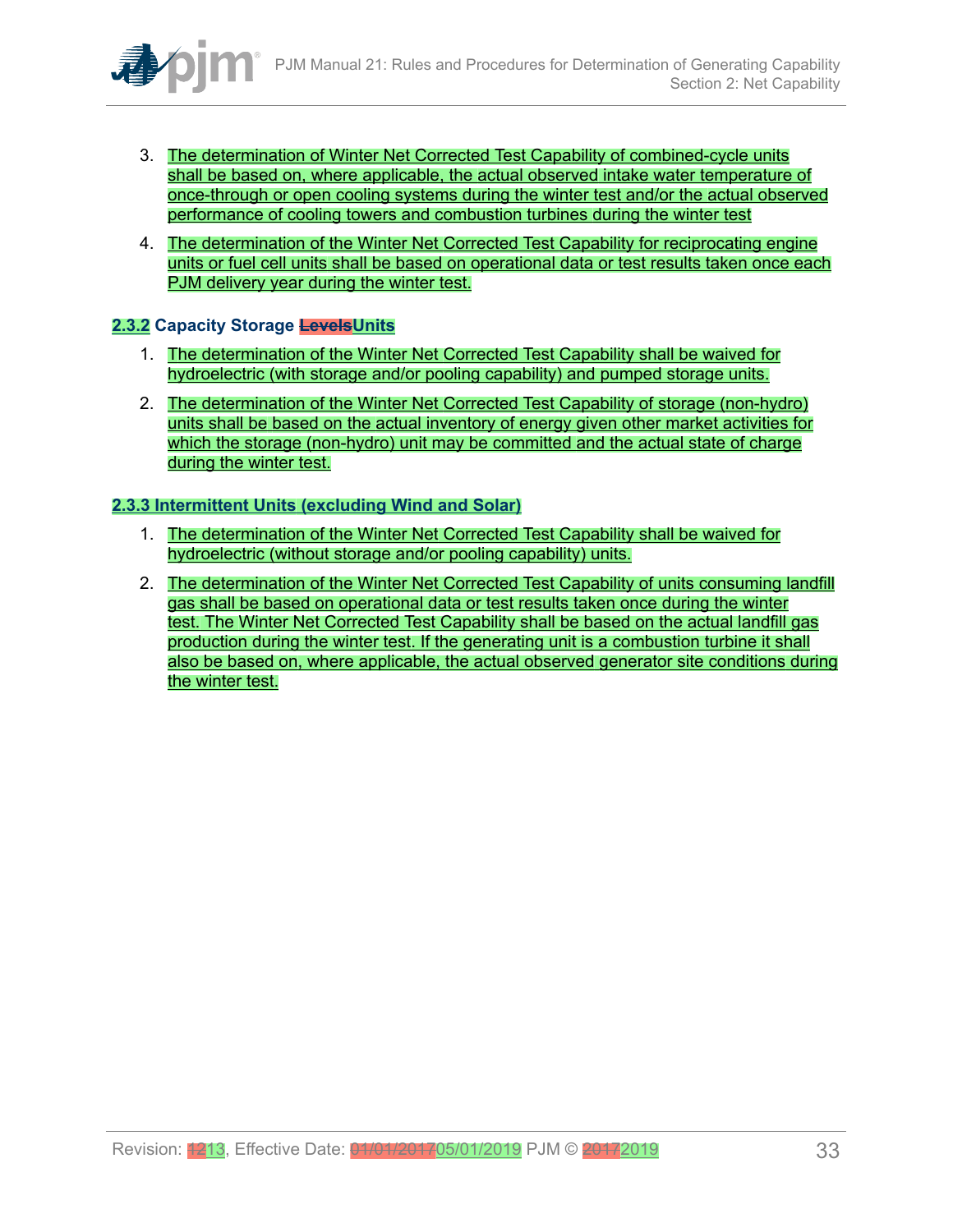3. The determination of Winter Net Corrected Test Capability of combined-cycle units shall be based on, where applicable, the actual observed intake water temperature of once-through or open cooling systems during the winter test and/or the actual observed performance of cooling towers and combustion turbines during the winter test

4. The determination of the Winter Net Corrected Test Capability for reciprocating engine units or fuel cell units shall be based on operational data or test results taken once each PJM delivery year during the winter test.

### 2.3.2 Capacity Storage ~~Levels~~Units

1. The determination of the Winter Net Corrected Test Capability shall be waived for hydroelectric (with storage and/or pooling capability) and pumped storage units.

2. The determination of the Winter Net Corrected Test Capability of storage (non-hydro) units shall be based on the actual inventory of energy given other market activities for which the storage (non-hydro) unit may be committed and the actual state of charge during the winter test.

### 2.3.3 Intermittent Units (excluding Wind and Solar)

1. The determination of the Winter Net Corrected Test Capability shall be waived for hydroelectric (without storage and/or pooling capability) units.

2. The determination of the Winter Net Corrected Test Capability of units consuming landfill gas shall be based on operational data or test results taken once during the winter test. The Winter Net Corrected Test Capability shall be based on the actual landfill gas production during the winter test. If the generating unit is a combustion turbine it shall also be based on, where applicable, the actual observed generator site conditions during the winter test.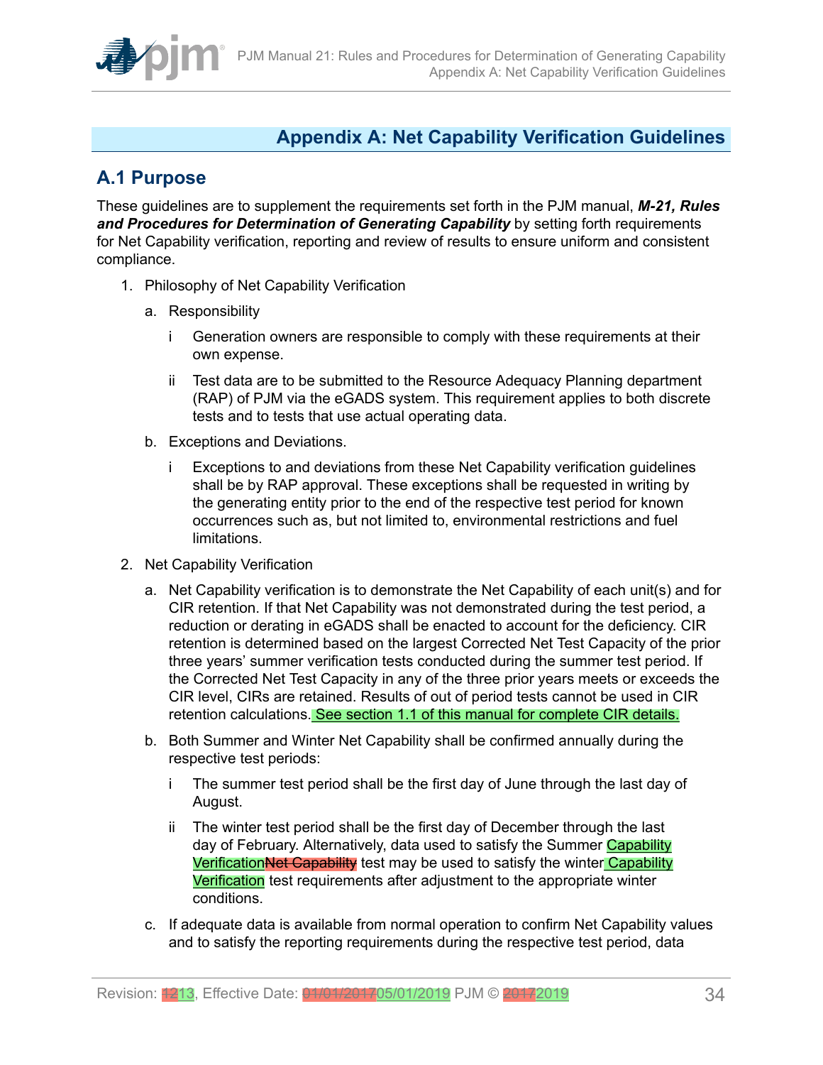# Appendix A: Net Capability Verification Guidelines

## A.1 Purpose

These guidelines are to supplement the requirements set forth in the PJM manual, ***M-21, Rules and Procedures for Determination of Generating Capability*** by setting forth requirements for Net Capability verification, reporting and review of results to ensure uniform and consistent compliance.

1. Philosophy of Net Capability Verification
   a. Responsibility
      i Generation owners are responsible to comply with these requirements at their own expense.
      ii Test data are to be submitted to the Resource Adequacy Planning department (RAP) of PJM via the eGADS system. This requirement applies to both discrete tests and to tests that use actual operating data.
   b. Exceptions and Deviations.
      i Exceptions to and deviations from these Net Capability verification guidelines shall be by RAP approval. These exceptions shall be requested in writing by the generating entity prior to the end of the respective test period for known occurrences such as, but not limited to, environmental restrictions and fuel limitations.
2. Net Capability Verification
   a. Net Capability verification is to demonstrate the Net Capability of each unit(s) and for CIR retention. If that Net Capability was not demonstrated during the test period, a reduction or derating in eGADS shall be enacted to account for the deficiency. CIR retention is determined based on the largest Corrected Net Test Capacity of the prior three years' summer verification tests conducted during the summer test period. If the Corrected Net Test Capacity in any of the three prior years meets or exceeds the CIR level, CIRs are retained. Results of out of period tests cannot be used in CIR retention calculations. See section 1.1 of this manual for complete CIR details.
   b. Both Summer and Winter Net Capability shall be confirmed annually during the respective test periods:
      i The summer test period shall be the first day of June through the last day of August.
      ii The winter test period shall be the first day of December through the last day of February. Alternatively, data used to satisfy the Summer Capability Verification~~Net Capability~~ test may be used to satisfy the winter Capability Verification test requirements after adjustment to the appropriate winter conditions.
   c. If adequate data is available from normal operation to confirm Net Capability values and to satisfy the reporting requirements during the respective test period, data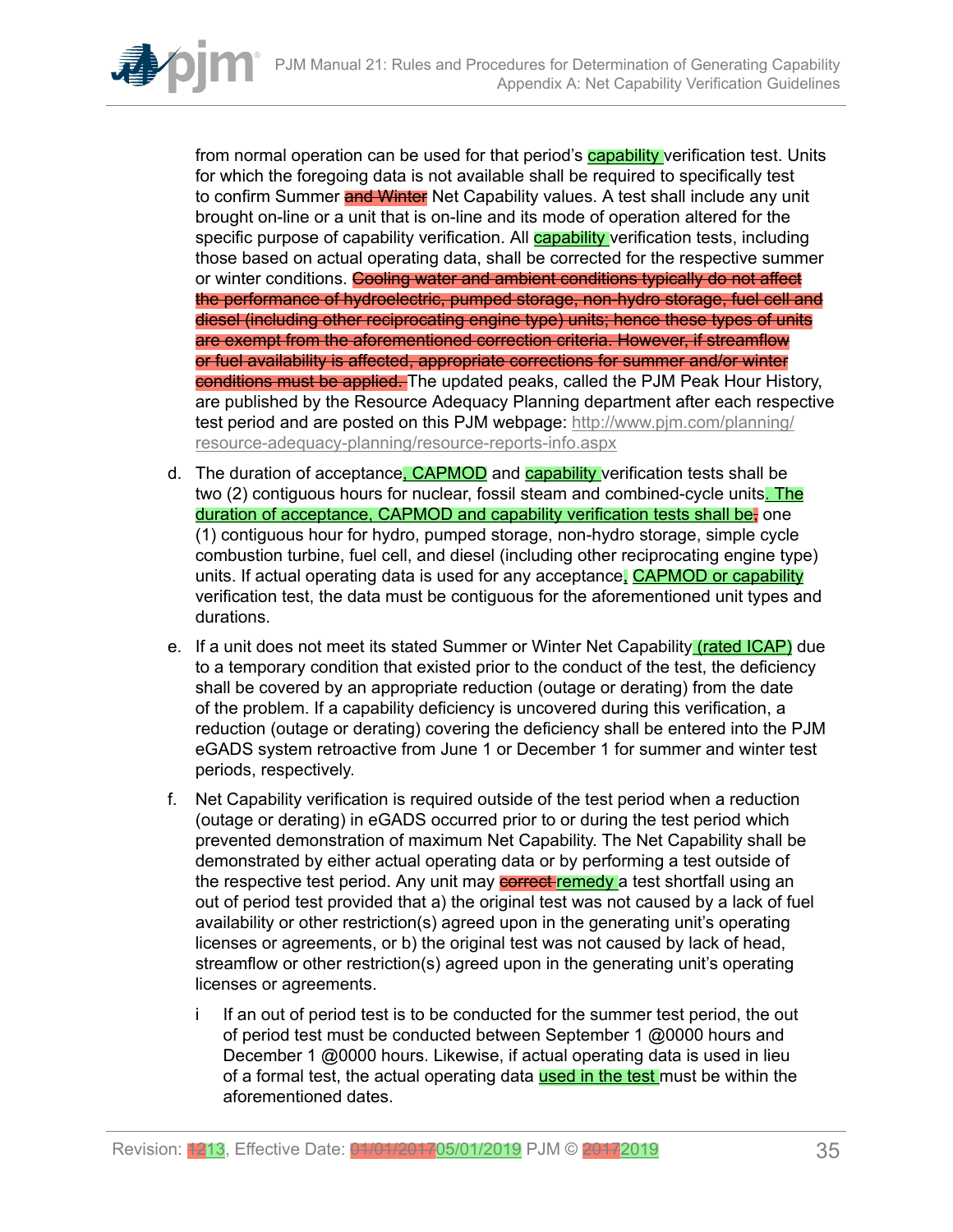from normal operation can be used for that period's capability verification test. Units for which the foregoing data is not available shall be required to specifically test to confirm Summer ~~and Winter~~ Net Capability values. A test shall include any unit brought on-line or a unit that is on-line and its mode of operation altered for the specific purpose of capability verification. All capability verification tests, including those based on actual operating data, shall be corrected for the respective summer or winter conditions. ~~Cooling water and ambient conditions typically do not affect the performance of hydroelectric, pumped storage, non-hydro storage, fuel cell and diesel (including other reciprocating engine type) units; hence these types of units are exempt from the aforementioned correction criteria. However, if streamflow or fuel availability is affected, appropriate corrections for summer and/or winter conditions must be applied.~~ The updated peaks, called the PJM Peak Hour History, are published by the Resource Adequacy Planning department after each respective test period and are posted on this PJM webpage: http://www.pjm.com/planning/resource-adequacy-planning/resource-reports-info.aspx

d. The duration of acceptance, CAPMOD and capability verification tests shall be two (2) contiguous hours for nuclear, fossil steam and combined-cycle units. The duration of acceptance, CAPMOD and capability verification tests shall be~~;~~ one (1) contiguous hour for hydro, pumped storage, non-hydro storage, simple cycle combustion turbine, fuel cell, and diesel (including other reciprocating engine type) units. If actual operating data is used for any acceptance, CAPMOD or capability verification test, the data must be contiguous for the aforementioned unit types and durations.

e. If a unit does not meet its stated Summer or Winter Net Capability (rated ICAP) due to a temporary condition that existed prior to the conduct of the test, the deficiency shall be covered by an appropriate reduction (outage or derating) from the date of the problem. If a capability deficiency is uncovered during this verification, a reduction (outage or derating) covering the deficiency shall be entered into the PJM eGADS system retroactive from June 1 or December 1 for summer and winter test periods, respectively.

f. Net Capability verification is required outside of the test period when a reduction (outage or derating) in eGADS occurred prior to or during the test period which prevented demonstration of maximum Net Capability. The Net Capability shall be demonstrated by either actual operating data or by performing a test outside of the respective test period. Any unit may ~~correct~~ remedy a test shortfall using an out of period test provided that a) the original test was not caused by a lack of fuel availability or other restriction(s) agreed upon in the generating unit's operating licenses or agreements, or b) the original test was not caused by lack of head, streamflow or other restriction(s) agreed upon in the generating unit's operating licenses or agreements.

    i If an out of period test is to be conducted for the summer test period, the out of period test must be conducted between September 1 @0000 hours and December 1 @0000 hours. Likewise, if actual operating data is used in lieu of a formal test, the actual operating data used in the test must be within the aforementioned dates.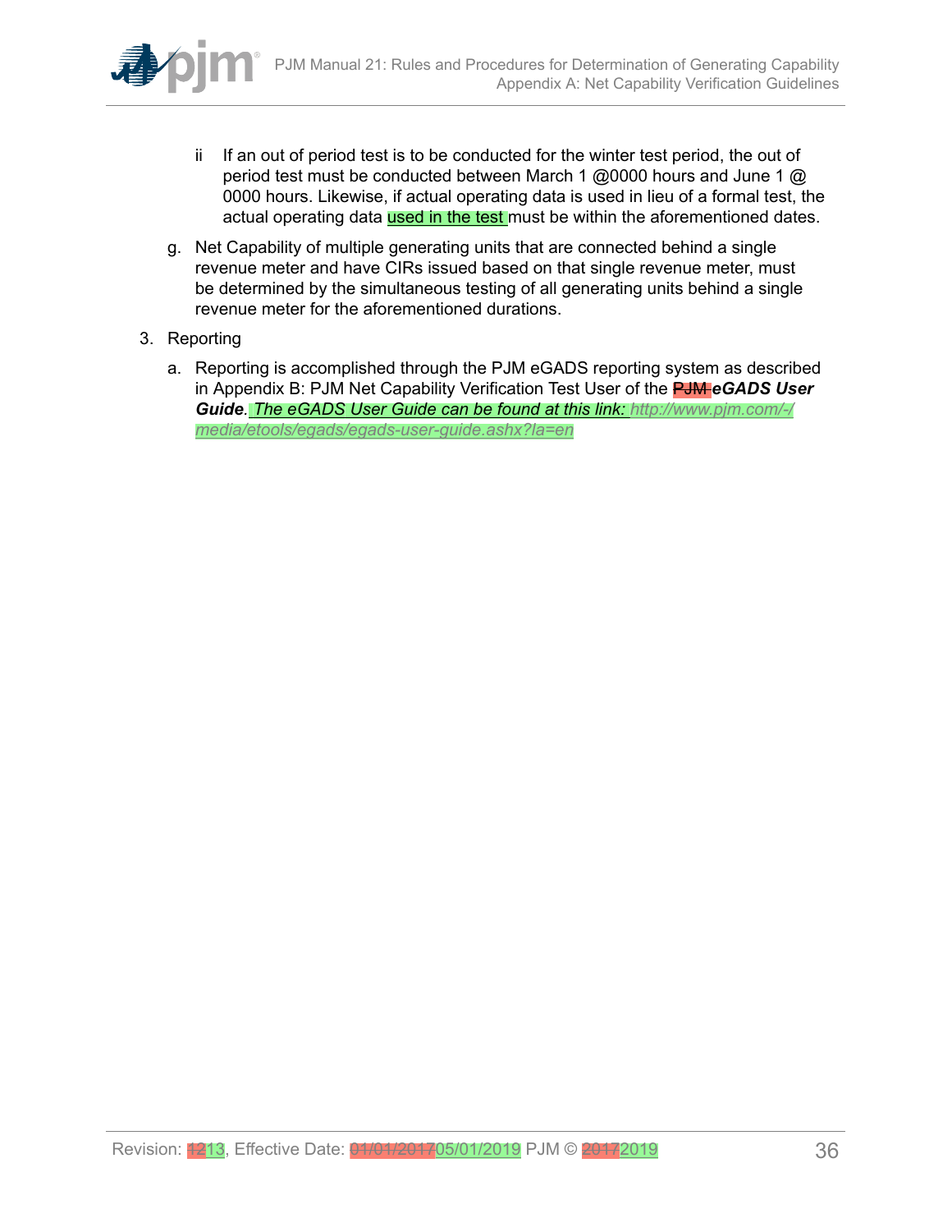ii If an out of period test is to be conducted for the winter test period, the out of period test must be conducted between March 1 @0000 hours and June 1 @ 0000 hours. Likewise, if actual operating data is used in lieu of a formal test, the actual operating data used in the test must be within the aforementioned dates.

g. Net Capability of multiple generating units that are connected behind a single revenue meter and have CIRs issued based on that single revenue meter, must be determined by the simultaneous testing of all generating units behind a single revenue meter for the aforementioned durations.

3. Reporting

   a. Reporting is accomplished through the PJM eGADS reporting system as described in Appendix B: PJM Net Capability Verification Test User of the ~~PJM~~ ***eGADS User Guide***. *The eGADS User Guide can be found at this link: http://www.pjm.com/-/media/etools/egads/egads-user-guide.ashx?la=en*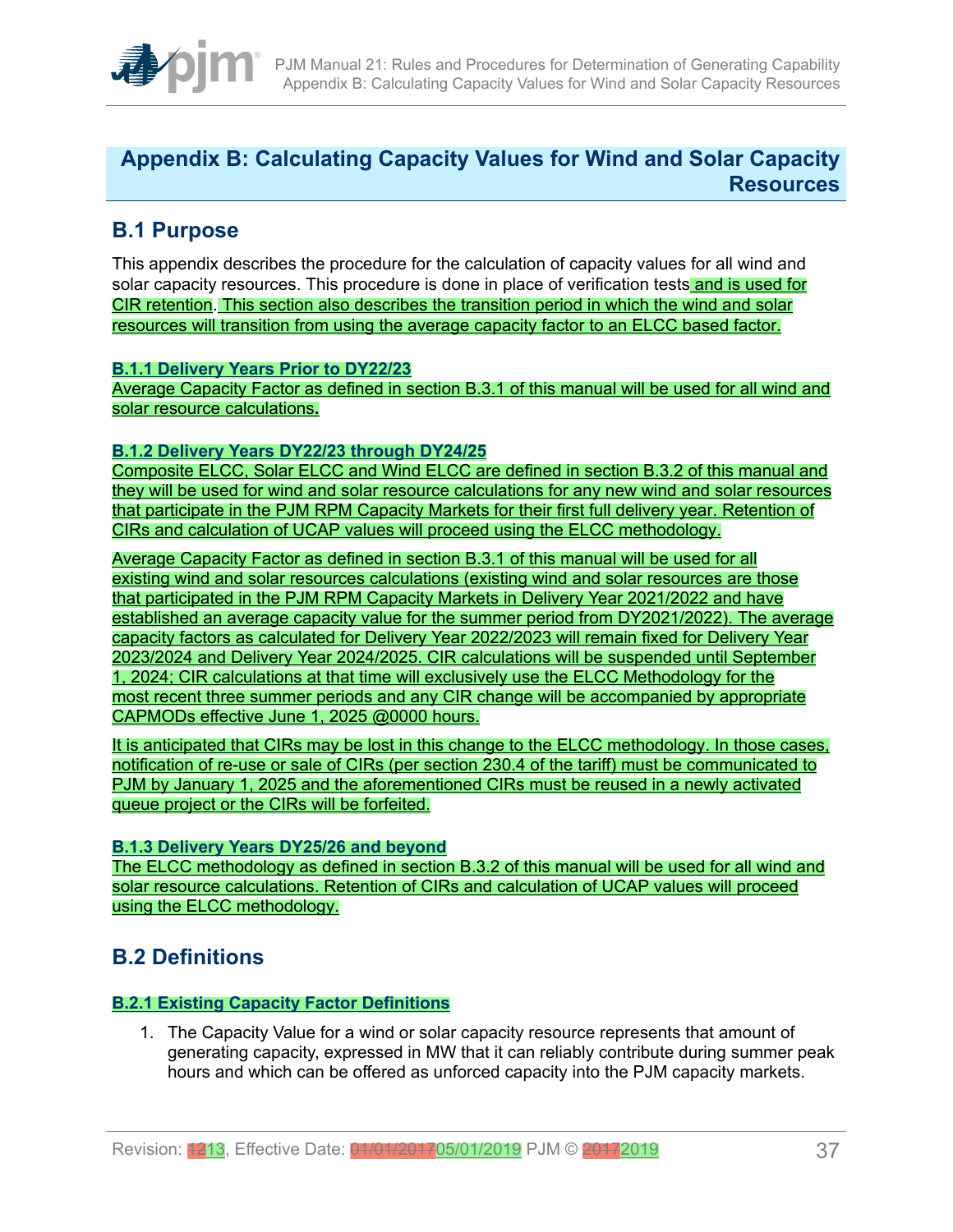# Appendix B: Calculating Capacity Values for Wind and Solar Capacity Resources

## B.1 Purpose

This appendix describes the procedure for the calculation of capacity values for all wind and solar capacity resources. This procedure is done in place of verification tests and is used for CIR retention. This section also describes the transition period in which the wind and solar resources will transition from using the average capacity factor to an ELCC based factor.

### B.1.1 Delivery Years Prior to DY22/23

Average Capacity Factor as defined in section B.3.1 of this manual will be used for all wind and solar resource calculations.

### B.1.2 Delivery Years DY22/23 through DY24/25

Composite ELCC, Solar ELCC and Wind ELCC are defined in section B.3.2 of this manual and they will be used for wind and solar resource calculations for any new wind and solar resources that participate in the PJM RPM Capacity Markets for their first full delivery year. Retention of CIRs and calculation of UCAP values will proceed using the ELCC methodology.

Average Capacity Factor as defined in section B.3.1 of this manual will be used for all existing wind and solar resources calculations (existing wind and solar resources are those that participated in the PJM RPM Capacity Markets in Delivery Year 2021/2022 and have established an average capacity value for the summer period from DY2021/2022). The average capacity factors as calculated for Delivery Year 2022/2023 will remain fixed for Delivery Year 2023/2024 and Delivery Year 2024/2025. CIR calculations will be suspended until September 1, 2024; CIR calculations at that time will exclusively use the ELCC Methodology for the most recent three summer periods and any CIR change will be accompanied by appropriate CAPMODs effective June 1, 2025 @0000 hours.

It is anticipated that CIRs may be lost in this change to the ELCC methodology. In those cases, notification of re-use or sale of CIRs (per section 230.4 of the tariff) must be communicated to PJM by January 1, 2025 and the aforementioned CIRs must be reused in a newly activated queue project or the CIRs will be forfeited.

### B.1.3 Delivery Years DY25/26 and beyond

The ELCC methodology as defined in section B.3.2 of this manual will be used for all wind and solar resource calculations. Retention of CIRs and calculation of UCAP values will proceed using the ELCC methodology.

## B.2 Definitions

### B.2.1 Existing Capacity Factor Definitions

1. The Capacity Value for a wind or solar capacity resource represents that amount of generating capacity, expressed in MW that it can reliably contribute during summer peak hours and which can be offered as unforced capacity into the PJM capacity markets.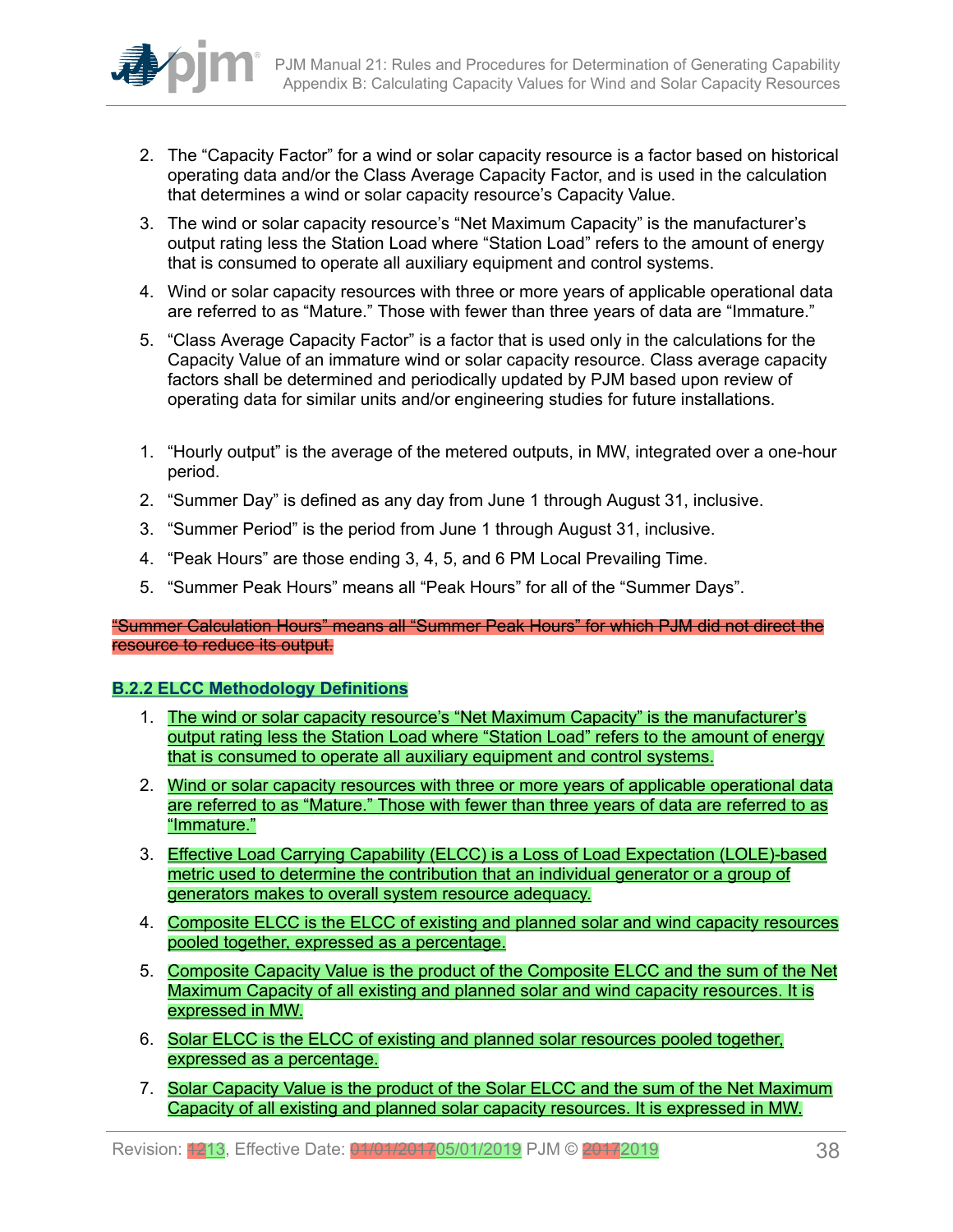2. The "Capacity Factor" for a wind or solar capacity resource is a factor based on historical operating data and/or the Class Average Capacity Factor, and is used in the calculation that determines a wind or solar capacity resource's Capacity Value.
3. The wind or solar capacity resource's "Net Maximum Capacity" is the manufacturer's output rating less the Station Load where "Station Load" refers to the amount of energy that is consumed to operate all auxiliary equipment and control systems.
4. Wind or solar capacity resources with three or more years of applicable operational data are referred to as "Mature." Those with fewer than three years of data are "Immature."
5. "Class Average Capacity Factor" is a factor that is used only in the calculations for the Capacity Value of an immature wind or solar capacity resource. Class average capacity factors shall be determined and periodically updated by PJM based upon review of operating data for similar units and/or engineering studies for future installations.

1. "Hourly output" is the average of the metered outputs, in MW, integrated over a one-hour period.
2. "Summer Day" is defined as any day from June 1 through August 31, inclusive.
3. "Summer Period" is the period from June 1 through August 31, inclusive.
4. "Peak Hours" are those ending 3, 4, 5, and 6 PM Local Prevailing Time.
5. "Summer Peak Hours" means all "Peak Hours" for all of the "Summer Days".

~~"Summer Calculation Hours" means all "Summer Peak Hours" for which PJM did not direct the resource to reduce its output.~~

### B.2.2 ELCC Methodology Definitions

1. The wind or solar capacity resource's "Net Maximum Capacity" is the manufacturer's output rating less the Station Load where "Station Load" refers to the amount of energy that is consumed to operate all auxiliary equipment and control systems.
2. Wind or solar capacity resources with three or more years of applicable operational data are referred to as "Mature." Those with fewer than three years of data are referred to as "Immature."
3. Effective Load Carrying Capability (ELCC) is a Loss of Load Expectation (LOLE)-based metric used to determine the contribution that an individual generator or a group of generators makes to overall system resource adequacy.
4. Composite ELCC is the ELCC of existing and planned solar and wind capacity resources pooled together, expressed as a percentage.
5. Composite Capacity Value is the product of the Composite ELCC and the sum of the Net Maximum Capacity of all existing and planned solar and wind capacity resources. It is expressed in MW.
6. Solar ELCC is the ELCC of existing and planned solar resources pooled together, expressed as a percentage.
7. Solar Capacity Value is the product of the Solar ELCC and the sum of the Net Maximum Capacity of all existing and planned solar capacity resources. It is expressed in MW.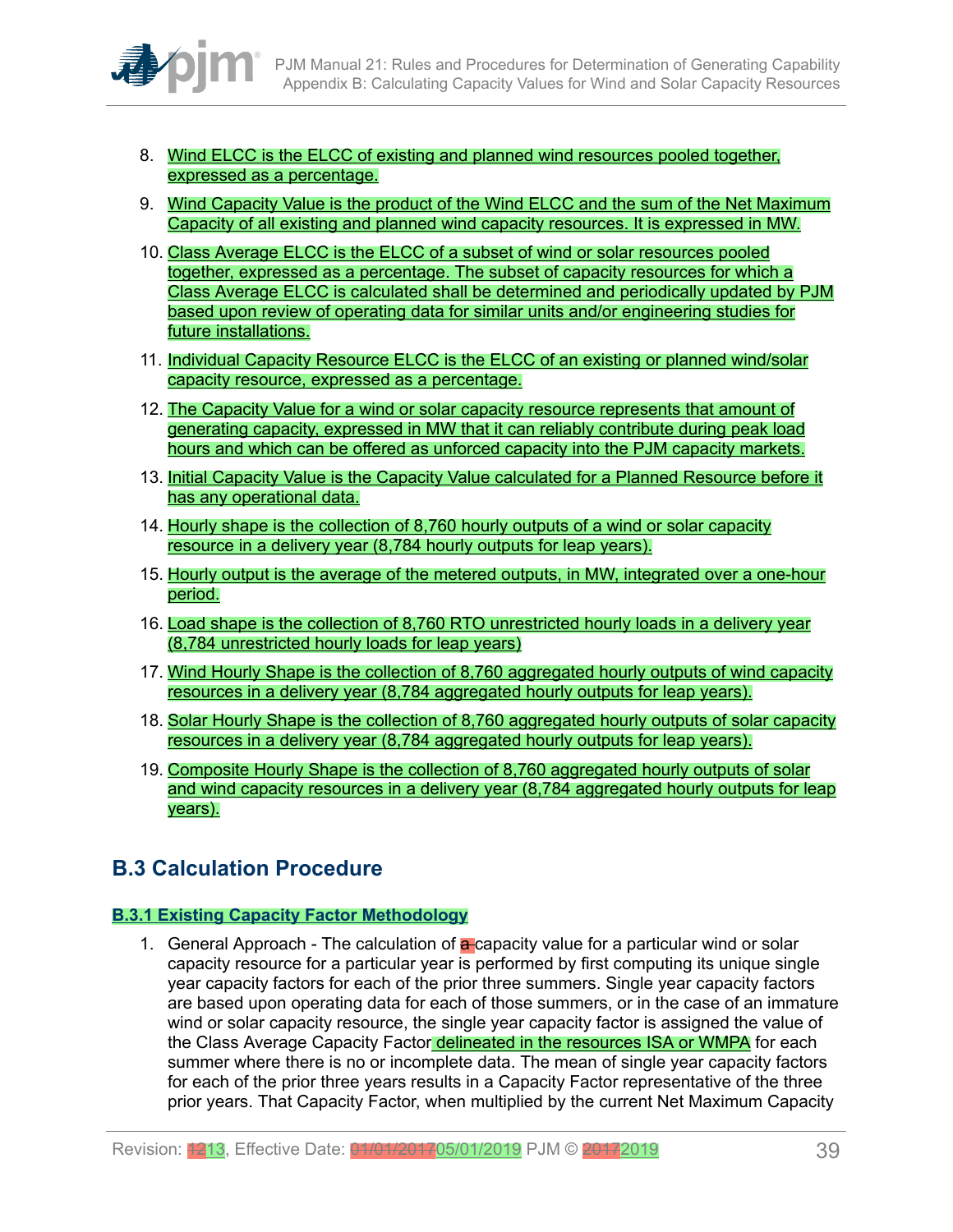8. Wind ELCC is the ELCC of existing and planned wind resources pooled together, expressed as a percentage.

9. Wind Capacity Value is the product of the Wind ELCC and the sum of the Net Maximum Capacity of all existing and planned wind capacity resources. It is expressed in MW.

10. Class Average ELCC is the ELCC of a subset of wind or solar resources pooled together, expressed as a percentage. The subset of capacity resources for which a Class Average ELCC is calculated shall be determined and periodically updated by PJM based upon review of operating data for similar units and/or engineering studies for future installations.

11. Individual Capacity Resource ELCC is the ELCC of an existing or planned wind/solar capacity resource, expressed as a percentage.

12. The Capacity Value for a wind or solar capacity resource represents that amount of generating capacity, expressed in MW that it can reliably contribute during peak load hours and which can be offered as unforced capacity into the PJM capacity markets.

13. Initial Capacity Value is the Capacity Value calculated for a Planned Resource before it has any operational data.

14. Hourly shape is the collection of 8,760 hourly outputs of a wind or solar capacity resource in a delivery year (8,784 hourly outputs for leap years).

15. Hourly output is the average of the metered outputs, in MW, integrated over a one-hour period.

16. Load shape is the collection of 8,760 RTO unrestricted hourly loads in a delivery year (8,784 unrestricted hourly loads for leap years)

17. Wind Hourly Shape is the collection of 8,760 aggregated hourly outputs of wind capacity resources in a delivery year (8,784 aggregated hourly outputs for leap years).

18. Solar Hourly Shape is the collection of 8,760 aggregated hourly outputs of solar capacity resources in a delivery year (8,784 aggregated hourly outputs for leap years).

19. Composite Hourly Shape is the collection of 8,760 aggregated hourly outputs of solar and wind capacity resources in a delivery year (8,784 aggregated hourly outputs for leap years).

## B.3 Calculation Procedure

### B.3.1 Existing Capacity Factor Methodology

1. General Approach - The calculation of a capacity value for a particular wind or solar capacity resource for a particular year is performed by first computing its unique single year capacity factors for each of the prior three summers. Single year capacity factors are based upon operating data for each of those summers, or in the case of an immature wind or solar capacity resource, the single year capacity factor is assigned the value of the Class Average Capacity Factor delineated in the resources ISA or WMPA for each summer where there is no or incomplete data. The mean of single year capacity factors for each of the prior three years results in a Capacity Factor representative of the three prior years. That Capacity Factor, when multiplied by the current Net Maximum Capacity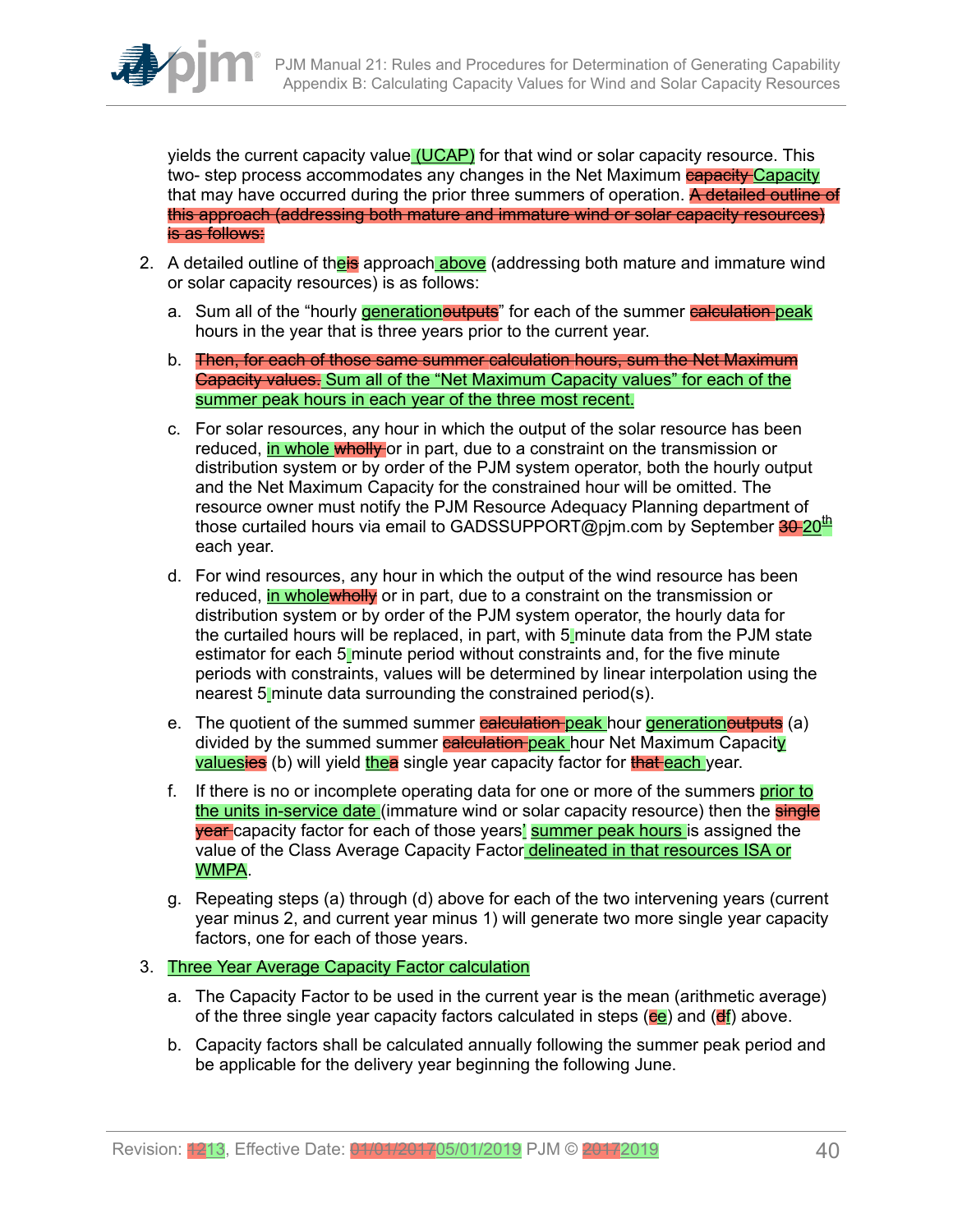yields the current capacity value (UCAP) for that wind or solar capacity resource. This two- step process accommodates any changes in the Net Maximum ~~capacity~~ Capacity that may have occurred during the prior three summers of operation. ~~A detailed outline of this approach (addressing both mature and immature wind or solar capacity resources) is as follows:~~

2. A detailed outline of the~~is~~ approach above (addressing both mature and immature wind or solar capacity resources) is as follows:

   a. Sum all of the “hourly generation~~outputs~~” for each of the summer ~~calculation~~ peak hours in the year that is three years prior to the current year.

   b. ~~Then, for each of those same summer calculation hours, sum the Net Maximum Capacity values.~~ Sum all of the “Net Maximum Capacity values” for each of the summer peak hours in each year of the three most recent.

   c. For solar resources, any hour in which the output of the solar resource has been reduced, in whole ~~wholly~~ or in part, due to a constraint on the transmission or distribution system or by order of the PJM system operator, both the hourly output and the Net Maximum Capacity for the constrained hour will be omitted. The resource owner must notify the PJM Resource Adequacy Planning department of those curtailed hours via email to GADSSUPPORT@pjm.com by September ~~30~~ 20th each year.

   d. For wind resources, any hour in which the output of the wind resource has been reduced, in whole~~wholly~~ or in part, due to a constraint on the transmission or distribution system or by order of the PJM system operator, the hourly data for the curtailed hours will be replaced, in part, with 5-minute data from the PJM state estimator for each 5-minute period without constraints and, for the five minute periods with constraints, values will be determined by linear interpolation using the nearest 5-minute data surrounding the constrained period(s).

   e. The quotient of the summed summer ~~calculation~~ peak hour generation~~outputs~~ (a) divided by the summed summer ~~calculation~~ peak hour Net Maximum Capacity values~~ies~~ (b) will yield the~~a~~ single year capacity factor for ~~that~~ each year.

   f. If there is no or incomplete operating data for one or more of the summers prior to the units in-service date (immature wind or solar capacity resource) then the ~~single year~~ capacity factor for each of those years’ summer peak hours is assigned the value of the Class Average Capacity Factor delineated in that resources ISA or WMPA.

   g. Repeating steps (a) through (d) above for each of the two intervening years (current year minus 2, and current year minus 1) will generate two more single year capacity factors, one for each of those years.

3. Three Year Average Capacity Factor calculation

   a. The Capacity Factor to be used in the current year is the mean (arithmetic average) of the three single year capacity factors calculated in steps (~~c~~e) and (~~d~~f) above.

   b. Capacity factors shall be calculated annually following the summer peak period and be applicable for the delivery year beginning the following June.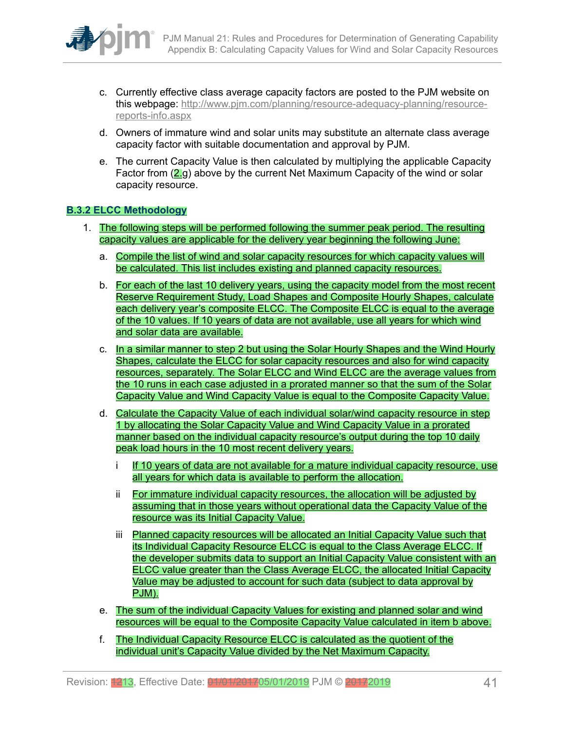c. Currently effective class average capacity factors are posted to the PJM website on this webpage: http://www.pjm.com/planning/resource-adequacy-planning/resource-reports-info.aspx

d. Owners of immature wind and solar units may substitute an alternate class average capacity factor with suitable documentation and approval by PJM.

e. The current Capacity Value is then calculated by multiplying the applicable Capacity Factor from (2.g) above by the current Net Maximum Capacity of the wind or solar capacity resource.

### B.3.2 ELCC Methodology

1. The following steps will be performed following the summer peak period. The resulting capacity values are applicable for the delivery year beginning the following June:

   a. Compile the list of wind and solar capacity resources for which capacity values will be calculated. This list includes existing and planned capacity resources.

   b. For each of the last 10 delivery years, using the capacity model from the most recent Reserve Requirement Study, Load Shapes and Composite Hourly Shapes, calculate each delivery year's composite ELCC. The Composite ELCC is equal to the average of the 10 values. If 10 years of data are not available, use all years for which wind and solar data are available.

   c. In a similar manner to step 2 but using the Solar Hourly Shapes and the Wind Hourly Shapes, calculate the ELCC for solar capacity resources and also for wind capacity resources, separately. The Solar ELCC and Wind ELCC are the average values from the 10 runs in each case adjusted in a prorated manner so that the sum of the Solar Capacity Value and Wind Capacity Value is equal to the Composite Capacity Value.

   d. Calculate the Capacity Value of each individual solar/wind capacity resource in step 1 by allocating the Solar Capacity Value and Wind Capacity Value in a prorated manner based on the individual capacity resource's output during the top 10 daily peak load hours in the 10 most recent delivery years.

      i If 10 years of data are not available for a mature individual capacity resource, use all years for which data is available to perform the allocation.

      ii For immature individual capacity resources, the allocation will be adjusted by assuming that in those years without operational data the Capacity Value of the resource was its Initial Capacity Value.

      iii Planned capacity resources will be allocated an Initial Capacity Value such that its Individual Capacity Resource ELCC is equal to the Class Average ELCC. If the developer submits data to support an Initial Capacity Value consistent with an ELCC value greater than the Class Average ELCC, the allocated Initial Capacity Value may be adjusted to account for such data (subject to data approval by PJM).

   e. The sum of the individual Capacity Values for existing and planned solar and wind resources will be equal to the Composite Capacity Value calculated in item b above.

   f. The Individual Capacity Resource ELCC is calculated as the quotient of the individual unit's Capacity Value divided by the Net Maximum Capacity.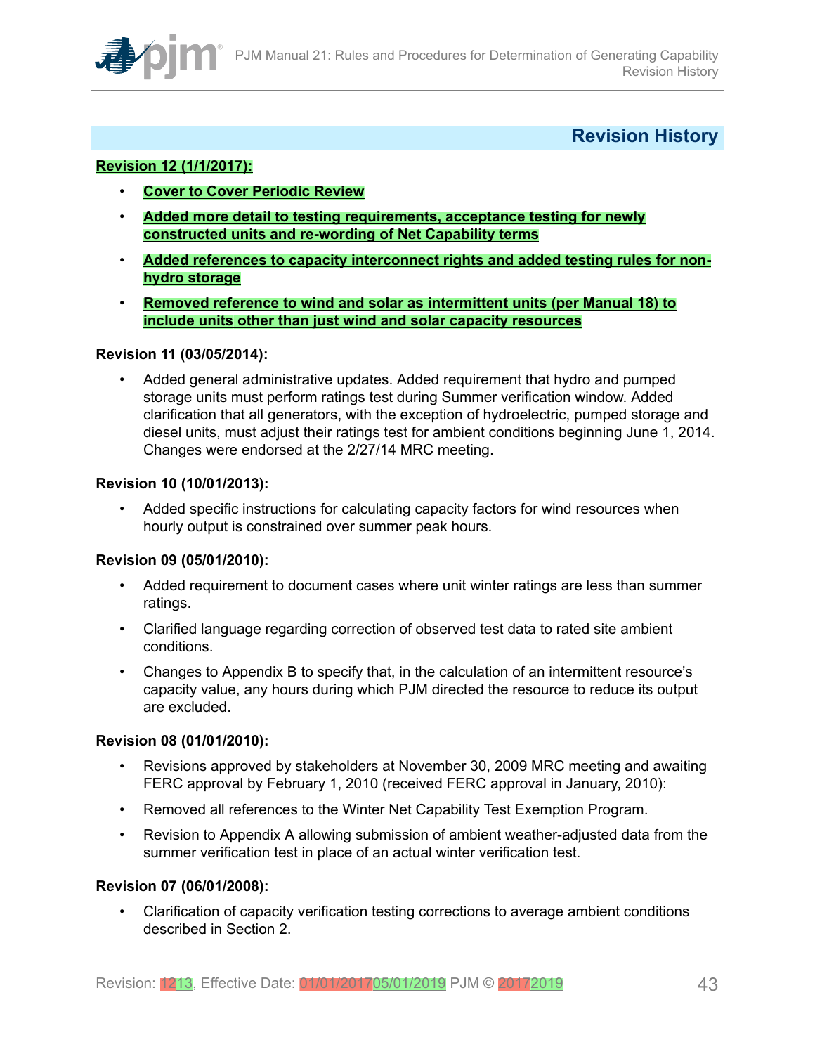## Revision History

**Revision 12 (1/1/2017):**

- **Cover to Cover Periodic Review**
- **Added more detail to testing requirements, acceptance testing for newly constructed units and re-wording of Net Capability terms**
- **Added references to capacity interconnect rights and added testing rules for non-hydro storage**
- **Removed reference to wind and solar as intermittent units (per Manual 18) to include units other than just wind and solar capacity resources**

**Revision 11 (03/05/2014):**

- Added general administrative updates. Added requirement that hydro and pumped storage units must perform ratings test during Summer verification window. Added clarification that all generators, with the exception of hydroelectric, pumped storage and diesel units, must adjust their ratings test for ambient conditions beginning June 1, 2014. Changes were endorsed at the 2/27/14 MRC meeting.

**Revision 10 (10/01/2013):**

- Added specific instructions for calculating capacity factors for wind resources when hourly output is constrained over summer peak hours.

**Revision 09 (05/01/2010):**

- Added requirement to document cases where unit winter ratings are less than summer ratings.
- Clarified language regarding correction of observed test data to rated site ambient conditions.
- Changes to Appendix B to specify that, in the calculation of an intermittent resource's capacity value, any hours during which PJM directed the resource to reduce its output are excluded.

**Revision 08 (01/01/2010):**

- Revisions approved by stakeholders at November 30, 2009 MRC meeting and awaiting FERC approval by February 1, 2010 (received FERC approval in January, 2010):
- Removed all references to the Winter Net Capability Test Exemption Program.
- Revision to Appendix A allowing submission of ambient weather-adjusted data from the summer verification test in place of an actual winter verification test.

**Revision 07 (06/01/2008):**

- Clarification of capacity verification testing corrections to average ambient conditions described in Section 2.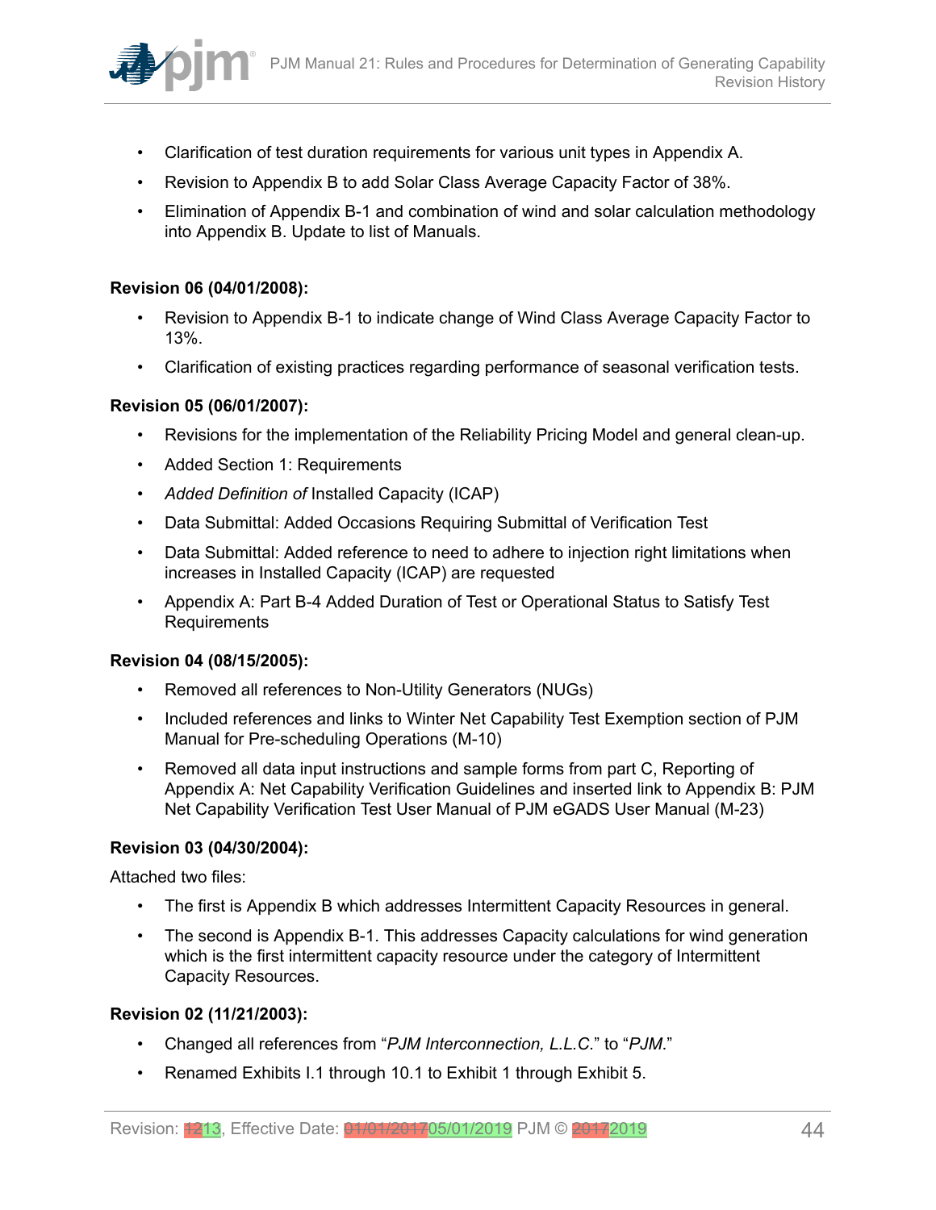- Clarification of test duration requirements for various unit types in Appendix A.
- Revision to Appendix B to add Solar Class Average Capacity Factor of 38%.
- Elimination of Appendix B-1 and combination of wind and solar calculation methodology into Appendix B. Update to list of Manuals.

**Revision 06 (04/01/2008):**

- Revision to Appendix B-1 to indicate change of Wind Class Average Capacity Factor to 13%.
- Clarification of existing practices regarding performance of seasonal verification tests.

**Revision 05 (06/01/2007):**

- Revisions for the implementation of the Reliability Pricing Model and general clean-up.
- Added Section 1: Requirements
- *Added Definition of* Installed Capacity (ICAP)
- Data Submittal: Added Occasions Requiring Submittal of Verification Test
- Data Submittal: Added reference to need to adhere to injection right limitations when increases in Installed Capacity (ICAP) are requested
- Appendix A: Part B-4 Added Duration of Test or Operational Status to Satisfy Test Requirements

**Revision 04 (08/15/2005):**

- Removed all references to Non-Utility Generators (NUGs)
- Included references and links to Winter Net Capability Test Exemption section of PJM Manual for Pre-scheduling Operations (M-10)
- Removed all data input instructions and sample forms from part C, Reporting of Appendix A: Net Capability Verification Guidelines and inserted link to Appendix B: PJM Net Capability Verification Test User Manual of PJM eGADS User Manual (M-23)

**Revision 03 (04/30/2004):**

Attached two files:

- The first is Appendix B which addresses Intermittent Capacity Resources in general.
- The second is Appendix B-1. This addresses Capacity calculations for wind generation which is the first intermittent capacity resource under the category of Intermittent Capacity Resources.

**Revision 02 (11/21/2003):**

- Changed all references from "*PJM Interconnection, L.L.C.*" to "*PJM*."
- Renamed Exhibits I.1 through 10.1 to Exhibit 1 through Exhibit 5.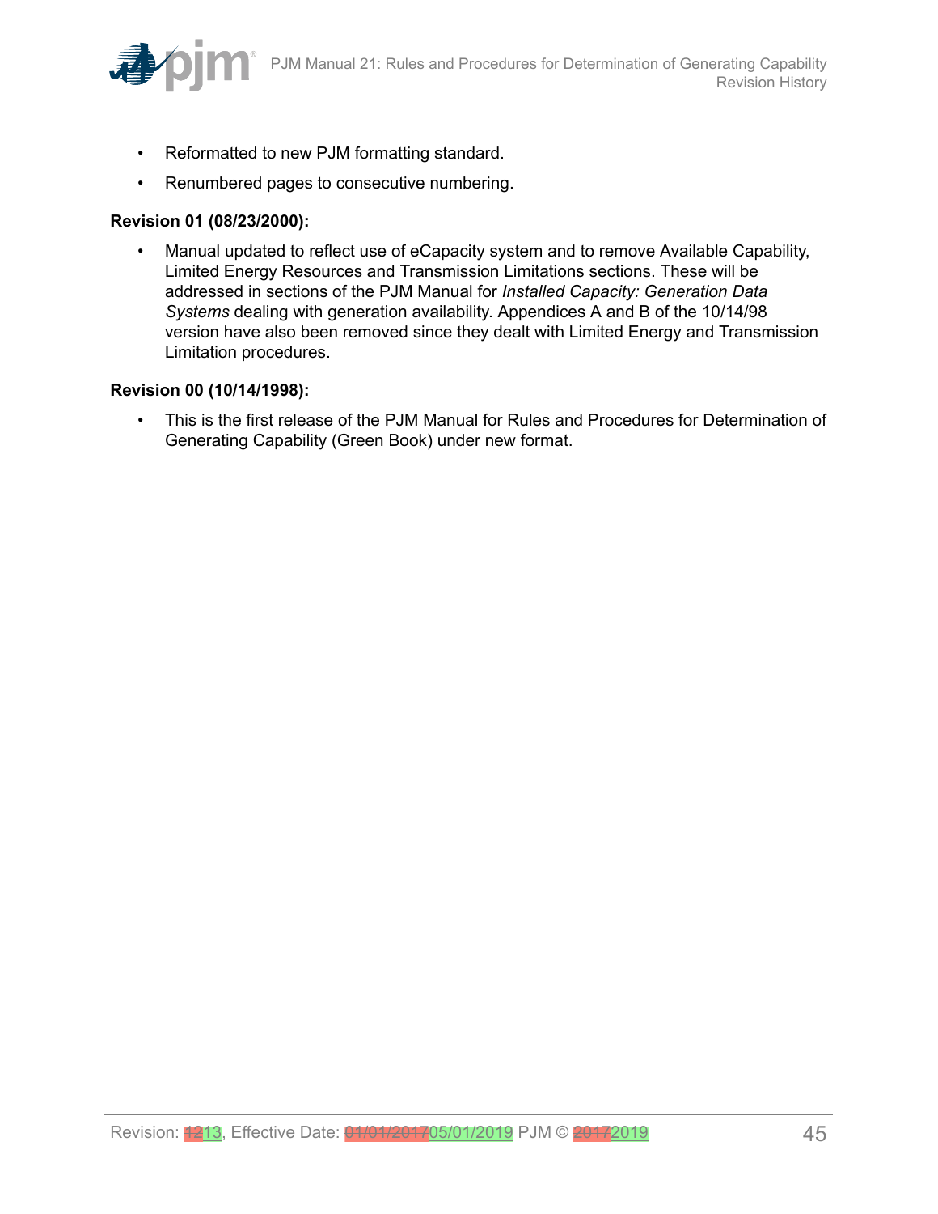- Reformatted to new PJM formatting standard.
- Renumbered pages to consecutive numbering.

**Revision 01 (08/23/2000):**

- Manual updated to reflect use of eCapacity system and to remove Available Capability, Limited Energy Resources and Transmission Limitations sections. These will be addressed in sections of the PJM Manual for *Installed Capacity: Generation Data Systems* dealing with generation availability. Appendices A and B of the 10/14/98 version have also been removed since they dealt with Limited Energy and Transmission Limitation procedures.

**Revision 00 (10/14/1998):**

- This is the first release of the PJM Manual for Rules and Procedures for Determination of Generating Capability (Green Book) under new format.